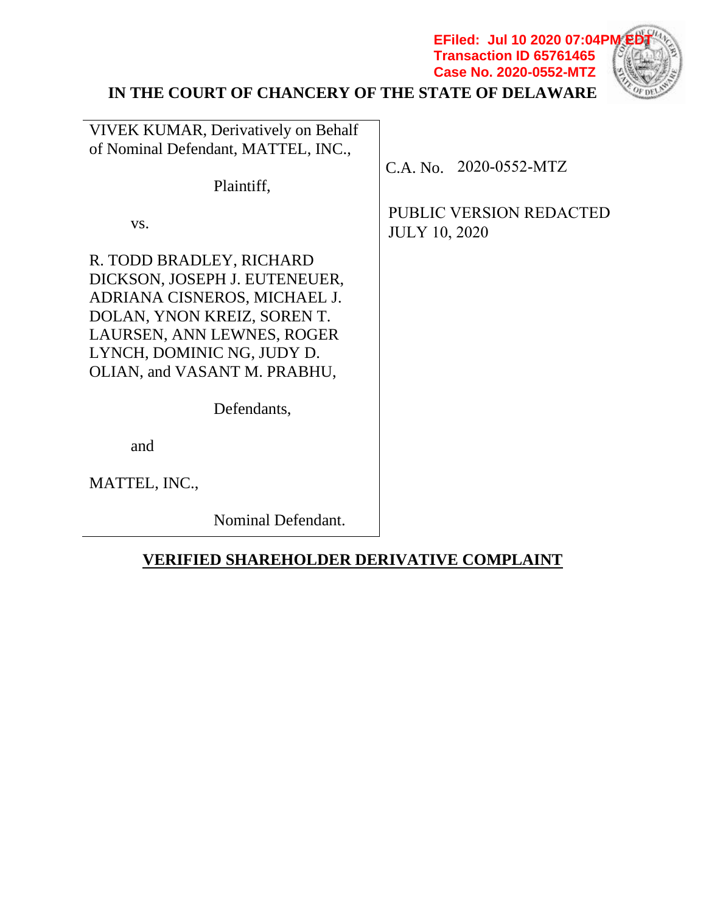EFiled: Jul 10 2020 07:04PM EDT
Transaction ID 65761465
Case No. 2020-0552-MTZ

# IN THE COURT OF CHANCERY OF THE STATE OF DELAWARE

| | |
|---|---|
| VIVEK KUMAR, Derivatively on Behalf of Nominal Defendant, MATTEL, INC.,<br><br>Plaintiff,<br><br>vs.<br><br>R. TODD BRADLEY, RICHARD DICKSON, JOSEPH J. EUTENEUER, ADRIANA CISNEROS, MICHAEL J. DOLAN, YNON KREIZ, SOREN T. LAURSEN, ANN LEWNES, ROGER LYNCH, DOMINIC NG, JUDY D. OLIAN, and VASANT M. PRABHU,<br><br>Defendants,<br><br>and<br><br>MATTEL, INC.,<br><br>Nominal Defendant. | C.A. No. 2020-0552-MTZ<br><br>PUBLIC VERSION REDACTED JULY 10, 2020 |

## VERIFIED SHAREHOLDER DERIVATIVE COMPLAINT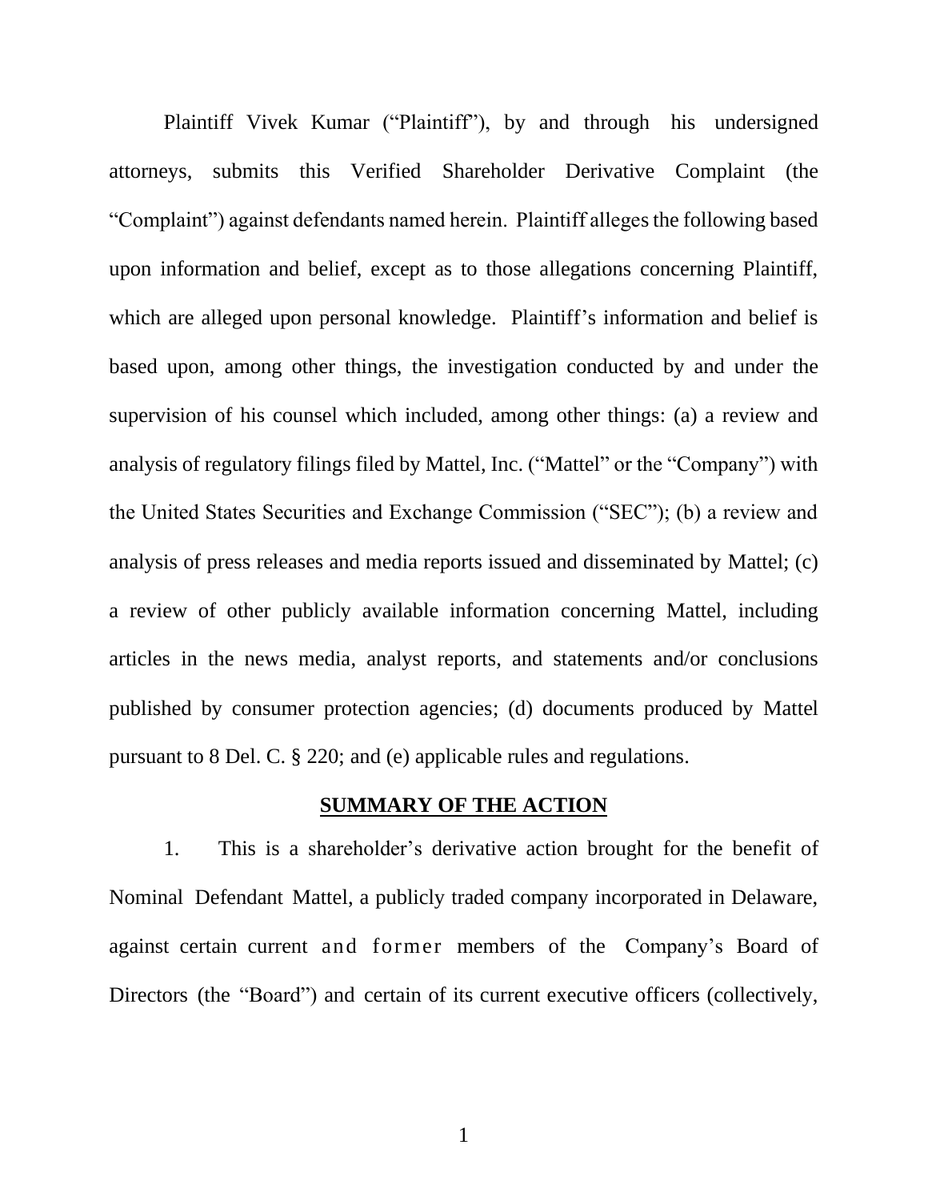Plaintiff Vivek Kumar ("Plaintiff"), by and through his undersigned attorneys, submits this Verified Shareholder Derivative Complaint (the "Complaint") against defendants named herein. Plaintiff alleges the following based upon information and belief, except as to those allegations concerning Plaintiff, which are alleged upon personal knowledge. Plaintiff's information and belief is based upon, among other things, the investigation conducted by and under the supervision of his counsel which included, among other things: (a) a review and analysis of regulatory filings filed by Mattel, Inc. ("Mattel" or the "Company") with the United States Securities and Exchange Commission ("SEC"); (b) a review and analysis of press releases and media reports issued and disseminated by Mattel; (c) a review of other publicly available information concerning Mattel, including articles in the news media, analyst reports, and statements and/or conclusions published by consumer protection agencies; (d) documents produced by Mattel pursuant to 8 Del. C. § 220; and (e) applicable rules and regulations.

## SUMMARY OF THE ACTION

1. This is a shareholder's derivative action brought for the benefit of Nominal Defendant Mattel, a publicly traded company incorporated in Delaware, against certain current and former members of the Company's Board of Directors (the "Board") and certain of its current executive officers (collectively,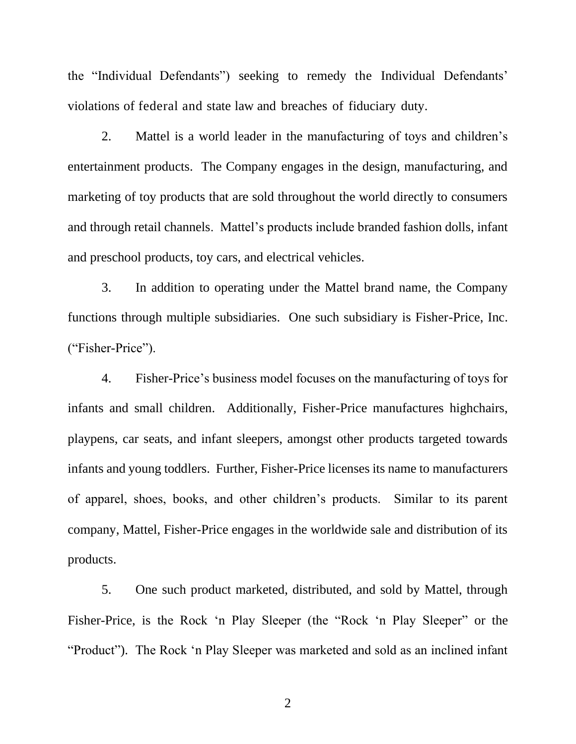the "Individual Defendants") seeking to remedy the Individual Defendants' violations of federal and state law and breaches of fiduciary duty.

2. Mattel is a world leader in the manufacturing of toys and children's entertainment products. The Company engages in the design, manufacturing, and marketing of toy products that are sold throughout the world directly to consumers and through retail channels. Mattel's products include branded fashion dolls, infant and preschool products, toy cars, and electrical vehicles.

3. In addition to operating under the Mattel brand name, the Company functions through multiple subsidiaries. One such subsidiary is Fisher-Price, Inc. ("Fisher-Price").

4. Fisher-Price's business model focuses on the manufacturing of toys for infants and small children. Additionally, Fisher-Price manufactures highchairs, playpens, car seats, and infant sleepers, amongst other products targeted towards infants and young toddlers. Further, Fisher-Price licenses its name to manufacturers of apparel, shoes, books, and other children's products. Similar to its parent company, Mattel, Fisher-Price engages in the worldwide sale and distribution of its products.

5. One such product marketed, distributed, and sold by Mattel, through Fisher-Price, is the Rock 'n Play Sleeper (the "Rock 'n Play Sleeper" or the "Product"). The Rock 'n Play Sleeper was marketed and sold as an inclined infant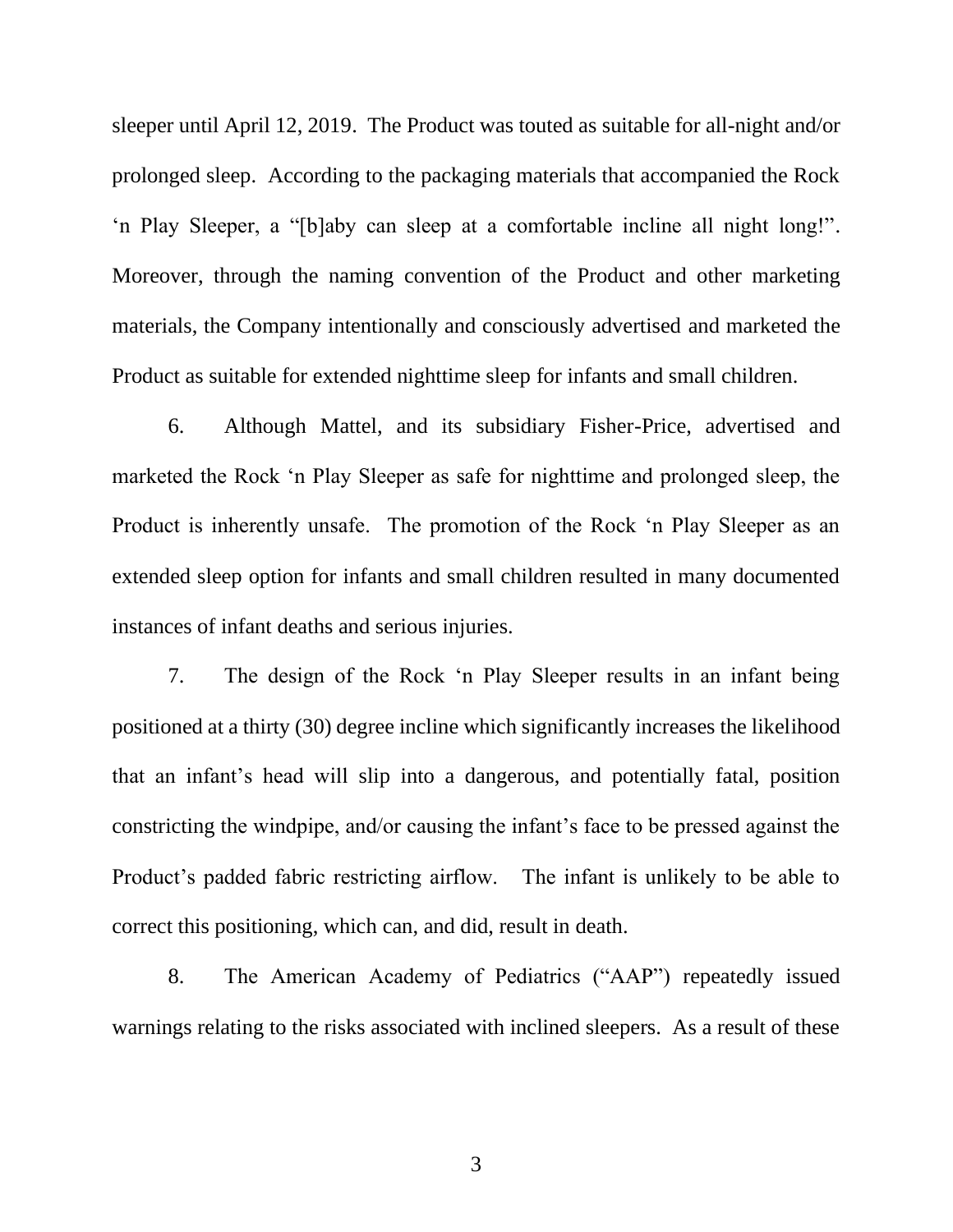sleeper until April 12, 2019. The Product was touted as suitable for all-night and/or prolonged sleep. According to the packaging materials that accompanied the Rock 'n Play Sleeper, a "[b]aby can sleep at a comfortable incline all night long!". Moreover, through the naming convention of the Product and other marketing materials, the Company intentionally and consciously advertised and marketed the Product as suitable for extended nighttime sleep for infants and small children.

6. Although Mattel, and its subsidiary Fisher-Price, advertised and marketed the Rock 'n Play Sleeper as safe for nighttime and prolonged sleep, the Product is inherently unsafe. The promotion of the Rock 'n Play Sleeper as an extended sleep option for infants and small children resulted in many documented instances of infant deaths and serious injuries.

7. The design of the Rock 'n Play Sleeper results in an infant being positioned at a thirty (30) degree incline which significantly increases the likelihood that an infant's head will slip into a dangerous, and potentially fatal, position constricting the windpipe, and/or causing the infant's face to be pressed against the Product's padded fabric restricting airflow. The infant is unlikely to be able to correct this positioning, which can, and did, result in death.

8. The American Academy of Pediatrics ("AAP") repeatedly issued warnings relating to the risks associated with inclined sleepers. As a result of these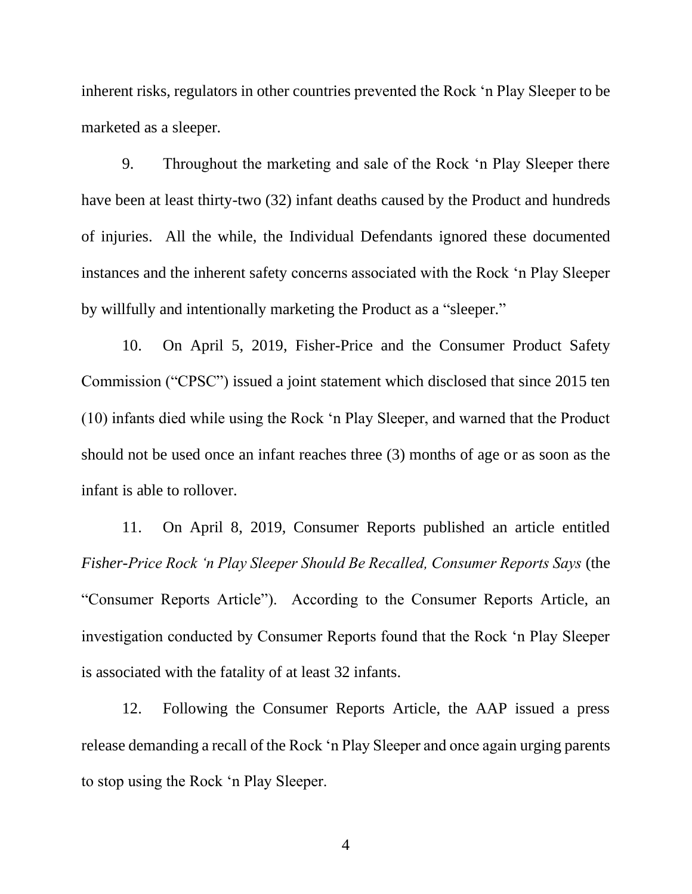inherent risks, regulators in other countries prevented the Rock 'n Play Sleeper to be marketed as a sleeper.

9. Throughout the marketing and sale of the Rock 'n Play Sleeper there have been at least thirty-two (32) infant deaths caused by the Product and hundreds of injuries. All the while, the Individual Defendants ignored these documented instances and the inherent safety concerns associated with the Rock 'n Play Sleeper by willfully and intentionally marketing the Product as a "sleeper."

10. On April 5, 2019, Fisher-Price and the Consumer Product Safety Commission ("CPSC") issued a joint statement which disclosed that since 2015 ten (10) infants died while using the Rock 'n Play Sleeper, and warned that the Product should not be used once an infant reaches three (3) months of age or as soon as the infant is able to rollover.

11. On April 8, 2019, Consumer Reports published an article entitled *Fisher-Price Rock 'n Play Sleeper Should Be Recalled, Consumer Reports Says* (the "Consumer Reports Article"). According to the Consumer Reports Article, an investigation conducted by Consumer Reports found that the Rock 'n Play Sleeper is associated with the fatality of at least 32 infants.

12. Following the Consumer Reports Article, the AAP issued a press release demanding a recall of the Rock 'n Play Sleeper and once again urging parents to stop using the Rock 'n Play Sleeper.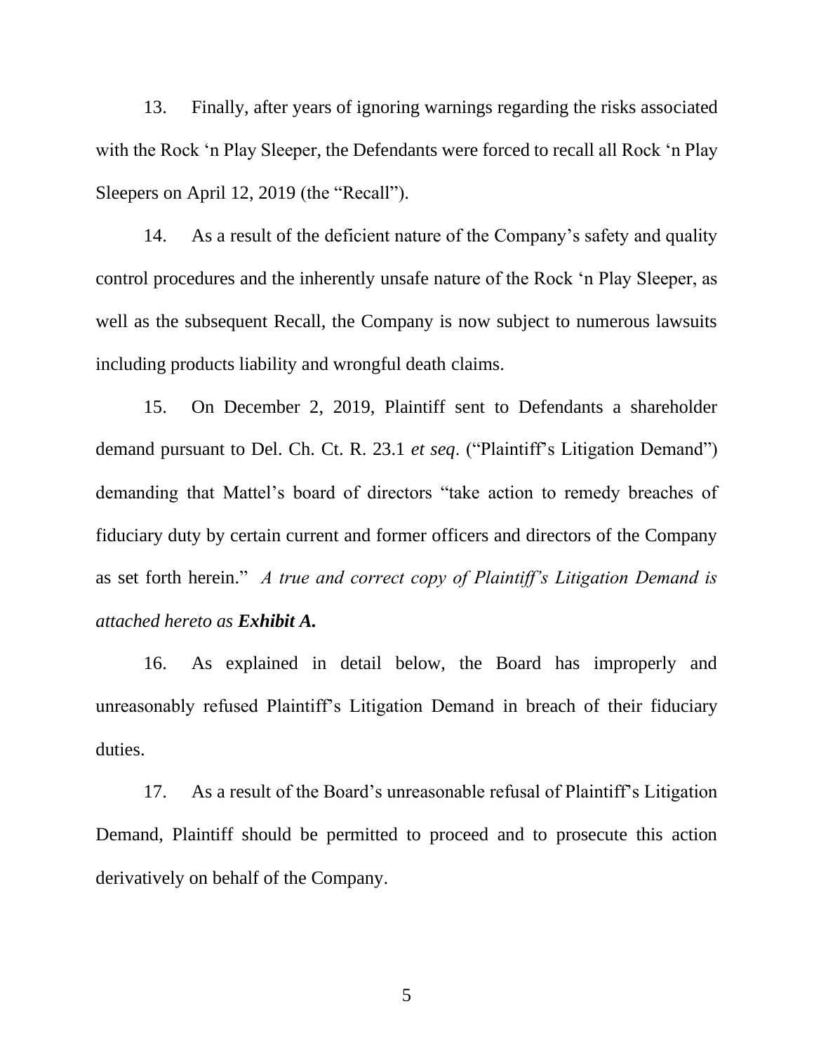13. Finally, after years of ignoring warnings regarding the risks associated with the Rock 'n Play Sleeper, the Defendants were forced to recall all Rock 'n Play Sleepers on April 12, 2019 (the "Recall").

14. As a result of the deficient nature of the Company's safety and quality control procedures and the inherently unsafe nature of the Rock 'n Play Sleeper, as well as the subsequent Recall, the Company is now subject to numerous lawsuits including products liability and wrongful death claims.

15. On December 2, 2019, Plaintiff sent to Defendants a shareholder demand pursuant to Del. Ch. Ct. R. 23.1 *et seq*. ("Plaintiff's Litigation Demand") demanding that Mattel's board of directors "take action to remedy breaches of fiduciary duty by certain current and former officers and directors of the Company as set forth herein." *A true and correct copy of Plaintiff's Litigation Demand is attached hereto as* ***Exhibit A.***

16. As explained in detail below, the Board has improperly and unreasonably refused Plaintiff's Litigation Demand in breach of their fiduciary duties.

17. As a result of the Board's unreasonable refusal of Plaintiff's Litigation Demand, Plaintiff should be permitted to proceed and to prosecute this action derivatively on behalf of the Company.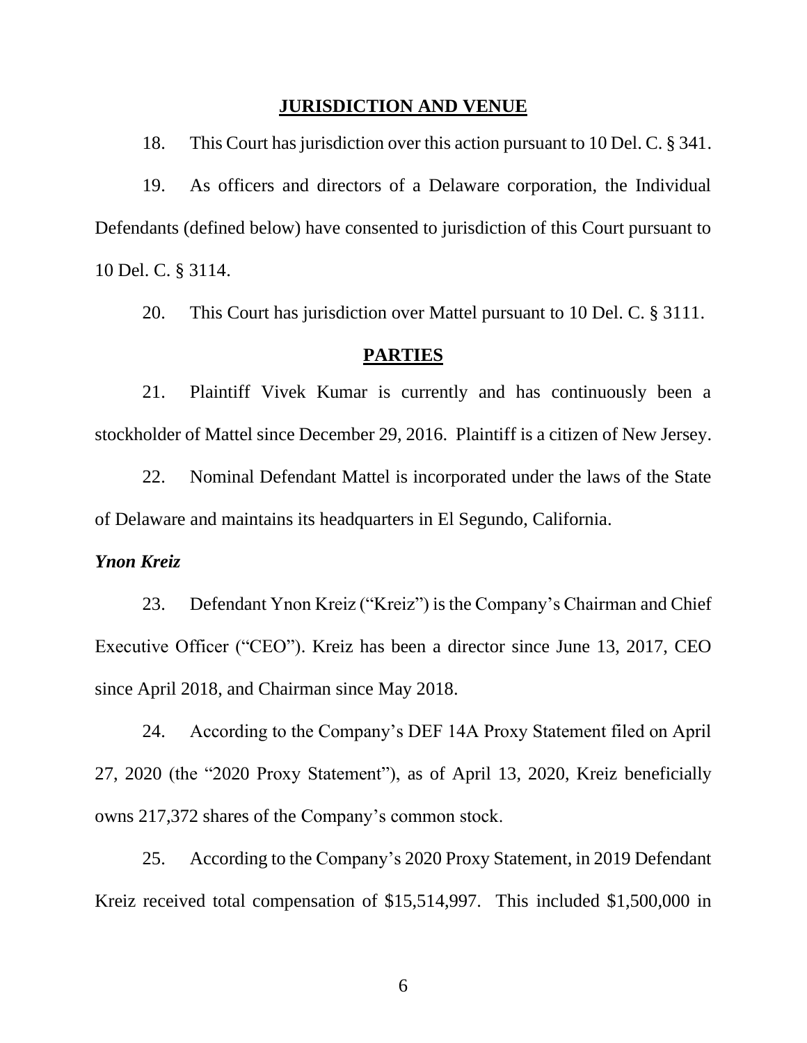## **JURISDICTION AND VENUE**

18. This Court has jurisdiction over this action pursuant to 10 Del. C. § 341.

19. As officers and directors of a Delaware corporation, the Individual Defendants (defined below) have consented to jurisdiction of this Court pursuant to 10 Del. C. § 3114.

20. This Court has jurisdiction over Mattel pursuant to 10 Del. C. § 3111.

## **PARTIES**

21. Plaintiff Vivek Kumar is currently and has continuously been a stockholder of Mattel since December 29, 2016. Plaintiff is a citizen of New Jersey.

22. Nominal Defendant Mattel is incorporated under the laws of the State of Delaware and maintains its headquarters in El Segundo, California.

***Ynon Kreiz***

23. Defendant Ynon Kreiz ("Kreiz") is the Company's Chairman and Chief Executive Officer ("CEO"). Kreiz has been a director since June 13, 2017, CEO since April 2018, and Chairman since May 2018.

24. According to the Company's DEF 14A Proxy Statement filed on April 27, 2020 (the "2020 Proxy Statement"), as of April 13, 2020, Kreiz beneficially owns 217,372 shares of the Company's common stock.

25. According to the Company's 2020 Proxy Statement, in 2019 Defendant Kreiz received total compensation of $15,514,997. This included $1,500,000 in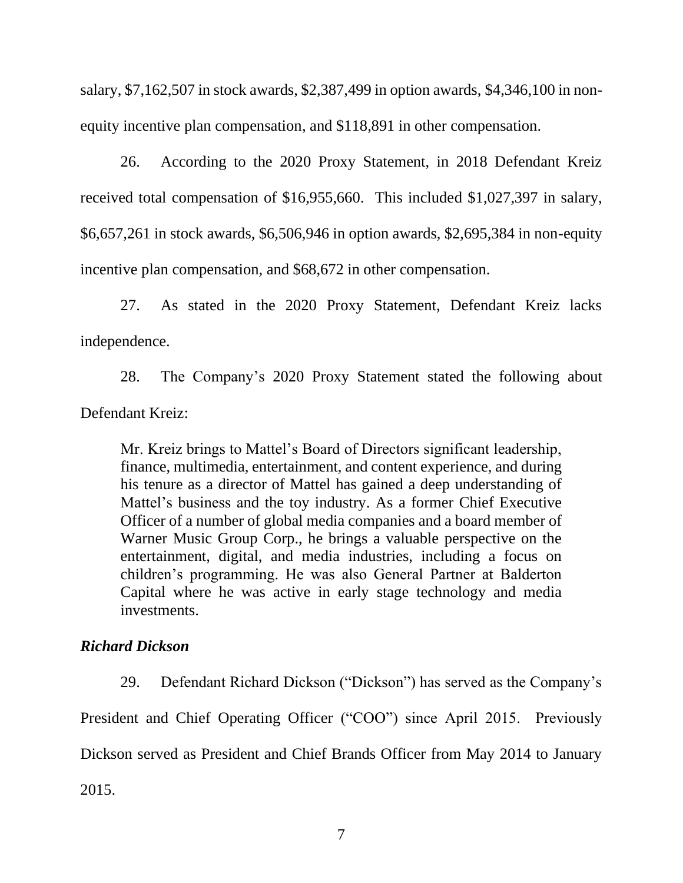salary, $7,162,507 in stock awards, $2,387,499 in option awards, $4,346,100 in non-equity incentive plan compensation, and $118,891 in other compensation.

26. According to the 2020 Proxy Statement, in 2018 Defendant Kreiz received total compensation of $16,955,660. This included $1,027,397 in salary, $6,657,261 in stock awards, $6,506,946 in option awards, $2,695,384 in non-equity incentive plan compensation, and $68,672 in other compensation.

27. As stated in the 2020 Proxy Statement, Defendant Kreiz lacks independence.

28. The Company's 2020 Proxy Statement stated the following about Defendant Kreiz:

> Mr. Kreiz brings to Mattel's Board of Directors significant leadership, finance, multimedia, entertainment, and content experience, and during his tenure as a director of Mattel has gained a deep understanding of Mattel's business and the toy industry. As a former Chief Executive Officer of a number of global media companies and a board member of Warner Music Group Corp., he brings a valuable perspective on the entertainment, digital, and media industries, including a focus on children's programming. He was also General Partner at Balderton Capital where he was active in early stage technology and media investments.

***Richard Dickson***

29. Defendant Richard Dickson ("Dickson") has served as the Company's President and Chief Operating Officer ("COO") since April 2015. Previously Dickson served as President and Chief Brands Officer from May 2014 to January 2015.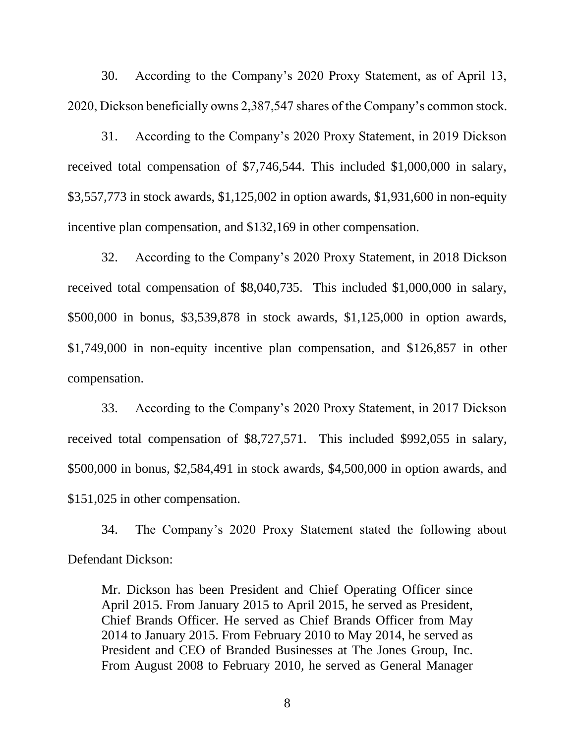30. According to the Company's 2020 Proxy Statement, as of April 13, 2020, Dickson beneficially owns 2,387,547 shares of the Company's common stock.

31. According to the Company's 2020 Proxy Statement, in 2019 Dickson received total compensation of $7,746,544. This included $1,000,000 in salary, $3,557,773 in stock awards, $1,125,002 in option awards, $1,931,600 in non-equity incentive plan compensation, and $132,169 in other compensation.

32. According to the Company's 2020 Proxy Statement, in 2018 Dickson received total compensation of $8,040,735. This included $1,000,000 in salary, $500,000 in bonus, $3,539,878 in stock awards, $1,125,000 in option awards, $1,749,000 in non-equity incentive plan compensation, and $126,857 in other compensation.

33. According to the Company's 2020 Proxy Statement, in 2017 Dickson received total compensation of $8,727,571. This included $992,055 in salary, $500,000 in bonus, $2,584,491 in stock awards, $4,500,000 in option awards, and $151,025 in other compensation.

34. The Company's 2020 Proxy Statement stated the following about Defendant Dickson:

> Mr. Dickson has been President and Chief Operating Officer since April 2015. From January 2015 to April 2015, he served as President, Chief Brands Officer. He served as Chief Brands Officer from May 2014 to January 2015. From February 2010 to May 2014, he served as President and CEO of Branded Businesses at The Jones Group, Inc. From August 2008 to February 2010, he served as General Manager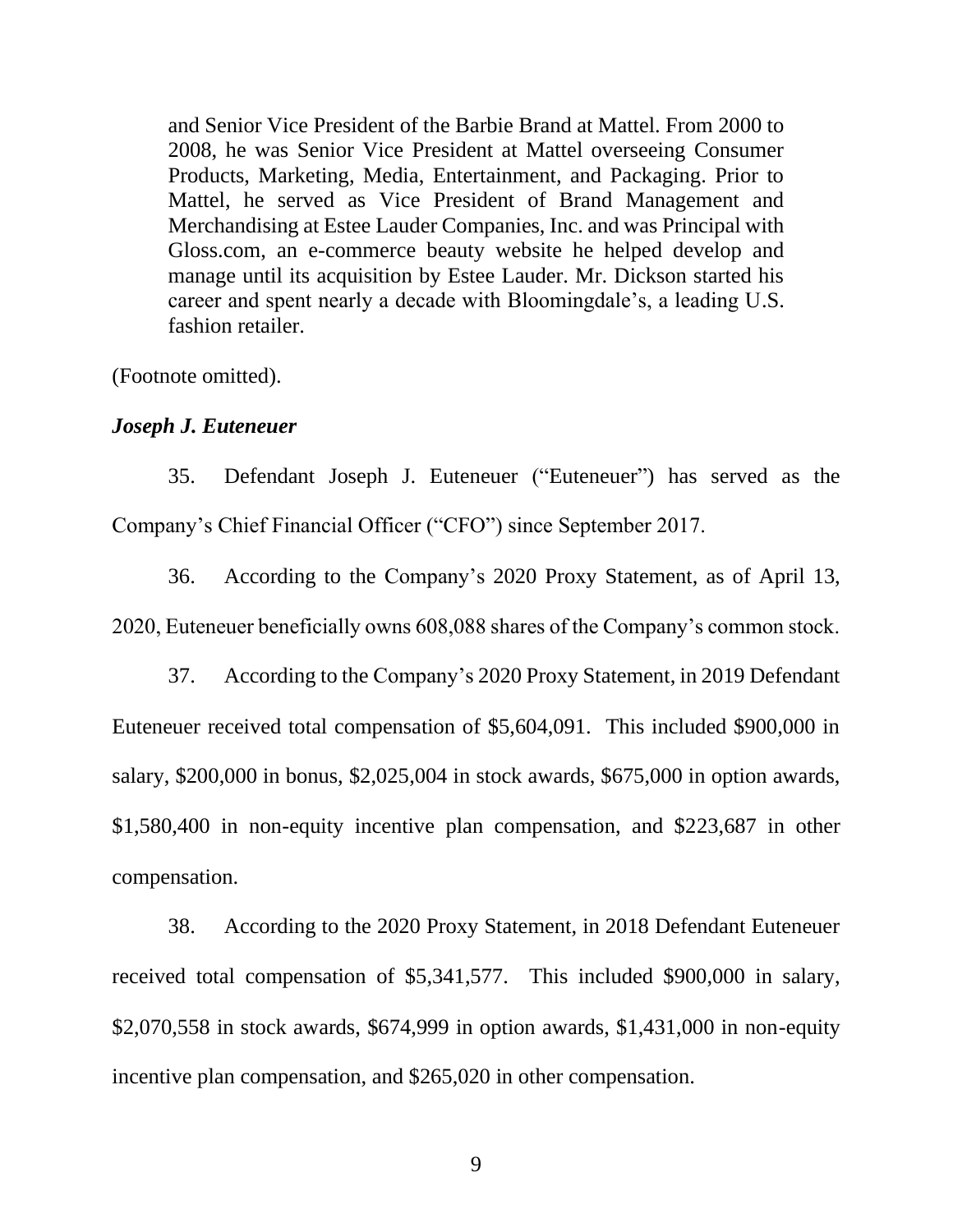> and Senior Vice President of the Barbie Brand at Mattel. From 2000 to 2008, he was Senior Vice President at Mattel overseeing Consumer Products, Marketing, Media, Entertainment, and Packaging. Prior to Mattel, he served as Vice President of Brand Management and Merchandising at Estee Lauder Companies, Inc. and was Principal with Gloss.com, an e-commerce beauty website he helped develop and manage until its acquisition by Estee Lauder. Mr. Dickson started his career and spent nearly a decade with Bloomingdale's, a leading U.S. fashion retailer.

(Footnote omitted).

***Joseph J. Euteneuer***

35. Defendant Joseph J. Euteneuer ("Euteneuer") has served as the Company's Chief Financial Officer ("CFO") since September 2017.

36. According to the Company's 2020 Proxy Statement, as of April 13, 2020, Euteneuer beneficially owns 608,088 shares of the Company's common stock.

37. According to the Company's 2020 Proxy Statement, in 2019 Defendant Euteneuer received total compensation of $5,604,091. This included $900,000 in salary, $200,000 in bonus, $2,025,004 in stock awards, $675,000 in option awards, $1,580,400 in non-equity incentive plan compensation, and $223,687 in other compensation.

38. According to the 2020 Proxy Statement, in 2018 Defendant Euteneuer received total compensation of $5,341,577. This included $900,000 in salary, $2,070,558 in stock awards, $674,999 in option awards, $1,431,000 in non-equity incentive plan compensation, and $265,020 in other compensation.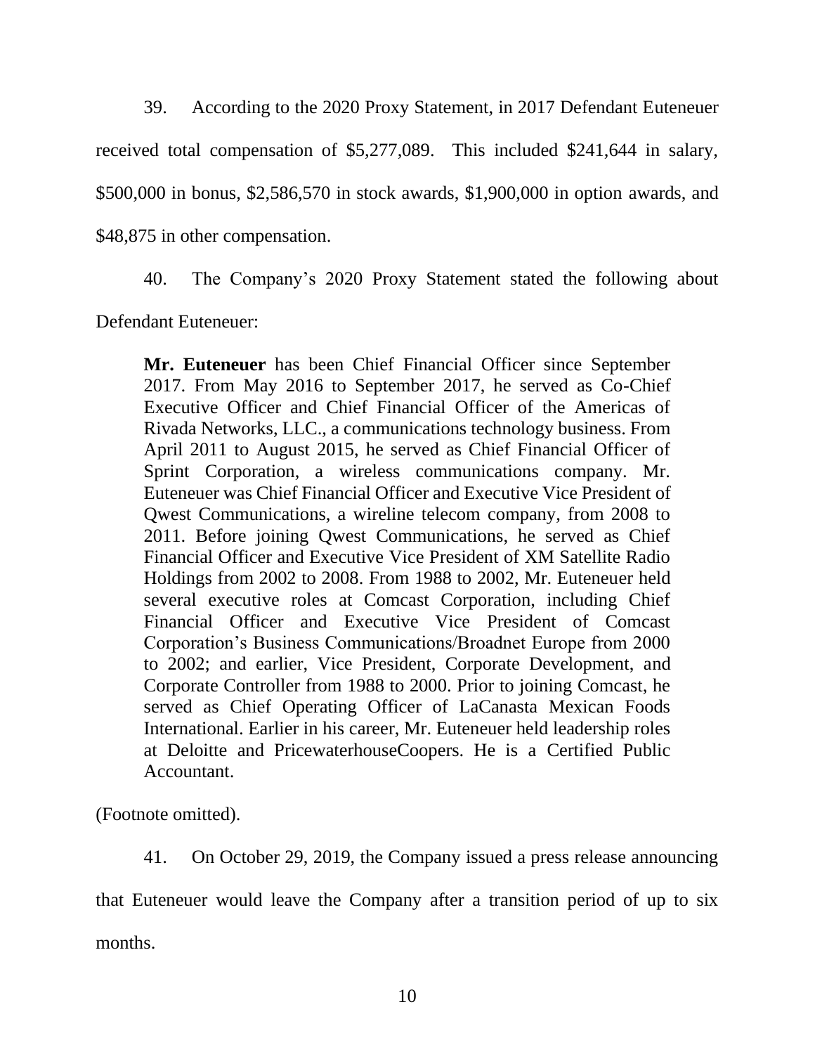39. According to the 2020 Proxy Statement, in 2017 Defendant Euteneuer received total compensation of $5,277,089. This included $241,644 in salary, $500,000 in bonus, $2,586,570 in stock awards, $1,900,000 in option awards, and $48,875 in other compensation.

40. The Company's 2020 Proxy Statement stated the following about Defendant Euteneuer:

> **Mr. Euteneuer** has been Chief Financial Officer since September 2017. From May 2016 to September 2017, he served as Co-Chief Executive Officer and Chief Financial Officer of the Americas of Rivada Networks, LLC., a communications technology business. From April 2011 to August 2015, he served as Chief Financial Officer of Sprint Corporation, a wireless communications company. Mr. Euteneuer was Chief Financial Officer and Executive Vice President of Qwest Communications, a wireline telecom company, from 2008 to 2011. Before joining Qwest Communications, he served as Chief Financial Officer and Executive Vice President of XM Satellite Radio Holdings from 2002 to 2008. From 1988 to 2002, Mr. Euteneuer held several executive roles at Comcast Corporation, including Chief Financial Officer and Executive Vice President of Comcast Corporation's Business Communications/Broadnet Europe from 2000 to 2002; and earlier, Vice President, Corporate Development, and Corporate Controller from 1988 to 2000. Prior to joining Comcast, he served as Chief Operating Officer of LaCanasta Mexican Foods International. Earlier in his career, Mr. Euteneuer held leadership roles at Deloitte and PricewaterhouseCoopers. He is a Certified Public Accountant.

(Footnote omitted).

41. On October 29, 2019, the Company issued a press release announcing that Euteneuer would leave the Company after a transition period of up to six months.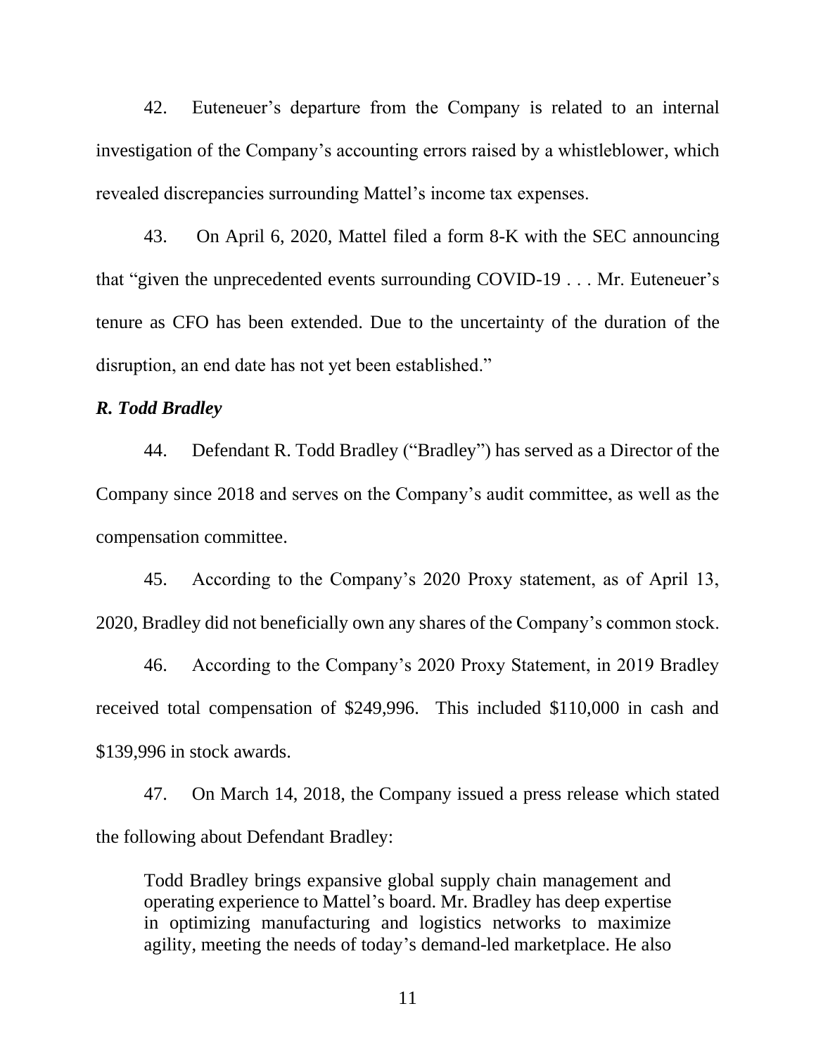42. Euteneuer's departure from the Company is related to an internal investigation of the Company's accounting errors raised by a whistleblower, which revealed discrepancies surrounding Mattel's income tax expenses.

43. On April 6, 2020, Mattel filed a form 8-K with the SEC announcing that "given the unprecedented events surrounding COVID-19 . . . Mr. Euteneuer's tenure as CFO has been extended. Due to the uncertainty of the duration of the disruption, an end date has not yet been established."

***R. Todd Bradley***

44. Defendant R. Todd Bradley ("Bradley") has served as a Director of the Company since 2018 and serves on the Company's audit committee, as well as the compensation committee.

45. According to the Company's 2020 Proxy statement, as of April 13, 2020, Bradley did not beneficially own any shares of the Company's common stock.

46. According to the Company's 2020 Proxy Statement, in 2019 Bradley received total compensation of $249,996. This included $110,000 in cash and $139,996 in stock awards.

47. On March 14, 2018, the Company issued a press release which stated the following about Defendant Bradley:

> Todd Bradley brings expansive global supply chain management and operating experience to Mattel's board. Mr. Bradley has deep expertise in optimizing manufacturing and logistics networks to maximize agility, meeting the needs of today's demand-led marketplace. He also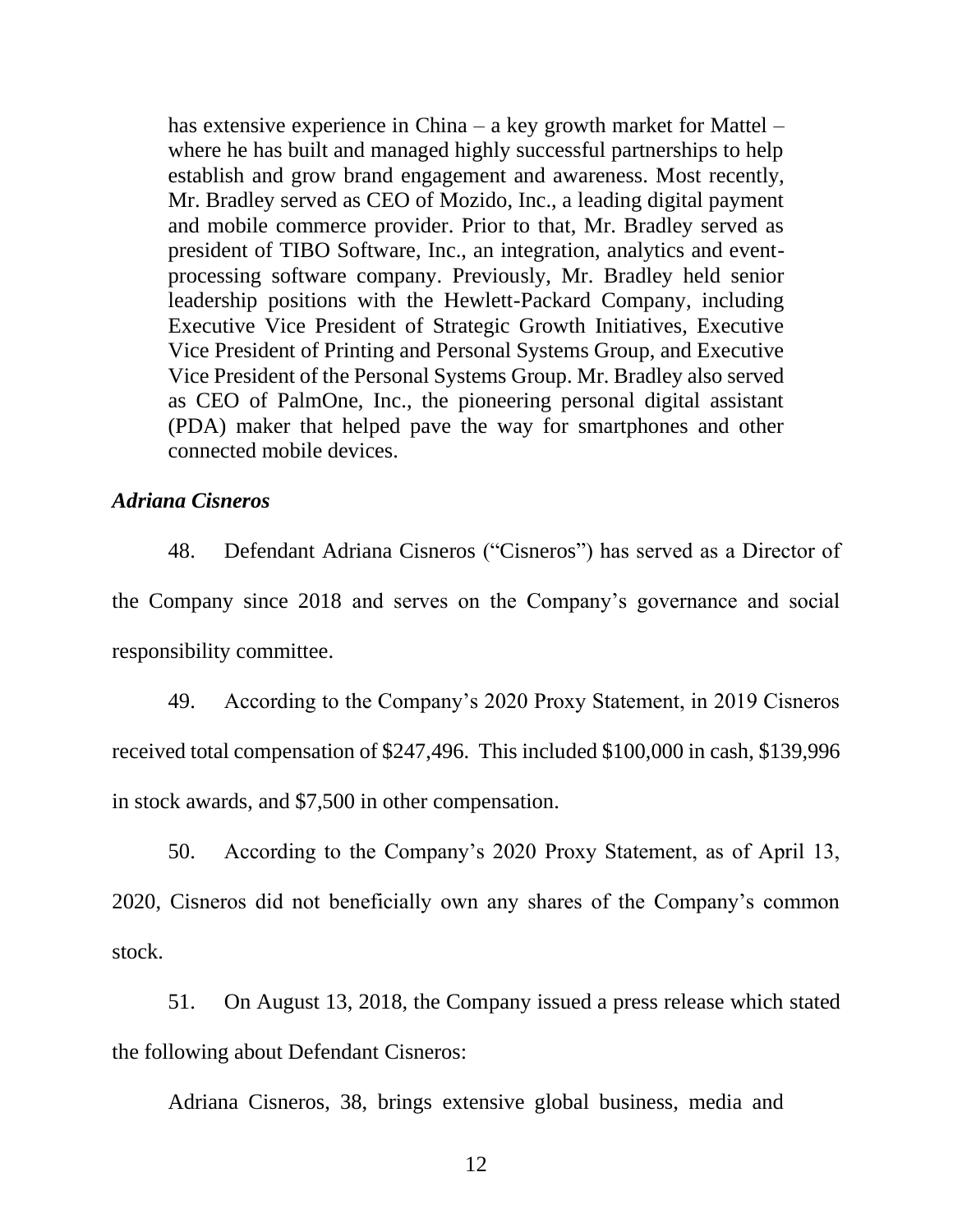has extensive experience in China – a key growth market for Mattel – where he has built and managed highly successful partnerships to help establish and grow brand engagement and awareness. Most recently, Mr. Bradley served as CEO of Mozido, Inc., a leading digital payment and mobile commerce provider. Prior to that, Mr. Bradley served as president of TIBO Software, Inc., an integration, analytics and event-processing software company. Previously, Mr. Bradley held senior leadership positions with the Hewlett-Packard Company, including Executive Vice President of Strategic Growth Initiatives, Executive Vice President of Printing and Personal Systems Group, and Executive Vice President of the Personal Systems Group. Mr. Bradley also served as CEO of PalmOne, Inc., the pioneering personal digital assistant (PDA) maker that helped pave the way for smartphones and other connected mobile devices.

***Adriana Cisneros***

48. Defendant Adriana Cisneros ("Cisneros") has served as a Director of the Company since 2018 and serves on the Company's governance and social responsibility committee.

49. According to the Company's 2020 Proxy Statement, in 2019 Cisneros received total compensation of $247,496. This included $100,000 in cash, $139,996 in stock awards, and $7,500 in other compensation.

50. According to the Company's 2020 Proxy Statement, as of April 13, 2020, Cisneros did not beneficially own any shares of the Company's common stock.

51. On August 13, 2018, the Company issued a press release which stated the following about Defendant Cisneros:

Adriana Cisneros, 38, brings extensive global business, media and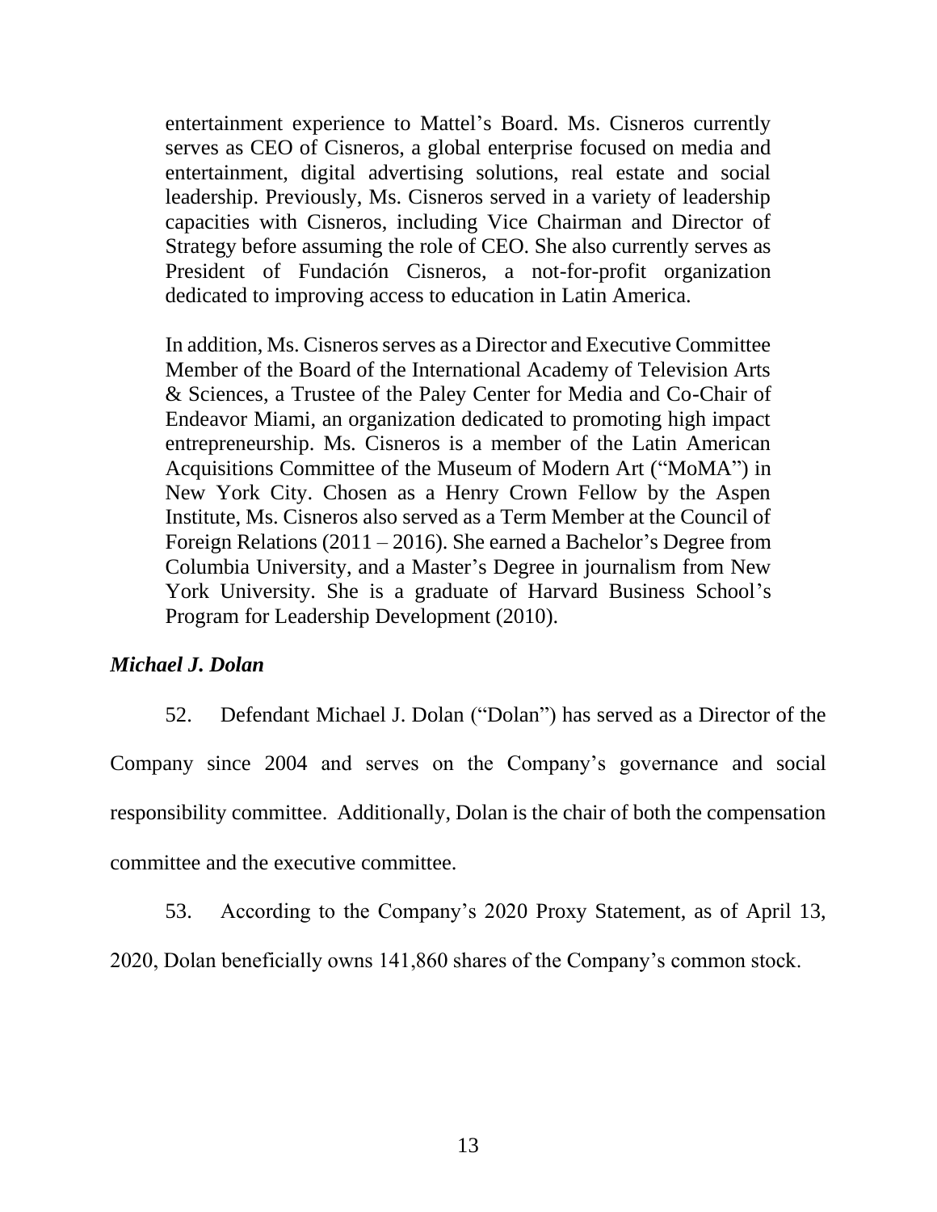entertainment experience to Mattel's Board. Ms. Cisneros currently serves as CEO of Cisneros, a global enterprise focused on media and entertainment, digital advertising solutions, real estate and social leadership. Previously, Ms. Cisneros served in a variety of leadership capacities with Cisneros, including Vice Chairman and Director of Strategy before assuming the role of CEO. She also currently serves as President of Fundación Cisneros, a not-for-profit organization dedicated to improving access to education in Latin America.

> In addition, Ms. Cisneros serves as a Director and Executive Committee Member of the Board of the International Academy of Television Arts & Sciences, a Trustee of the Paley Center for Media and Co-Chair of Endeavor Miami, an organization dedicated to promoting high impact entrepreneurship. Ms. Cisneros is a member of the Latin American Acquisitions Committee of the Museum of Modern Art ("MoMA") in New York City. Chosen as a Henry Crown Fellow by the Aspen Institute, Ms. Cisneros also served as a Term Member at the Council of Foreign Relations (2011 – 2016). She earned a Bachelor's Degree from Columbia University, and a Master's Degree in journalism from New York University. She is a graduate of Harvard Business School's Program for Leadership Development (2010).

### *Michael J. Dolan*

52. Defendant Michael J. Dolan ("Dolan") has served as a Director of the Company since 2004 and serves on the Company's governance and social responsibility committee. Additionally, Dolan is the chair of both the compensation committee and the executive committee.

53. According to the Company's 2020 Proxy Statement, as of April 13, 2020, Dolan beneficially owns 141,860 shares of the Company's common stock.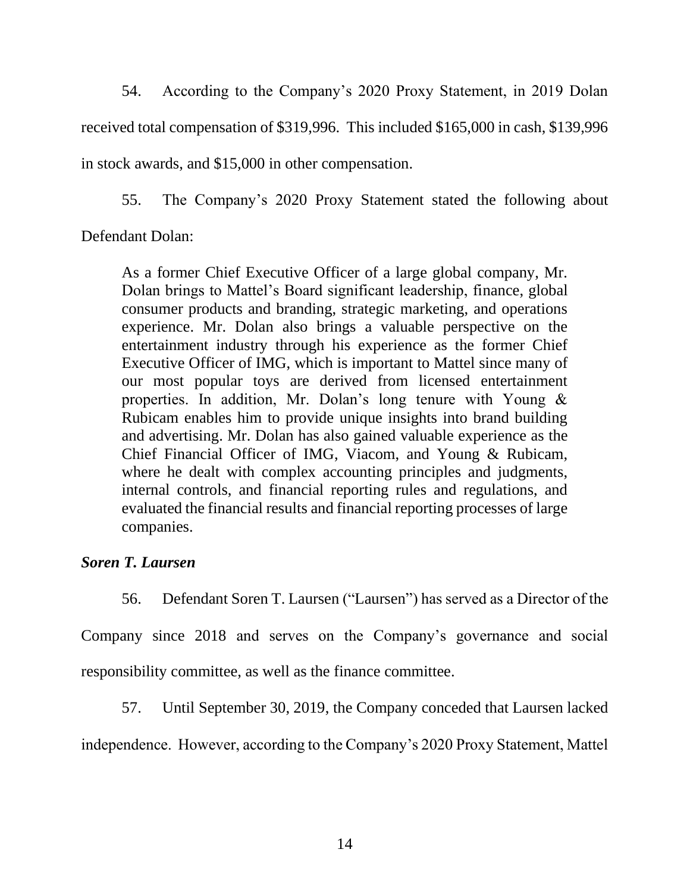54. According to the Company's 2020 Proxy Statement, in 2019 Dolan received total compensation of $319,996. This included $165,000 in cash, $139,996 in stock awards, and $15,000 in other compensation.

55. The Company's 2020 Proxy Statement stated the following about Defendant Dolan:

> As a former Chief Executive Officer of a large global company, Mr. Dolan brings to Mattel's Board significant leadership, finance, global consumer products and branding, strategic marketing, and operations experience. Mr. Dolan also brings a valuable perspective on the entertainment industry through his experience as the former Chief Executive Officer of IMG, which is important to Mattel since many of our most popular toys are derived from licensed entertainment properties. In addition, Mr. Dolan's long tenure with Young & Rubicam enables him to provide unique insights into brand building and advertising. Mr. Dolan has also gained valuable experience as the Chief Financial Officer of IMG, Viacom, and Young & Rubicam, where he dealt with complex accounting principles and judgments, internal controls, and financial reporting rules and regulations, and evaluated the financial results and financial reporting processes of large companies.

***Soren T. Laursen***

56. Defendant Soren T. Laursen ("Laursen") has served as a Director of the Company since 2018 and serves on the Company's governance and social responsibility committee, as well as the finance committee.

57. Until September 30, 2019, the Company conceded that Laursen lacked independence. However, according to the Company's 2020 Proxy Statement, Mattel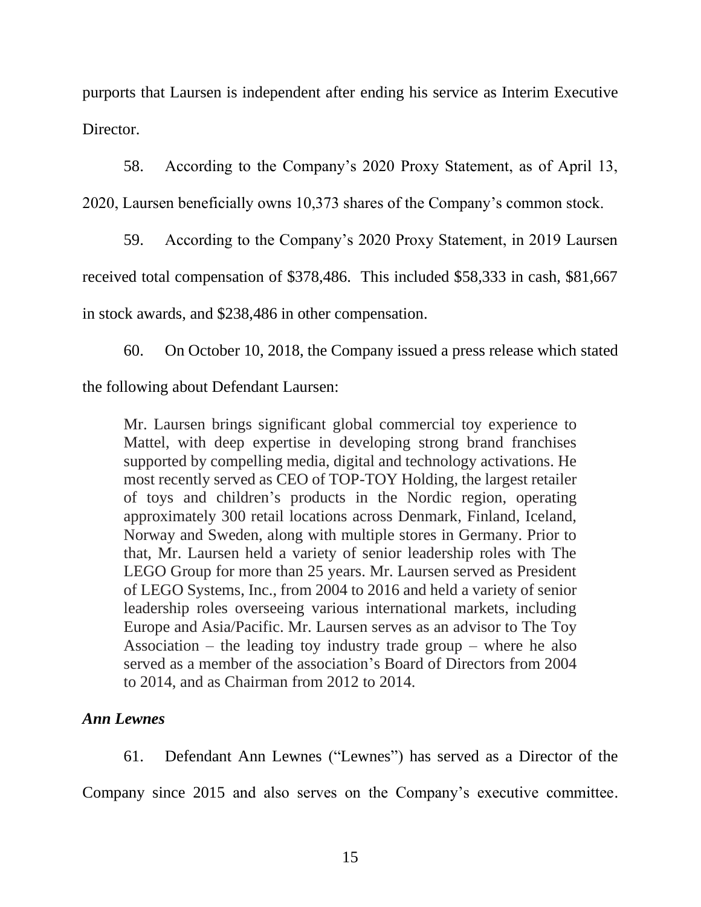purports that Laursen is independent after ending his service as Interim Executive Director.

58. According to the Company's 2020 Proxy Statement, as of April 13, 2020, Laursen beneficially owns 10,373 shares of the Company's common stock.

59. According to the Company's 2020 Proxy Statement, in 2019 Laursen received total compensation of $378,486. This included $58,333 in cash, $81,667 in stock awards, and $238,486 in other compensation.

60. On October 10, 2018, the Company issued a press release which stated the following about Defendant Laursen:

> Mr. Laursen brings significant global commercial toy experience to Mattel, with deep expertise in developing strong brand franchises supported by compelling media, digital and technology activations. He most recently served as CEO of TOP-TOY Holding, the largest retailer of toys and children's products in the Nordic region, operating approximately 300 retail locations across Denmark, Finland, Iceland, Norway and Sweden, along with multiple stores in Germany. Prior to that, Mr. Laursen held a variety of senior leadership roles with The LEGO Group for more than 25 years. Mr. Laursen served as President of LEGO Systems, Inc., from 2004 to 2016 and held a variety of senior leadership roles overseeing various international markets, including Europe and Asia/Pacific. Mr. Laursen serves as an advisor to The Toy Association – the leading toy industry trade group – where he also served as a member of the association's Board of Directors from 2004 to 2014, and as Chairman from 2012 to 2014.

***Ann Lewnes***

61. Defendant Ann Lewnes ("Lewnes") has served as a Director of the Company since 2015 and also serves on the Company's executive committee.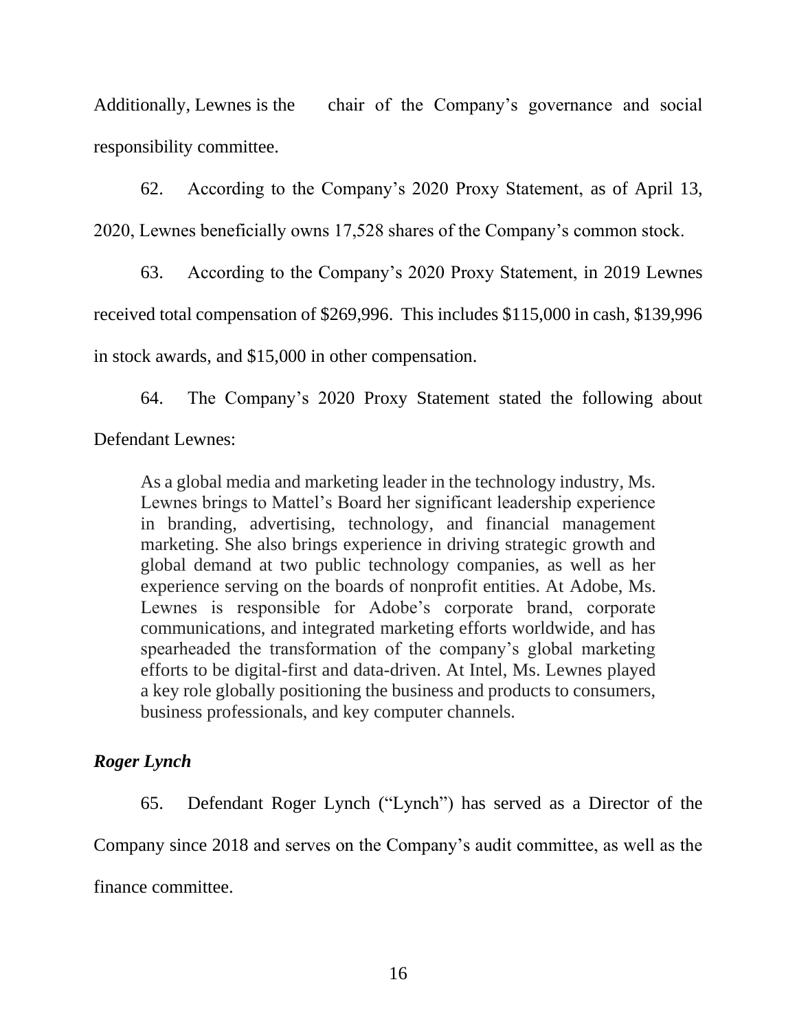Additionally, Lewnes is the chair of the Company's governance and social responsibility committee.

62. According to the Company's 2020 Proxy Statement, as of April 13, 2020, Lewnes beneficially owns 17,528 shares of the Company's common stock.

63. According to the Company's 2020 Proxy Statement, in 2019 Lewnes received total compensation of $269,996. This includes $115,000 in cash, $139,996 in stock awards, and $15,000 in other compensation.

64. The Company's 2020 Proxy Statement stated the following about Defendant Lewnes:

> As a global media and marketing leader in the technology industry, Ms. Lewnes brings to Mattel's Board her significant leadership experience in branding, advertising, technology, and financial management marketing. She also brings experience in driving strategic growth and global demand at two public technology companies, as well as her experience serving on the boards of nonprofit entities. At Adobe, Ms. Lewnes is responsible for Adobe's corporate brand, corporate communications, and integrated marketing efforts worldwide, and has spearheaded the transformation of the company's global marketing efforts to be digital-first and data-driven. At Intel, Ms. Lewnes played a key role globally positioning the business and products to consumers, business professionals, and key computer channels.

***Roger Lynch***

65. Defendant Roger Lynch ("Lynch") has served as a Director of the Company since 2018 and serves on the Company's audit committee, as well as the finance committee.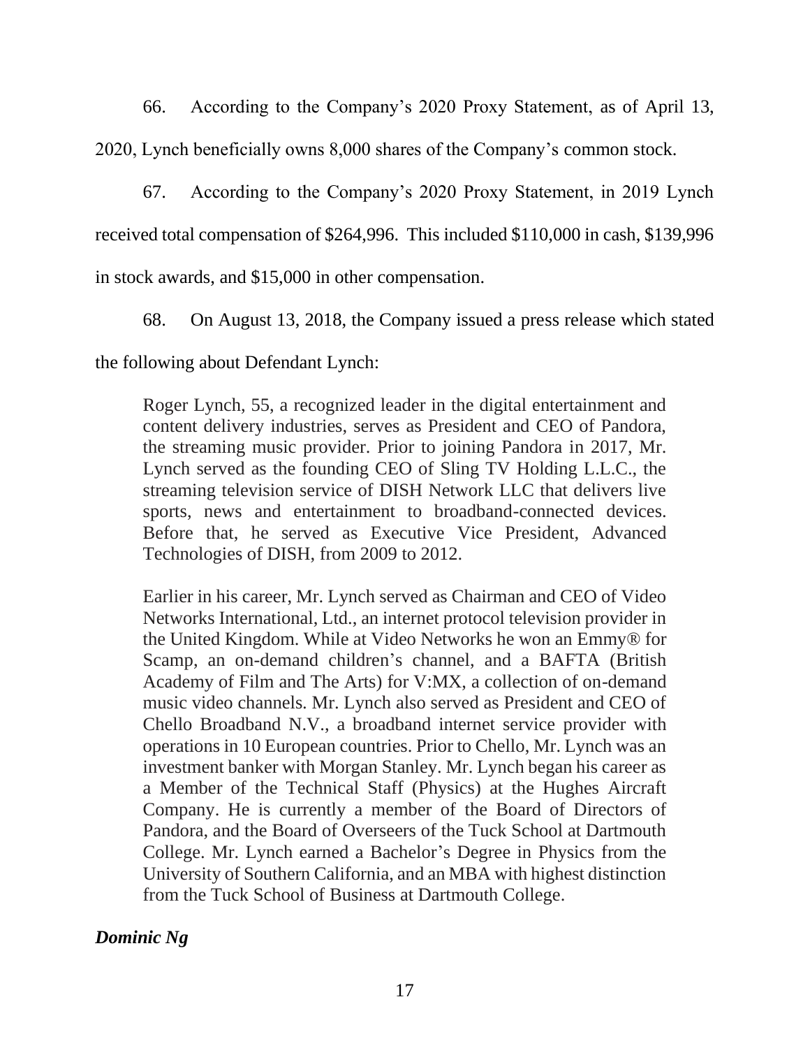66. According to the Company's 2020 Proxy Statement, as of April 13, 2020, Lynch beneficially owns 8,000 shares of the Company's common stock.

67. According to the Company's 2020 Proxy Statement, in 2019 Lynch received total compensation of $264,996. This included $110,000 in cash, $139,996 in stock awards, and $15,000 in other compensation.

68. On August 13, 2018, the Company issued a press release which stated the following about Defendant Lynch:

> Roger Lynch, 55, a recognized leader in the digital entertainment and content delivery industries, serves as President and CEO of Pandora, the streaming music provider. Prior to joining Pandora in 2017, Mr. Lynch served as the founding CEO of Sling TV Holding L.L.C., the streaming television service of DISH Network LLC that delivers live sports, news and entertainment to broadband-connected devices. Before that, he served as Executive Vice President, Advanced Technologies of DISH, from 2009 to 2012.
>
> Earlier in his career, Mr. Lynch served as Chairman and CEO of Video Networks International, Ltd., an internet protocol television provider in the United Kingdom. While at Video Networks he won an Emmy® for Scamp, an on-demand children's channel, and a BAFTA (British Academy of Film and The Arts) for V:MX, a collection of on-demand music video channels. Mr. Lynch also served as President and CEO of Chello Broadband N.V., a broadband internet service provider with operations in 10 European countries. Prior to Chello, Mr. Lynch was an investment banker with Morgan Stanley. Mr. Lynch began his career as a Member of the Technical Staff (Physics) at the Hughes Aircraft Company. He is currently a member of the Board of Directors of Pandora, and the Board of Overseers of the Tuck School at Dartmouth College. Mr. Lynch earned a Bachelor's Degree in Physics from the University of Southern California, and an MBA with highest distinction from the Tuck School of Business at Dartmouth College.

***Dominic Ng***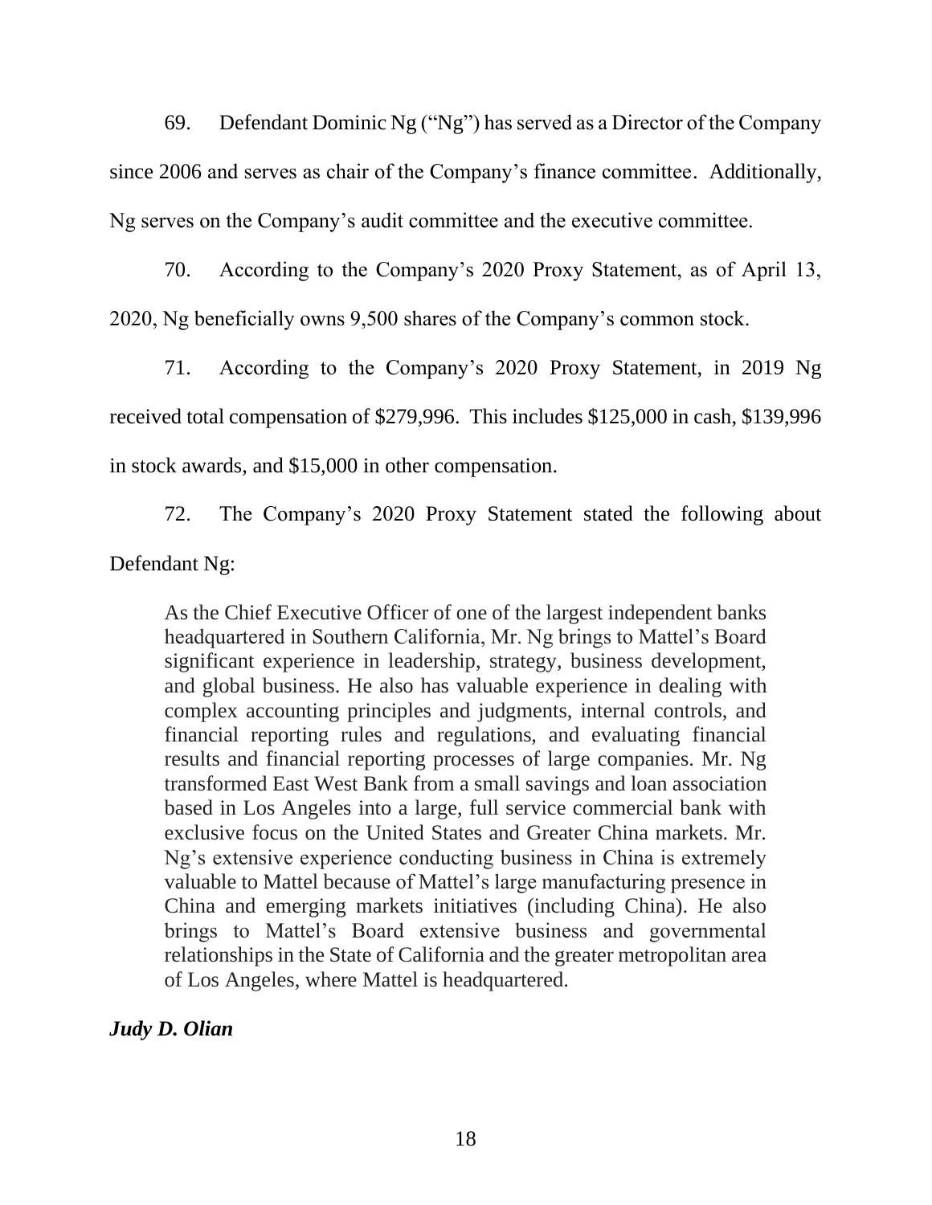69. Defendant Dominic Ng ("Ng") has served as a Director of the Company since 2006 and serves as chair of the Company's finance committee. Additionally, Ng serves on the Company's audit committee and the executive committee.

70. According to the Company's 2020 Proxy Statement, as of April 13, 2020, Ng beneficially owns 9,500 shares of the Company's common stock.

71. According to the Company's 2020 Proxy Statement, in 2019 Ng received total compensation of $279,996. This includes $125,000 in cash, $139,996 in stock awards, and $15,000 in other compensation.

72. The Company's 2020 Proxy Statement stated the following about Defendant Ng:

> As the Chief Executive Officer of one of the largest independent banks headquartered in Southern California, Mr. Ng brings to Mattel's Board significant experience in leadership, strategy, business development, and global business. He also has valuable experience in dealing with complex accounting principles and judgments, internal controls, and financial reporting rules and regulations, and evaluating financial results and financial reporting processes of large companies. Mr. Ng transformed East West Bank from a small savings and loan association based in Los Angeles into a large, full service commercial bank with exclusive focus on the United States and Greater China markets. Mr. Ng's extensive experience conducting business in China is extremely valuable to Mattel because of Mattel's large manufacturing presence in China and emerging markets initiatives (including China). He also brings to Mattel's Board extensive business and governmental relationships in the State of California and the greater metropolitan area of Los Angeles, where Mattel is headquartered.

***Judy D. Olian***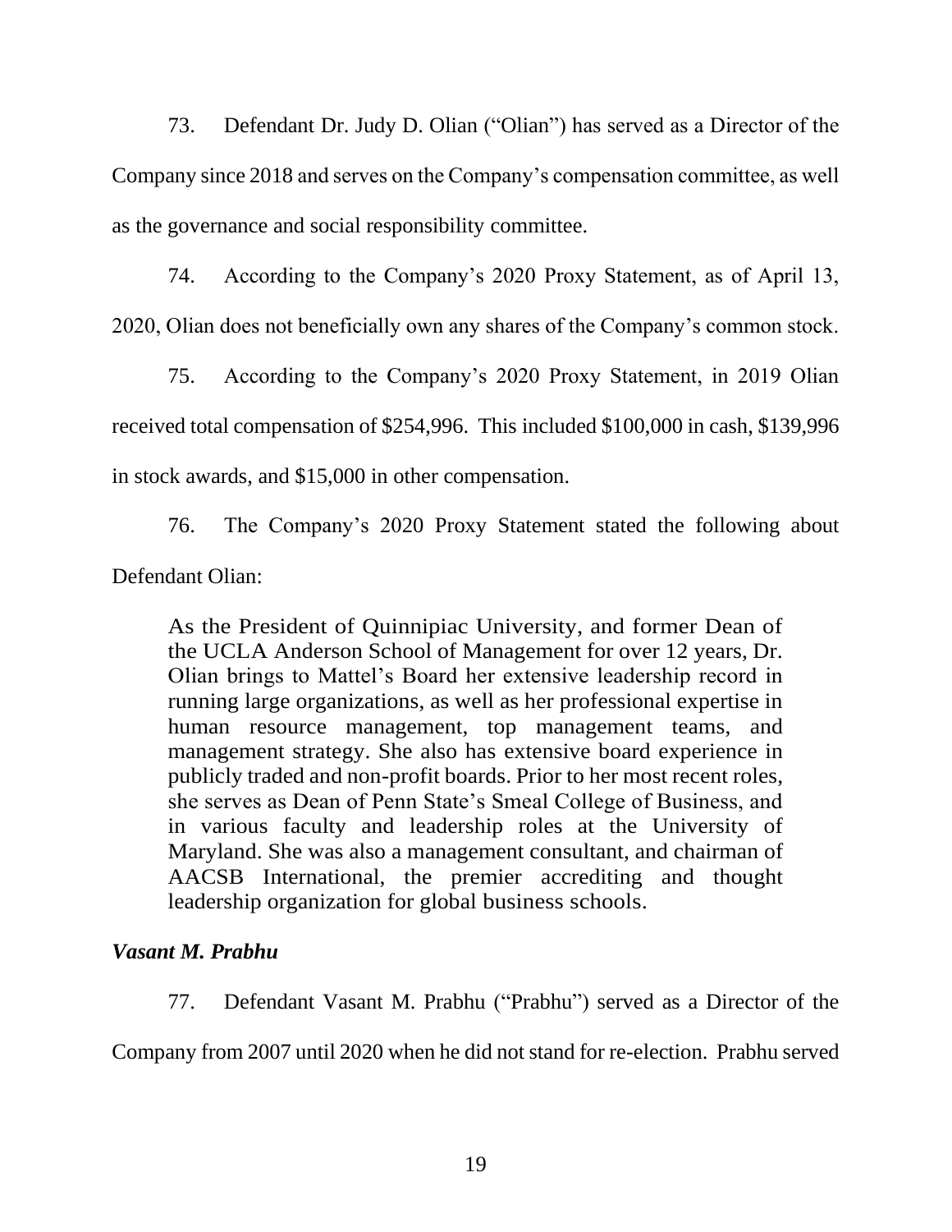73. Defendant Dr. Judy D. Olian ("Olian") has served as a Director of the Company since 2018 and serves on the Company's compensation committee, as well as the governance and social responsibility committee.

74. According to the Company's 2020 Proxy Statement, as of April 13, 2020, Olian does not beneficially own any shares of the Company's common stock.

75. According to the Company's 2020 Proxy Statement, in 2019 Olian received total compensation of $254,996. This included $100,000 in cash, $139,996 in stock awards, and $15,000 in other compensation.

76. The Company's 2020 Proxy Statement stated the following about Defendant Olian:

> As the President of Quinnipiac University, and former Dean of the UCLA Anderson School of Management for over 12 years, Dr. Olian brings to Mattel's Board her extensive leadership record in running large organizations, as well as her professional expertise in human resource management, top management teams, and management strategy. She also has extensive board experience in publicly traded and non-profit boards. Prior to her most recent roles, she serves as Dean of Penn State's Smeal College of Business, and in various faculty and leadership roles at the University of Maryland. She was also a management consultant, and chairman of AACSB International, the premier accrediting and thought leadership organization for global business schools.

***Vasant M. Prabhu***

77. Defendant Vasant M. Prabhu ("Prabhu") served as a Director of the Company from 2007 until 2020 when he did not stand for re-election. Prabhu served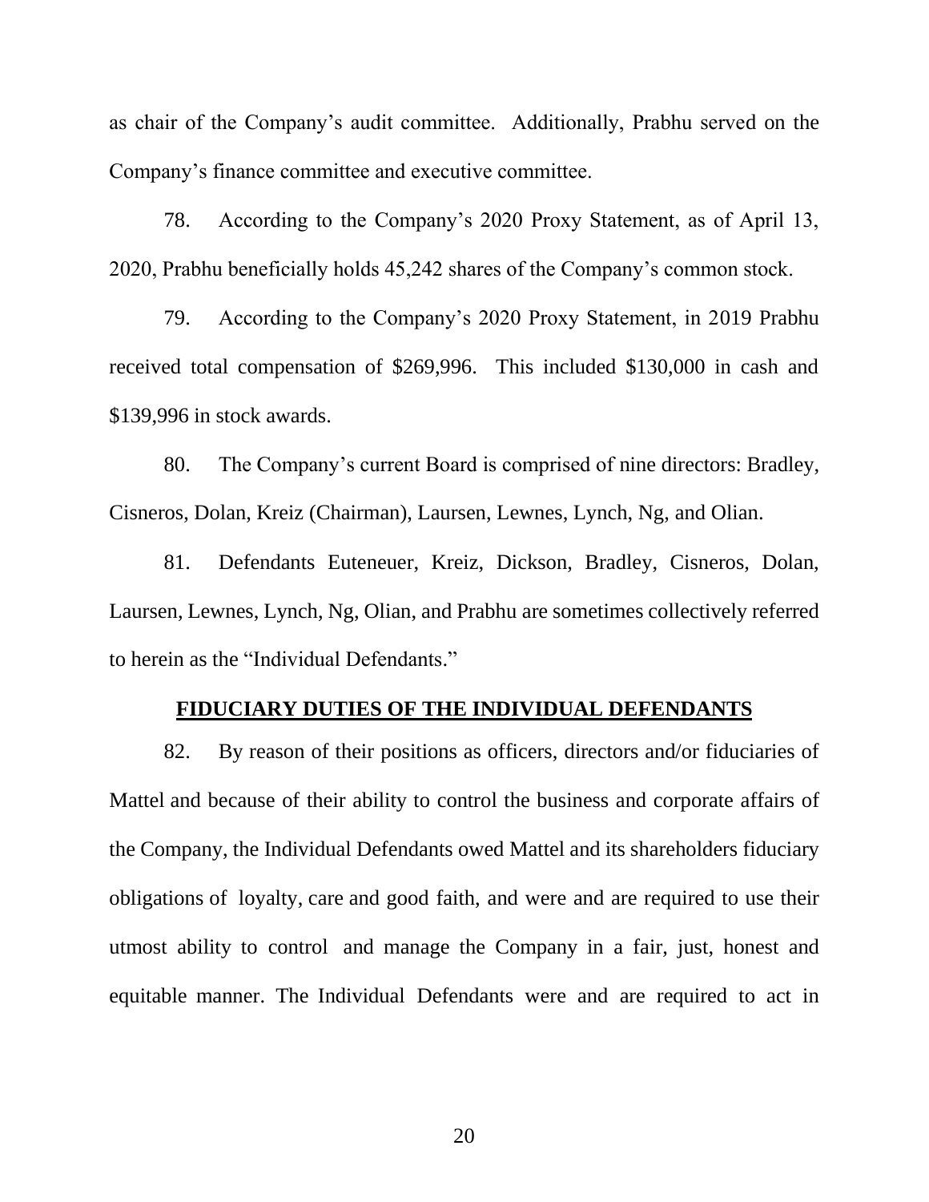as chair of the Company's audit committee. Additionally, Prabhu served on the Company's finance committee and executive committee.

78. According to the Company's 2020 Proxy Statement, as of April 13, 2020, Prabhu beneficially holds 45,242 shares of the Company's common stock.

79. According to the Company's 2020 Proxy Statement, in 2019 Prabhu received total compensation of $269,996. This included $130,000 in cash and $139,996 in stock awards.

80. The Company's current Board is comprised of nine directors: Bradley, Cisneros, Dolan, Kreiz (Chairman), Laursen, Lewnes, Lynch, Ng, and Olian.

81. Defendants Euteneuer, Kreiz, Dickson, Bradley, Cisneros, Dolan, Laursen, Lewnes, Lynch, Ng, Olian, and Prabhu are sometimes collectively referred to herein as the "Individual Defendants."

## FIDUCIARY DUTIES OF THE INDIVIDUAL DEFENDANTS

82. By reason of their positions as officers, directors and/or fiduciaries of Mattel and because of their ability to control the business and corporate affairs of the Company, the Individual Defendants owed Mattel and its shareholders fiduciary obligations of loyalty, care and good faith, and were and are required to use their utmost ability to control and manage the Company in a fair, just, honest and equitable manner. The Individual Defendants were and are required to act in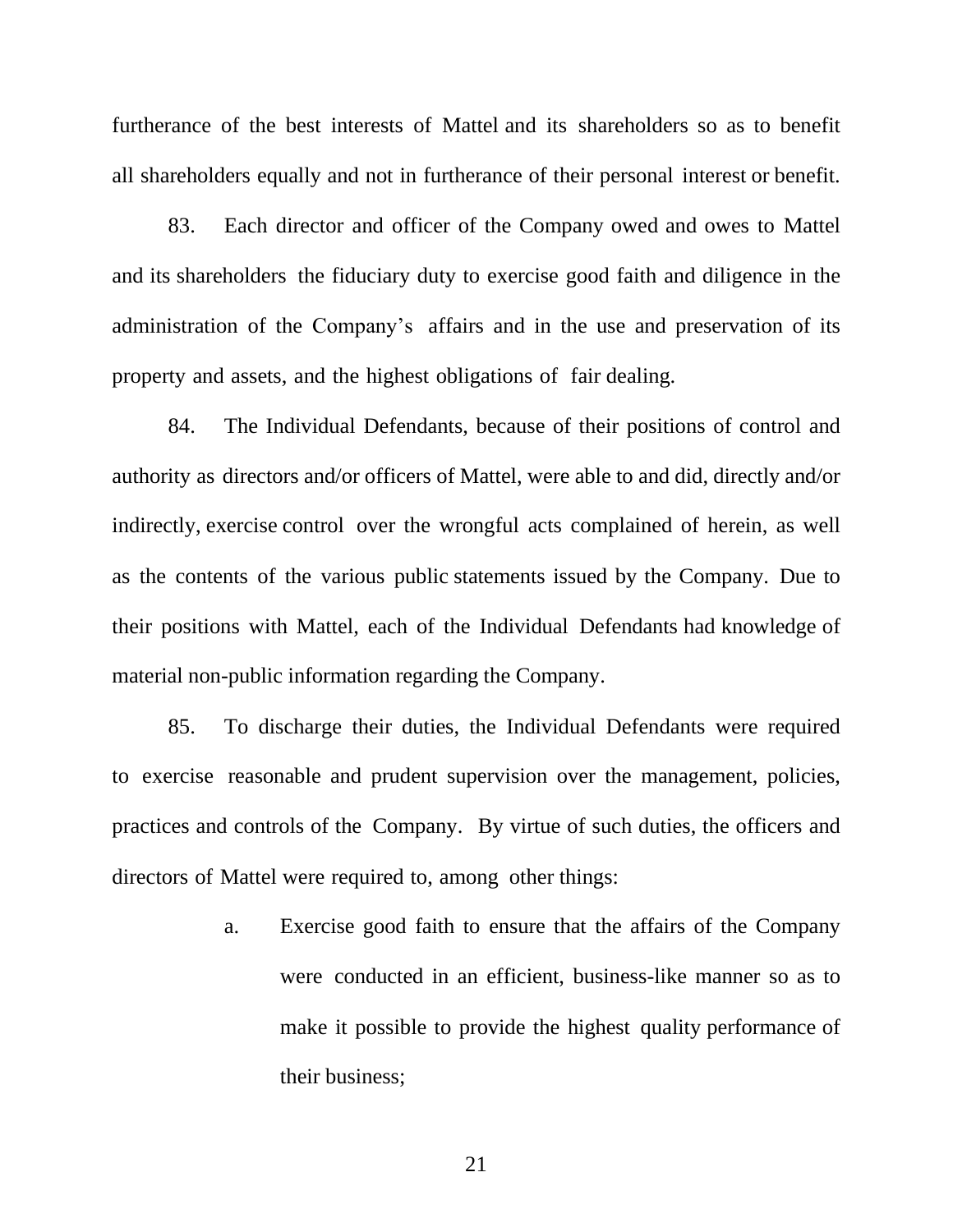furtherance of the best interests of Mattel and its shareholders so as to benefit all shareholders equally and not in furtherance of their personal interest or benefit.

83. Each director and officer of the Company owed and owes to Mattel and its shareholders the fiduciary duty to exercise good faith and diligence in the administration of the Company's affairs and in the use and preservation of its property and assets, and the highest obligations of fair dealing.

84. The Individual Defendants, because of their positions of control and authority as directors and/or officers of Mattel, were able to and did, directly and/or indirectly, exercise control over the wrongful acts complained of herein, as well as the contents of the various public statements issued by the Company. Due to their positions with Mattel, each of the Individual Defendants had knowledge of material non-public information regarding the Company.

85. To discharge their duties, the Individual Defendants were required to exercise reasonable and prudent supervision over the management, policies, practices and controls of the Company. By virtue of such duties, the officers and directors of Mattel were required to, among other things:

a. Exercise good faith to ensure that the affairs of the Company were conducted in an efficient, business-like manner so as to make it possible to provide the highest quality performance of their business;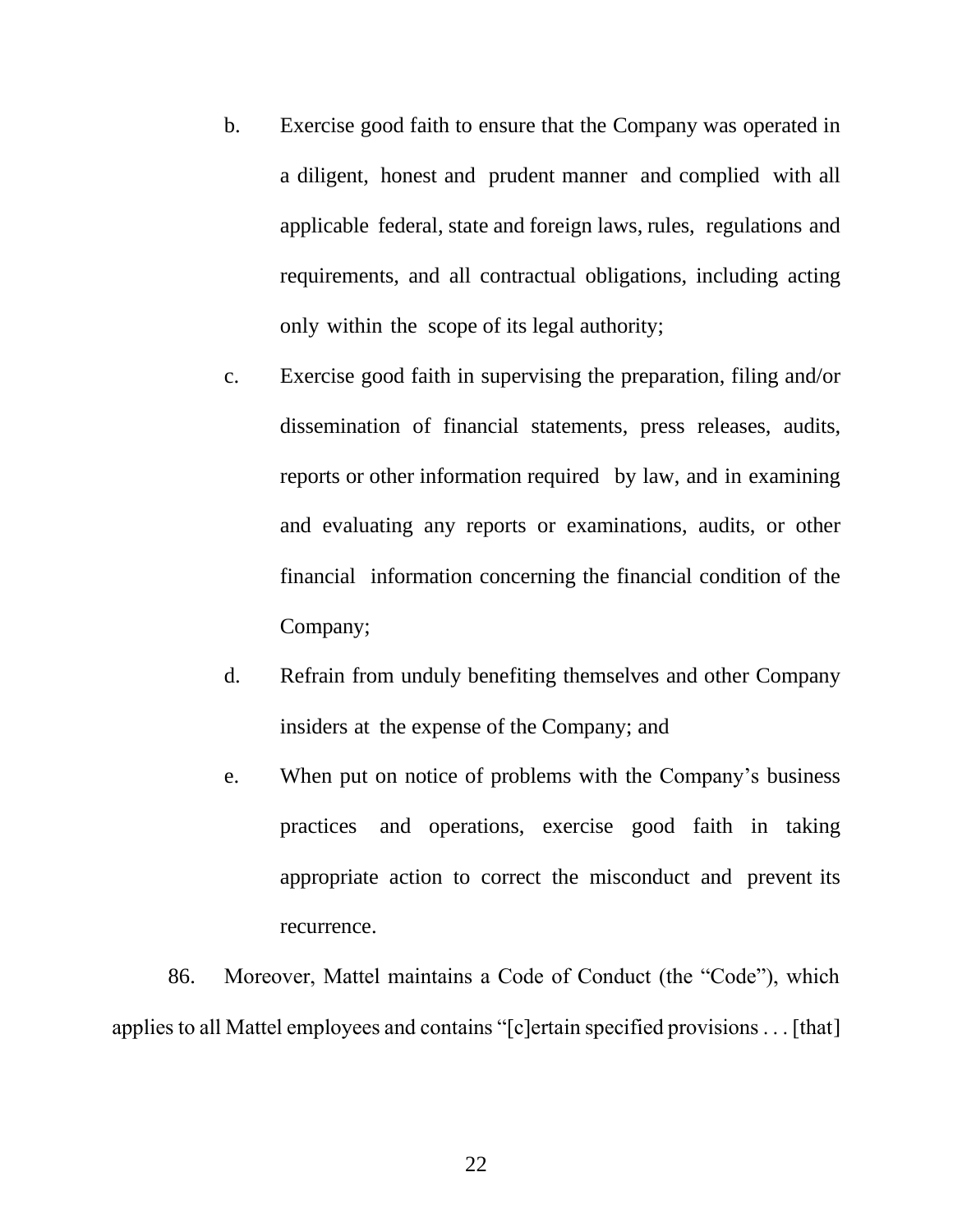b. Exercise good faith to ensure that the Company was operated in a diligent, honest and prudent manner and complied with all applicable federal, state and foreign laws, rules, regulations and requirements, and all contractual obligations, including acting only within the scope of its legal authority;

c. Exercise good faith in supervising the preparation, filing and/or dissemination of financial statements, press releases, audits, reports or other information required by law, and in examining and evaluating any reports or examinations, audits, or other financial information concerning the financial condition of the Company;

d. Refrain from unduly benefiting themselves and other Company insiders at the expense of the Company; and

e. When put on notice of problems with the Company's business practices and operations, exercise good faith in taking appropriate action to correct the misconduct and prevent its recurrence.

86. Moreover, Mattel maintains a Code of Conduct (the "Code"), which applies to all Mattel employees and contains "[c]ertain specified provisions . . . [that]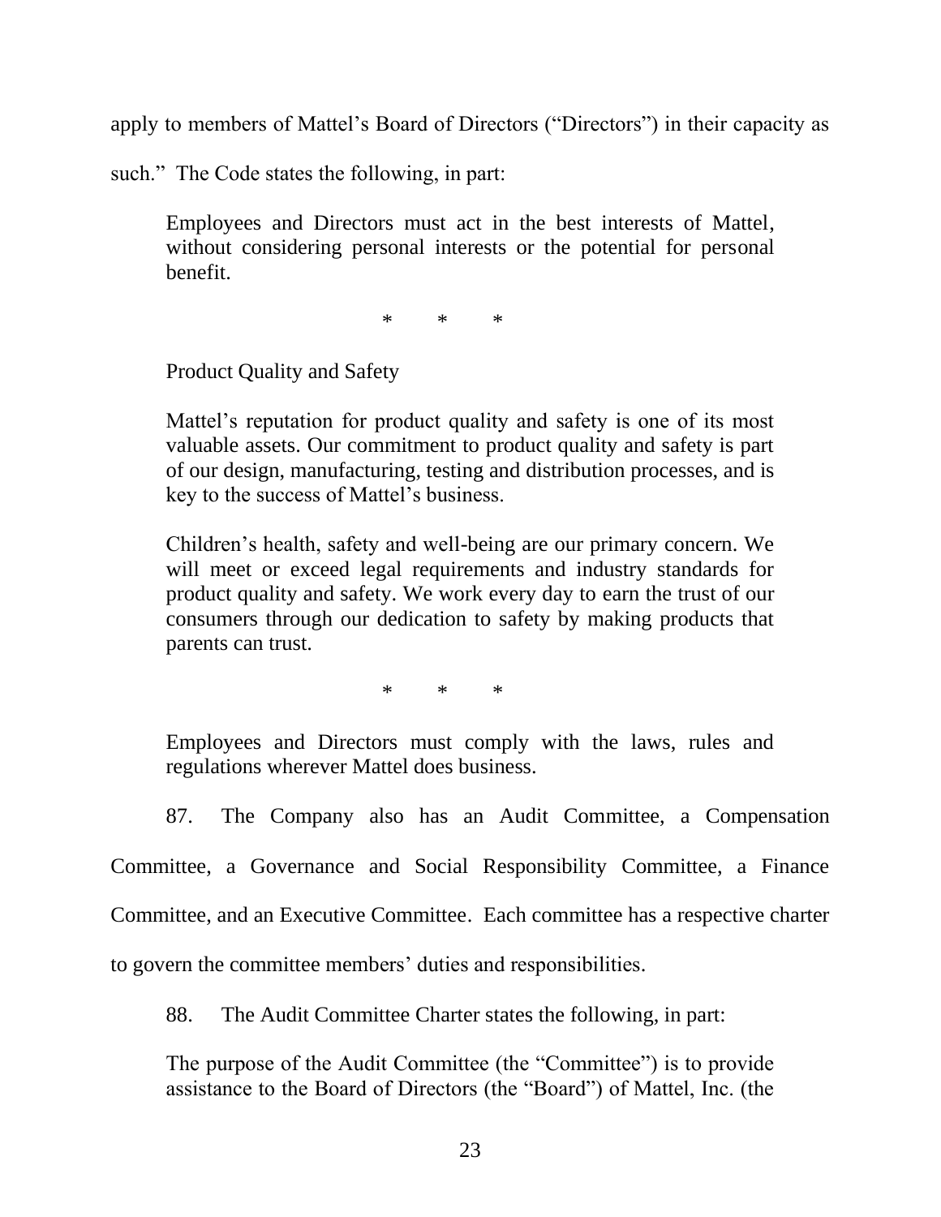apply to members of Mattel's Board of Directors ("Directors") in their capacity as such." The Code states the following, in part:

> Employees and Directors must act in the best interests of Mattel, without considering personal interests or the potential for personal benefit.
>
> \*  \*  \*
>
> Product Quality and Safety
>
> Mattel's reputation for product quality and safety is one of its most valuable assets. Our commitment to product quality and safety is part of our design, manufacturing, testing and distribution processes, and is key to the success of Mattel's business.
>
> Children's health, safety and well-being are our primary concern. We will meet or exceed legal requirements and industry standards for product quality and safety. We work every day to earn the trust of our consumers through our dedication to safety by making products that parents can trust.
>
> \*  \*  \*
>
> Employees and Directors must comply with the laws, rules and regulations wherever Mattel does business.

87. The Company also has an Audit Committee, a Compensation Committee, a Governance and Social Responsibility Committee, a Finance Committee, and an Executive Committee. Each committee has a respective charter to govern the committee members' duties and responsibilities.

88. The Audit Committee Charter states the following, in part:

> The purpose of the Audit Committee (the "Committee") is to provide assistance to the Board of Directors (the "Board") of Mattel, Inc. (the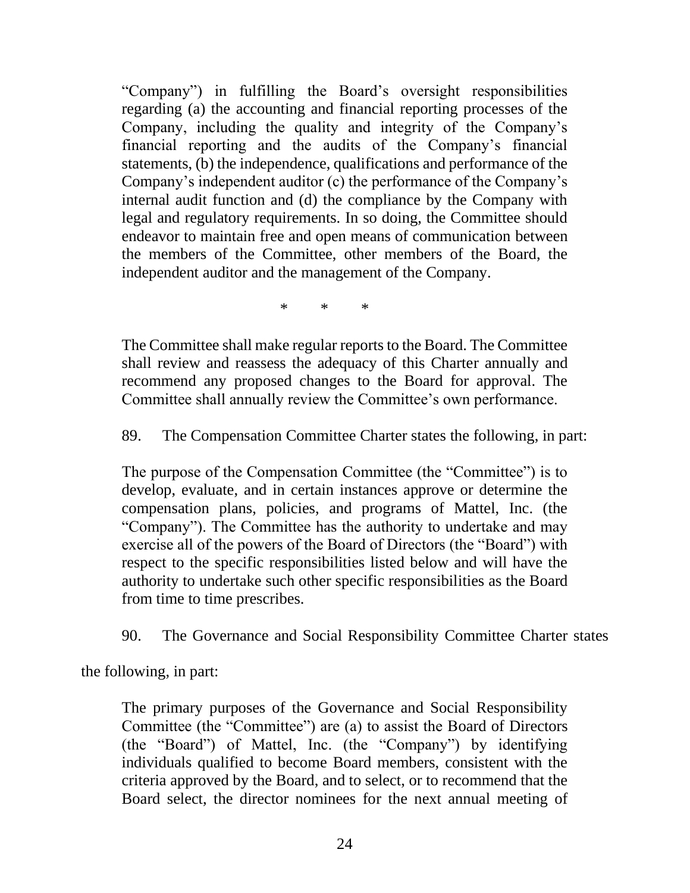> "Company") in fulfilling the Board's oversight responsibilities regarding (a) the accounting and financial reporting processes of the Company, including the quality and integrity of the Company's financial reporting and the audits of the Company's financial statements, (b) the independence, qualifications and performance of the Company's independent auditor (c) the performance of the Company's internal audit function and (d) the compliance by the Company with legal and regulatory requirements. In so doing, the Committee should endeavor to maintain free and open means of communication between the members of the Committee, other members of the Board, the independent auditor and the management of the Company.
>
> \* \* \*
>
> The Committee shall make regular reports to the Board. The Committee shall review and reassess the adequacy of this Charter annually and recommend any proposed changes to the Board for approval. The Committee shall annually review the Committee's own performance.

89. The Compensation Committee Charter states the following, in part:

> The purpose of the Compensation Committee (the "Committee") is to develop, evaluate, and in certain instances approve or determine the compensation plans, policies, and programs of Mattel, Inc. (the "Company"). The Committee has the authority to undertake and may exercise all of the powers of the Board of Directors (the "Board") with respect to the specific responsibilities listed below and will have the authority to undertake such other specific responsibilities as the Board from time to time prescribes.

90. The Governance and Social Responsibility Committee Charter states the following, in part:

> The primary purposes of the Governance and Social Responsibility Committee (the "Committee") are (a) to assist the Board of Directors (the "Board") of Mattel, Inc. (the "Company") by identifying individuals qualified to become Board members, consistent with the criteria approved by the Board, and to select, or to recommend that the Board select, the director nominees for the next annual meeting of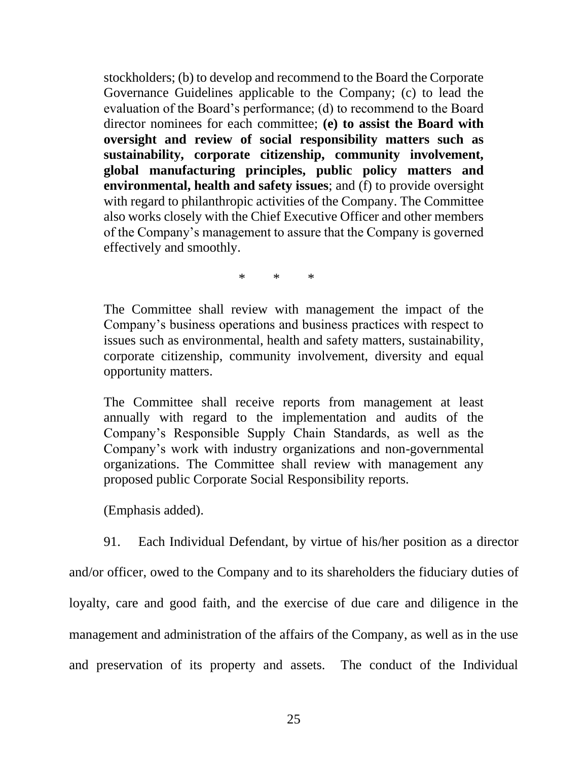stockholders; (b) to develop and recommend to the Board the Corporate Governance Guidelines applicable to the Company; (c) to lead the evaluation of the Board's performance; (d) to recommend to the Board director nominees for each committee; **(e) to assist the Board with oversight and review of social responsibility matters such as sustainability, corporate citizenship, community involvement, global manufacturing principles, public policy matters and environmental, health and safety issues**; and (f) to provide oversight with regard to philanthropic activities of the Company. The Committee also works closely with the Chief Executive Officer and other members of the Company's management to assure that the Company is governed effectively and smoothly.

\* \* \*

The Committee shall review with management the impact of the Company's business operations and business practices with respect to issues such as environmental, health and safety matters, sustainability, corporate citizenship, community involvement, diversity and equal opportunity matters.

The Committee shall receive reports from management at least annually with regard to the implementation and audits of the Company's Responsible Supply Chain Standards, as well as the Company's work with industry organizations and non-governmental organizations. The Committee shall review with management any proposed public Corporate Social Responsibility reports.

(Emphasis added).

91. Each Individual Defendant, by virtue of his/her position as a director and/or officer, owed to the Company and to its shareholders the fiduciary duties of loyalty, care and good faith, and the exercise of due care and diligence in the management and administration of the affairs of the Company, as well as in the use and preservation of its property and assets. The conduct of the Individual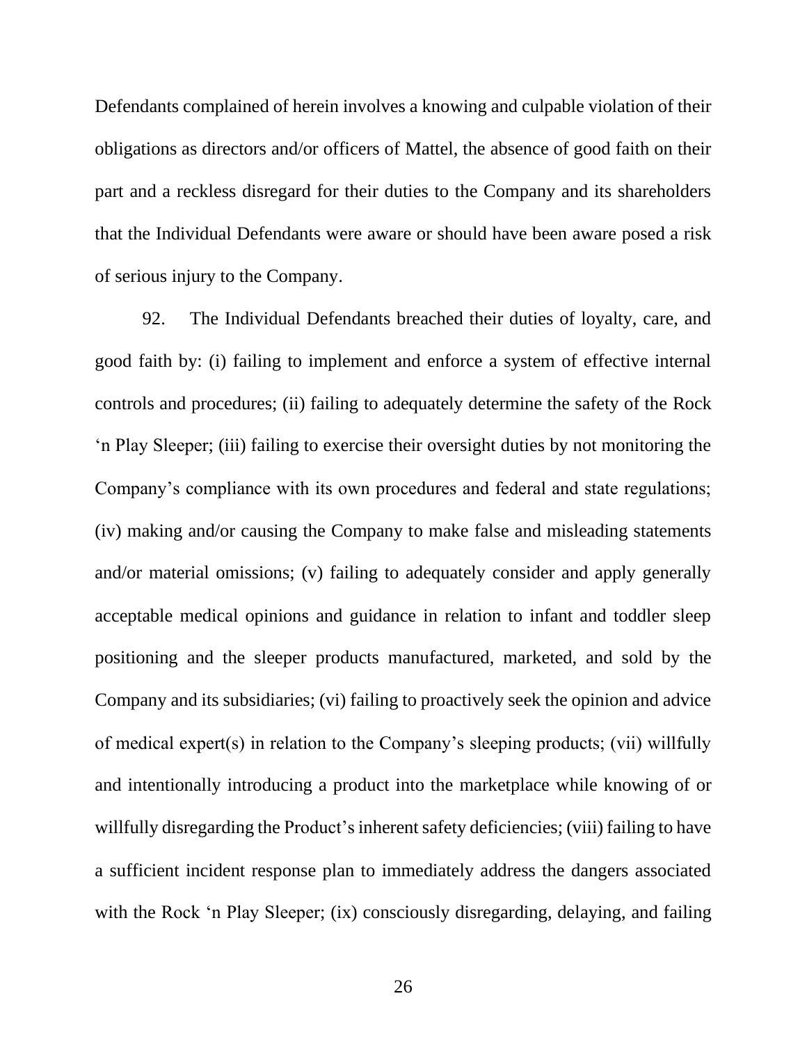Defendants complained of herein involves a knowing and culpable violation of their obligations as directors and/or officers of Mattel, the absence of good faith on their part and a reckless disregard for their duties to the Company and its shareholders that the Individual Defendants were aware or should have been aware posed a risk of serious injury to the Company.

92. The Individual Defendants breached their duties of loyalty, care, and good faith by: (i) failing to implement and enforce a system of effective internal controls and procedures; (ii) failing to adequately determine the safety of the Rock 'n Play Sleeper; (iii) failing to exercise their oversight duties by not monitoring the Company's compliance with its own procedures and federal and state regulations; (iv) making and/or causing the Company to make false and misleading statements and/or material omissions; (v) failing to adequately consider and apply generally acceptable medical opinions and guidance in relation to infant and toddler sleep positioning and the sleeper products manufactured, marketed, and sold by the Company and its subsidiaries; (vi) failing to proactively seek the opinion and advice of medical expert(s) in relation to the Company's sleeping products; (vii) willfully and intentionally introducing a product into the marketplace while knowing of or willfully disregarding the Product's inherent safety deficiencies; (viii) failing to have a sufficient incident response plan to immediately address the dangers associated with the Rock 'n Play Sleeper; (ix) consciously disregarding, delaying, and failing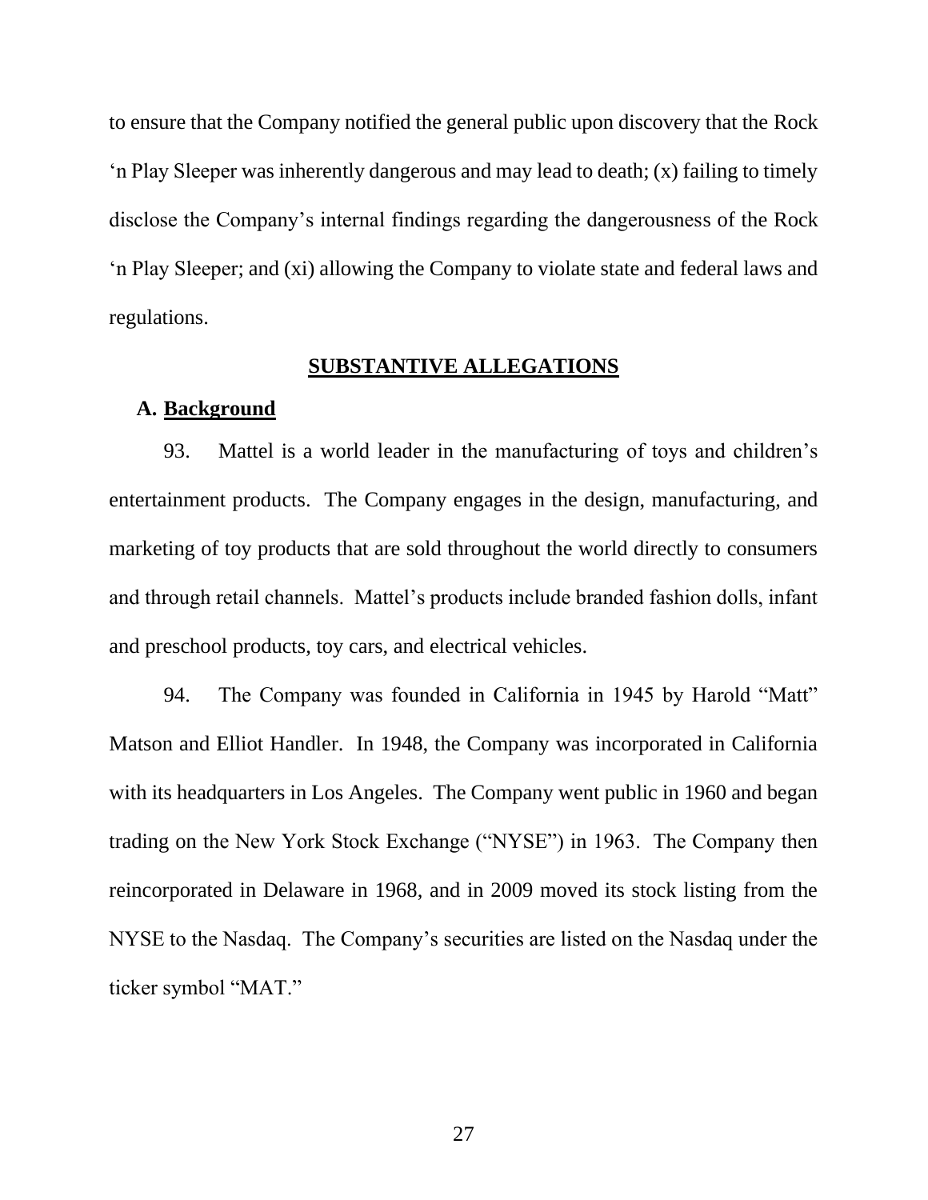to ensure that the Company notified the general public upon discovery that the Rock 'n Play Sleeper was inherently dangerous and may lead to death; (x) failing to timely disclose the Company's internal findings regarding the dangerousness of the Rock 'n Play Sleeper; and (xi) allowing the Company to violate state and federal laws and regulations.

## SUBSTANTIVE ALLEGATIONS

### A. Background

93. Mattel is a world leader in the manufacturing of toys and children's entertainment products. The Company engages in the design, manufacturing, and marketing of toy products that are sold throughout the world directly to consumers and through retail channels. Mattel's products include branded fashion dolls, infant and preschool products, toy cars, and electrical vehicles.

94. The Company was founded in California in 1945 by Harold "Matt" Matson and Elliot Handler. In 1948, the Company was incorporated in California with its headquarters in Los Angeles. The Company went public in 1960 and began trading on the New York Stock Exchange ("NYSE") in 1963. The Company then reincorporated in Delaware in 1968, and in 2009 moved its stock listing from the NYSE to the Nasdaq. The Company's securities are listed on the Nasdaq under the ticker symbol "MAT."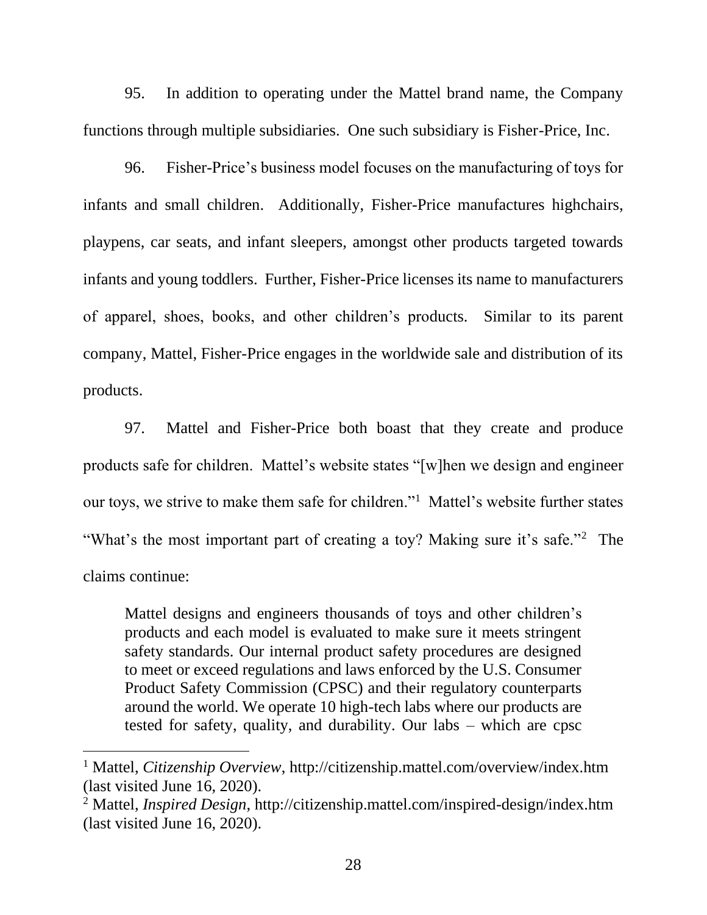95. In addition to operating under the Mattel brand name, the Company functions through multiple subsidiaries. One such subsidiary is Fisher-Price, Inc.

96. Fisher-Price's business model focuses on the manufacturing of toys for infants and small children. Additionally, Fisher-Price manufactures highchairs, playpens, car seats, and infant sleepers, amongst other products targeted towards infants and young toddlers. Further, Fisher-Price licenses its name to manufacturers of apparel, shoes, books, and other children's products. Similar to its parent company, Mattel, Fisher-Price engages in the worldwide sale and distribution of its products.

97. Mattel and Fisher-Price both boast that they create and produce products safe for children. Mattel's website states "[w]hen we design and engineer our toys, we strive to make them safe for children."[1] Mattel's website further states "What's the most important part of creating a toy? Making sure it's safe."[2] The claims continue:

> Mattel designs and engineers thousands of toys and other children's products and each model is evaluated to make sure it meets stringent safety standards. Our internal product safety procedures are designed to meet or exceed regulations and laws enforced by the U.S. Consumer Product Safety Commission (CPSC) and their regulatory counterparts around the world. We operate 10 high-tech labs where our products are tested for safety, quality, and durability. Our labs – which are cpsc

---

[1] Mattel, *Citizenship Overview*, http://citizenship.mattel.com/overview/index.htm (last visited June 16, 2020).

[2] Mattel, *Inspired Design*, http://citizenship.mattel.com/inspired-design/index.htm (last visited June 16, 2020).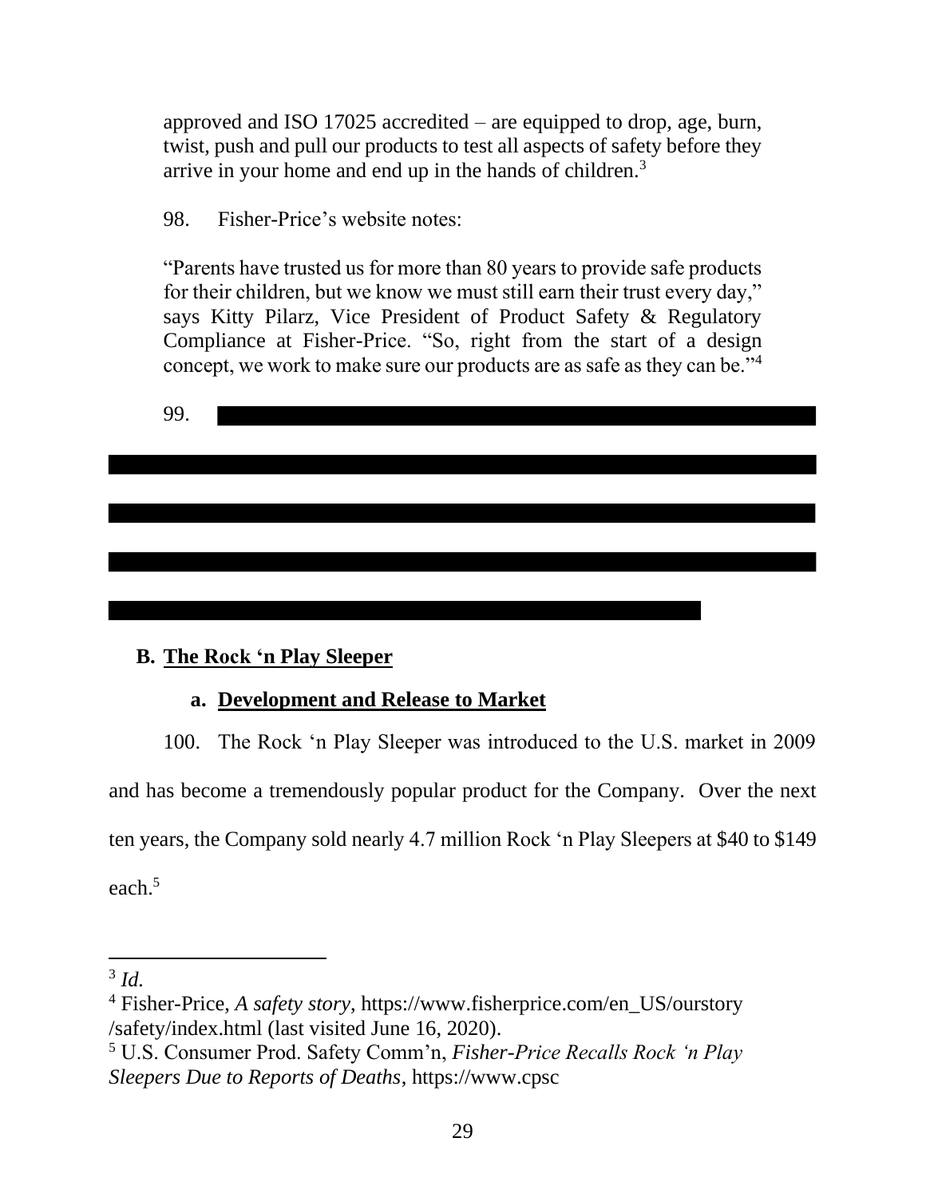approved and ISO 17025 accredited – are equipped to drop, age, burn, twist, push and pull our products to test all aspects of safety before they arrive in your home and end up in the hands of children.[3]

98. Fisher-Price's website notes:

> "Parents have trusted us for more than 80 years to provide safe products for their children, but we know we must still earn their trust every day," says Kitty Pilarz, Vice President of Product Safety & Regulatory Compliance at Fisher-Price. "So, right from the start of a design concept, we work to make sure our products are as safe as they can be."[4]

99. [REDACTED]

### B. The Rock 'n Play Sleeper

#### a. Development and Release to Market

100. The Rock 'n Play Sleeper was introduced to the U.S. market in 2009 and has become a tremendously popular product for the Company. Over the next ten years, the Company sold nearly 4.7 million Rock 'n Play Sleepers at $40 to $149 each.[5]

---

[3] *Id.*

[4] Fisher-Price, *A safety story*, https://www.fisherprice.com/en_US/ourstory /safety/index.html (last visited June 16, 2020).

[5] U.S. Consumer Prod. Safety Comm'n, *Fisher-Price Recalls Rock 'n Play Sleepers Due to Reports of Deaths*, https://www.cpsc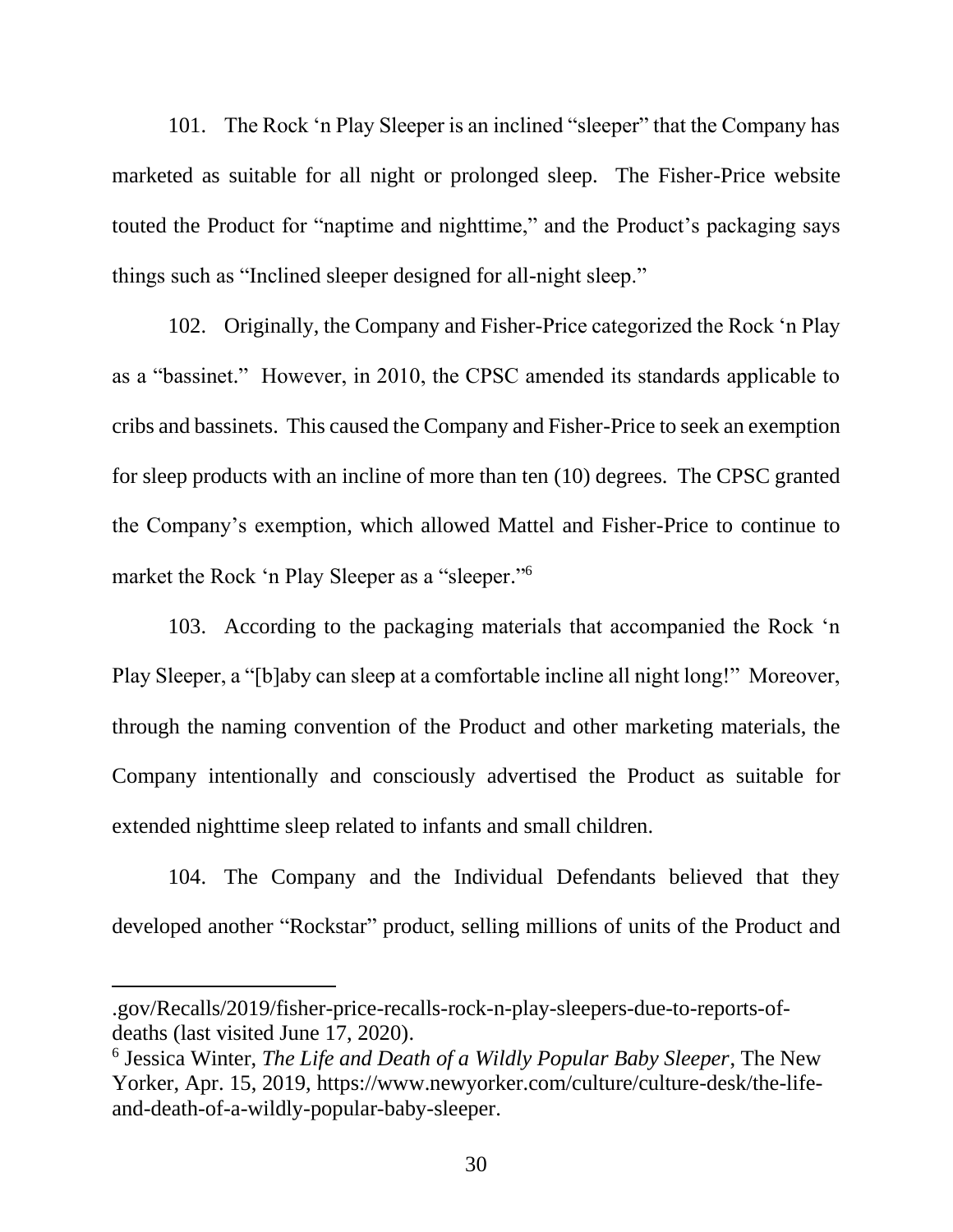101. The Rock 'n Play Sleeper is an inclined "sleeper" that the Company has marketed as suitable for all night or prolonged sleep. The Fisher-Price website touted the Product for "naptime and nighttime," and the Product's packaging says things such as "Inclined sleeper designed for all-night sleep."

102. Originally, the Company and Fisher-Price categorized the Rock 'n Play as a "bassinet." However, in 2010, the CPSC amended its standards applicable to cribs and bassinets. This caused the Company and Fisher-Price to seek an exemption for sleep products with an incline of more than ten (10) degrees. The CPSC granted the Company's exemption, which allowed Mattel and Fisher-Price to continue to market the Rock 'n Play Sleeper as a "sleeper."[6]

103. According to the packaging materials that accompanied the Rock 'n Play Sleeper, a "[b]aby can sleep at a comfortable incline all night long!" Moreover, through the naming convention of the Product and other marketing materials, the Company intentionally and consciously advertised the Product as suitable for extended nighttime sleep related to infants and small children.

104. The Company and the Individual Defendants believed that they developed another "Rockstar" product, selling millions of units of the Product and

---

.gov/Recalls/2019/fisher-price-recalls-rock-n-play-sleepers-due-to-reports-of-deaths (last visited June 17, 2020).

[6] Jessica Winter, *The Life and Death of a Wildly Popular Baby Sleeper*, The New Yorker, Apr. 15, 2019, https://www.newyorker.com/culture/culture-desk/the-life-and-death-of-a-wildly-popular-baby-sleeper.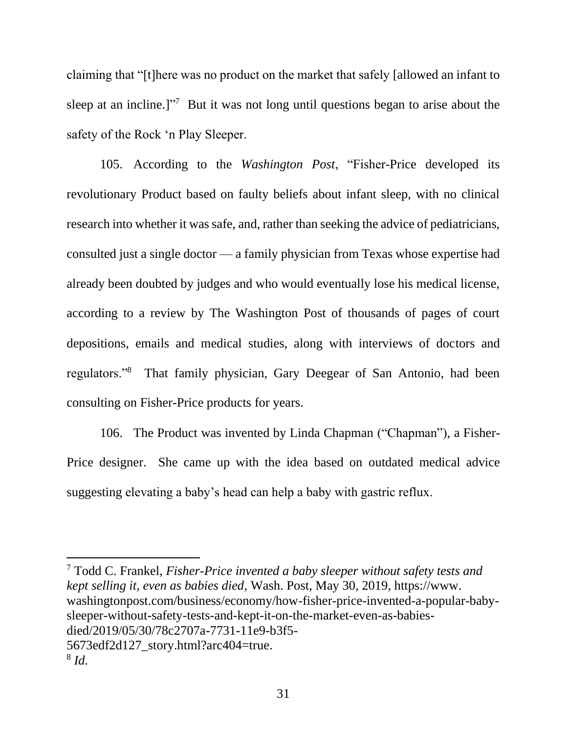claiming that "[t]here was no product on the market that safely [allowed an infant to sleep at an incline.]"[7] But it was not long until questions began to arise about the safety of the Rock 'n Play Sleeper.

105. According to the *Washington Post*, "Fisher-Price developed its revolutionary Product based on faulty beliefs about infant sleep, with no clinical research into whether it was safe, and, rather than seeking the advice of pediatricians, consulted just a single doctor — a family physician from Texas whose expertise had already been doubted by judges and who would eventually lose his medical license, according to a review by The Washington Post of thousands of pages of court depositions, emails and medical studies, along with interviews of doctors and regulators."[8] That family physician, Gary Deegear of San Antonio, had been consulting on Fisher-Price products for years.

106. The Product was invented by Linda Chapman ("Chapman"), a Fisher-Price designer. She came up with the idea based on outdated medical advice suggesting elevating a baby's head can help a baby with gastric reflux.

---

[7] Todd C. Frankel, *Fisher-Price invented a baby sleeper without safety tests and kept selling it, even as babies died*, Wash. Post, May 30, 2019, https://www.washingtonpost.com/business/economy/how-fisher-price-invented-a-popular-baby-sleeper-without-safety-tests-and-kept-it-on-the-market-even-as-babies-died/2019/05/30/78c2707a-7731-11e9-b3f5-5673edf2d127_story.html?arc404=true.

[8] *Id.*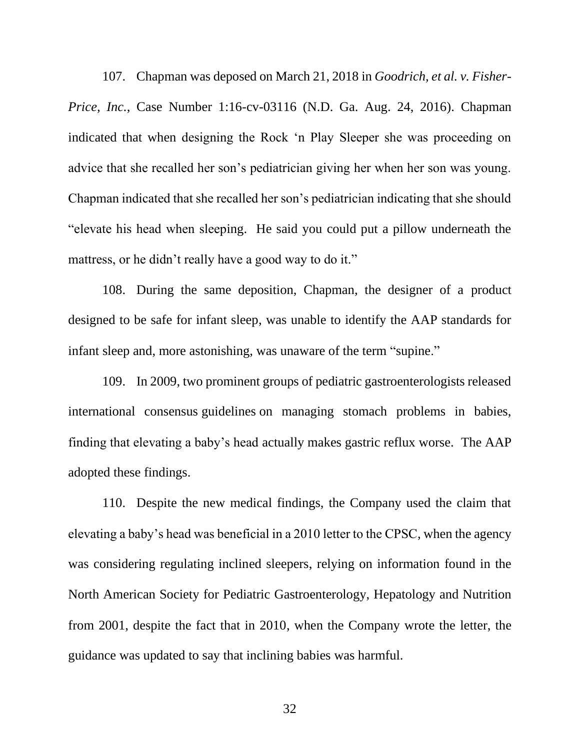107. Chapman was deposed on March 21, 2018 in *Goodrich, et al. v. Fisher-Price, Inc.*, Case Number 1:16-cv-03116 (N.D. Ga. Aug. 24, 2016). Chapman indicated that when designing the Rock 'n Play Sleeper she was proceeding on advice that she recalled her son's pediatrician giving her when her son was young. Chapman indicated that she recalled her son's pediatrician indicating that she should "elevate his head when sleeping. He said you could put a pillow underneath the mattress, or he didn't really have a good way to do it."

108. During the same deposition, Chapman, the designer of a product designed to be safe for infant sleep, was unable to identify the AAP standards for infant sleep and, more astonishing, was unaware of the term "supine."

109. In 2009, two prominent groups of pediatric gastroenterologists released international consensus guidelines on managing stomach problems in babies, finding that elevating a baby's head actually makes gastric reflux worse. The AAP adopted these findings.

110. Despite the new medical findings, the Company used the claim that elevating a baby's head was beneficial in a 2010 letter to the CPSC, when the agency was considering regulating inclined sleepers, relying on information found in the North American Society for Pediatric Gastroenterology, Hepatology and Nutrition from 2001, despite the fact that in 2010, when the Company wrote the letter, the guidance was updated to say that inclining babies was harmful.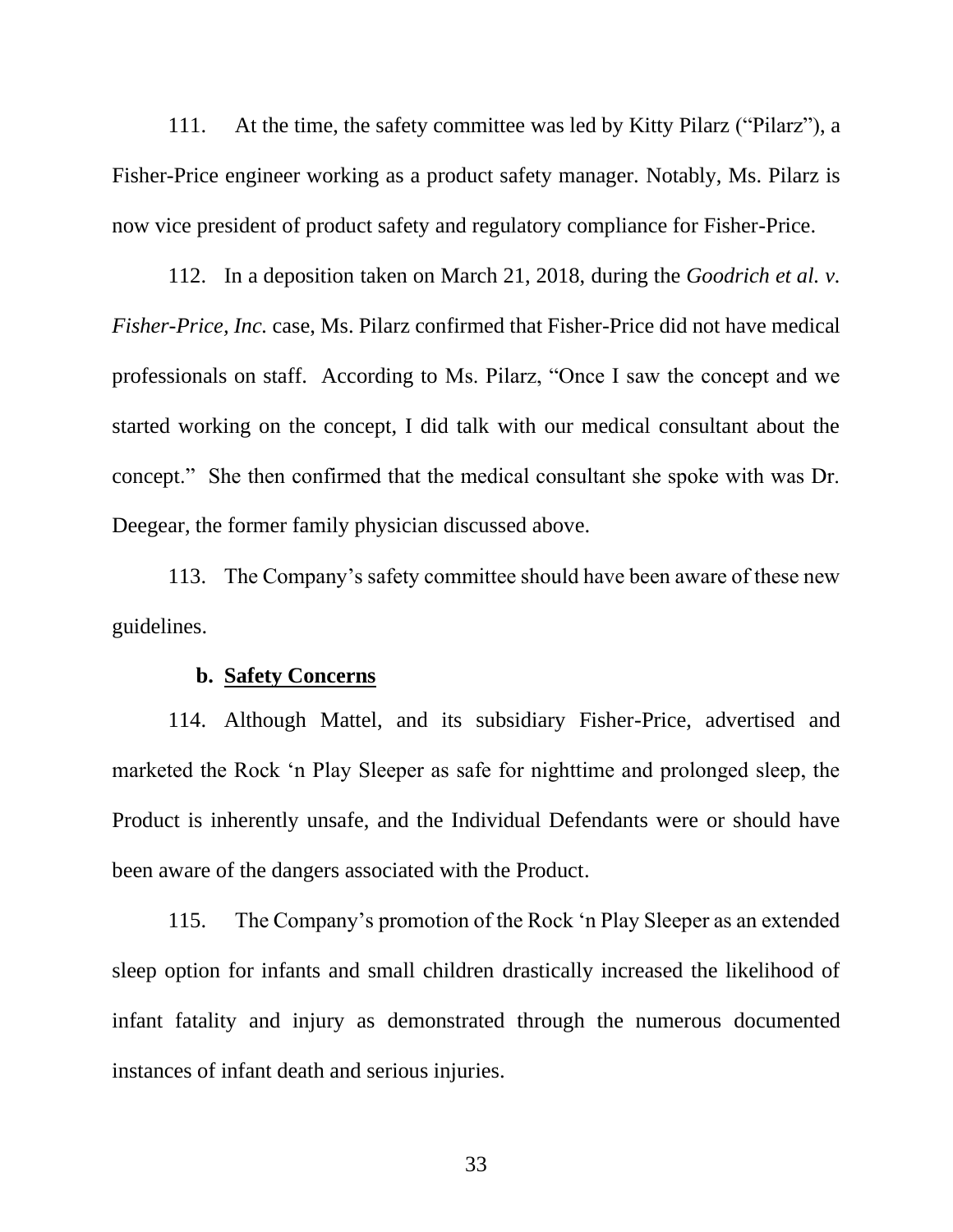111. At the time, the safety committee was led by Kitty Pilarz ("Pilarz"), a Fisher-Price engineer working as a product safety manager. Notably, Ms. Pilarz is now vice president of product safety and regulatory compliance for Fisher-Price.

112. In a deposition taken on March 21, 2018, during the *Goodrich et al. v. Fisher-Price, Inc.* case, Ms. Pilarz confirmed that Fisher-Price did not have medical professionals on staff. According to Ms. Pilarz, "Once I saw the concept and we started working on the concept, I did talk with our medical consultant about the concept." She then confirmed that the medical consultant she spoke with was Dr. Deegear, the former family physician discussed above.

113. The Company's safety committee should have been aware of these new guidelines.

**b. <u>Safety Concerns</u>**

114. Although Mattel, and its subsidiary Fisher-Price, advertised and marketed the Rock 'n Play Sleeper as safe for nighttime and prolonged sleep, the Product is inherently unsafe, and the Individual Defendants were or should have been aware of the dangers associated with the Product.

115. The Company's promotion of the Rock 'n Play Sleeper as an extended sleep option for infants and small children drastically increased the likelihood of infant fatality and injury as demonstrated through the numerous documented instances of infant death and serious injuries.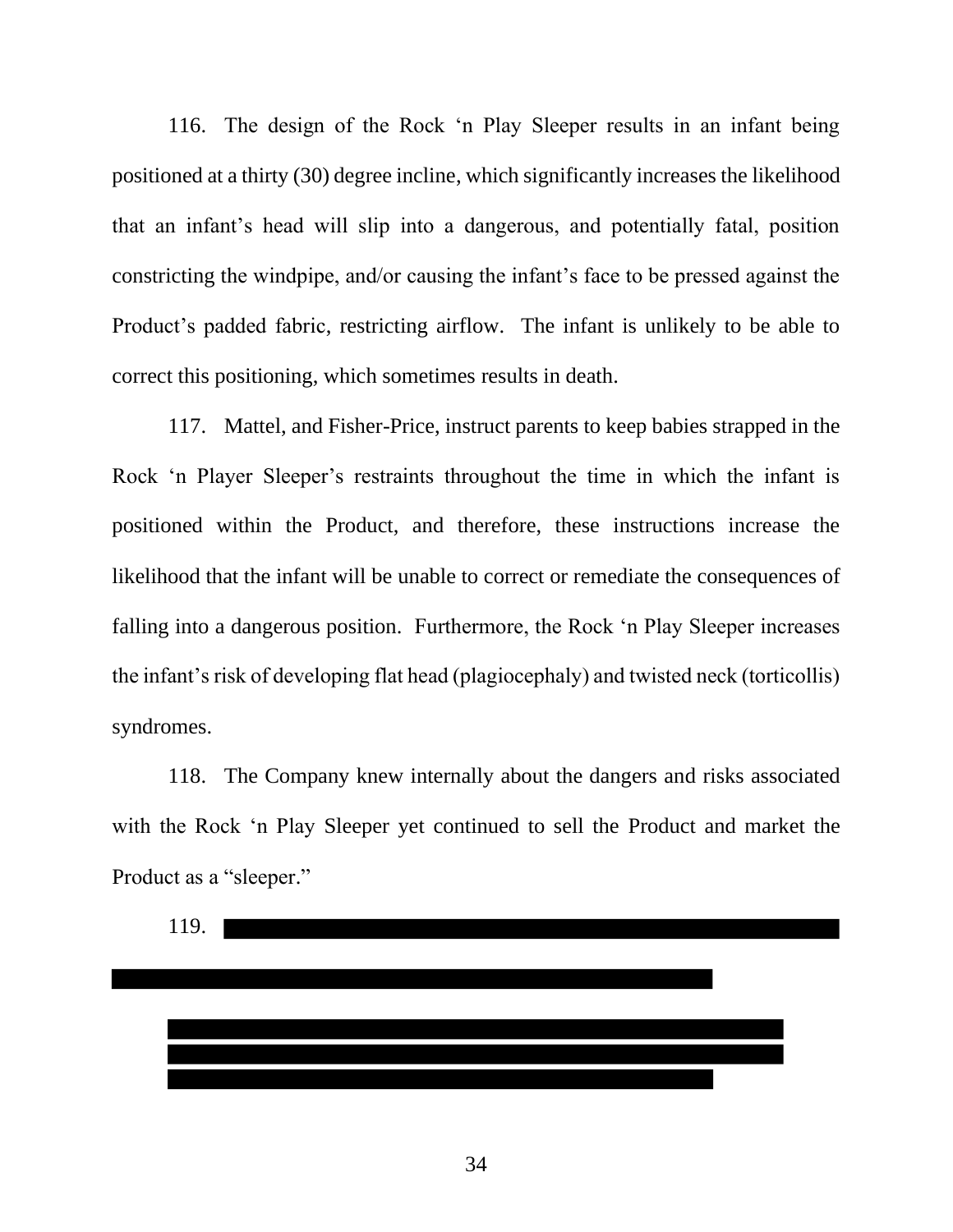116. The design of the Rock 'n Play Sleeper results in an infant being positioned at a thirty (30) degree incline, which significantly increases the likelihood that an infant's head will slip into a dangerous, and potentially fatal, position constricting the windpipe, and/or causing the infant's face to be pressed against the Product's padded fabric, restricting airflow. The infant is unlikely to be able to correct this positioning, which sometimes results in death.

117. Mattel, and Fisher-Price, instruct parents to keep babies strapped in the Rock 'n Player Sleeper's restraints throughout the time in which the infant is positioned within the Product, and therefore, these instructions increase the likelihood that the infant will be unable to correct or remediate the consequences of falling into a dangerous position. Furthermore, the Rock 'n Play Sleeper increases the infant's risk of developing flat head (plagiocephaly) and twisted neck (torticollis) syndromes.

118. The Company knew internally about the dangers and risks associated with the Rock 'n Play Sleeper yet continued to sell the Product and market the Product as a "sleeper."

119. [REDACTED]

> [REDACTED]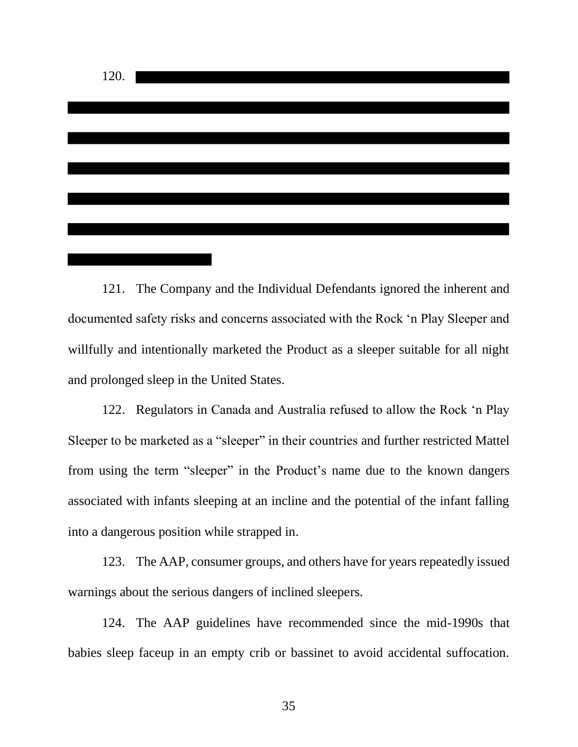120. ██████████████████████████████████████████████████████████████████████████████████████████████████████████████████████████████████████████████████████████████████████████████████████████████████████████████████████████████████████████████████████████████████████████████████████████

121. The Company and the Individual Defendants ignored the inherent and documented safety risks and concerns associated with the Rock 'n Play Sleeper and willfully and intentionally marketed the Product as a sleeper suitable for all night and prolonged sleep in the United States.

122. Regulators in Canada and Australia refused to allow the Rock 'n Play Sleeper to be marketed as a "sleeper" in their countries and further restricted Mattel from using the term "sleeper" in the Product's name due to the known dangers associated with infants sleeping at an incline and the potential of the infant falling into a dangerous position while strapped in.

123. The AAP, consumer groups, and others have for years repeatedly issued warnings about the serious dangers of inclined sleepers.

124. The AAP guidelines have recommended since the mid-1990s that babies sleep faceup in an empty crib or bassinet to avoid accidental suffocation.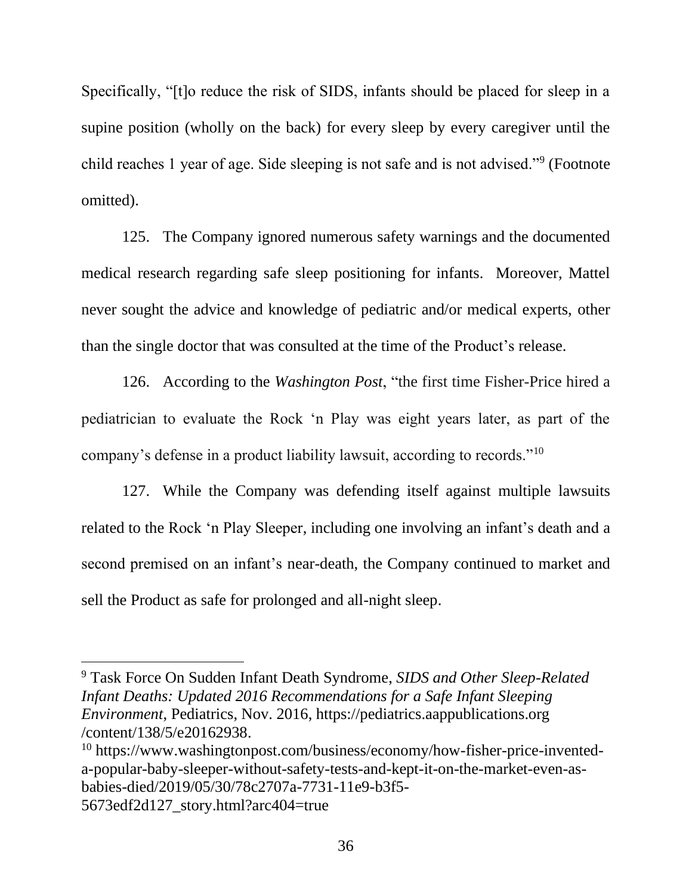Specifically, "[t]o reduce the risk of SIDS, infants should be placed for sleep in a supine position (wholly on the back) for every sleep by every caregiver until the child reaches 1 year of age. Side sleeping is not safe and is not advised."[9] (Footnote omitted).

125. The Company ignored numerous safety warnings and the documented medical research regarding safe sleep positioning for infants. Moreover, Mattel never sought the advice and knowledge of pediatric and/or medical experts, other than the single doctor that was consulted at the time of the Product's release.

126. According to the *Washington Post*, "the first time Fisher-Price hired a pediatrician to evaluate the Rock 'n Play was eight years later, as part of the company's defense in a product liability lawsuit, according to records."[10]

127. While the Company was defending itself against multiple lawsuits related to the Rock 'n Play Sleeper, including one involving an infant's death and a second premised on an infant's near-death, the Company continued to market and sell the Product as safe for prolonged and all-night sleep.

---

[9] Task Force On Sudden Infant Death Syndrome, *SIDS and Other Sleep-Related Infant Deaths: Updated 2016 Recommendations for a Safe Infant Sleeping Environment*, Pediatrics, Nov. 2016, https://pediatrics.aappublications.org /content/138/5/e20162938.

[10] https://www.washingtonpost.com/business/economy/how-fisher-price-invented-a-popular-baby-sleeper-without-safety-tests-and-kept-it-on-the-market-even-as-babies-died/2019/05/30/78c2707a-7731-11e9-b3f5-5673edf2d127_story.html?arc404=true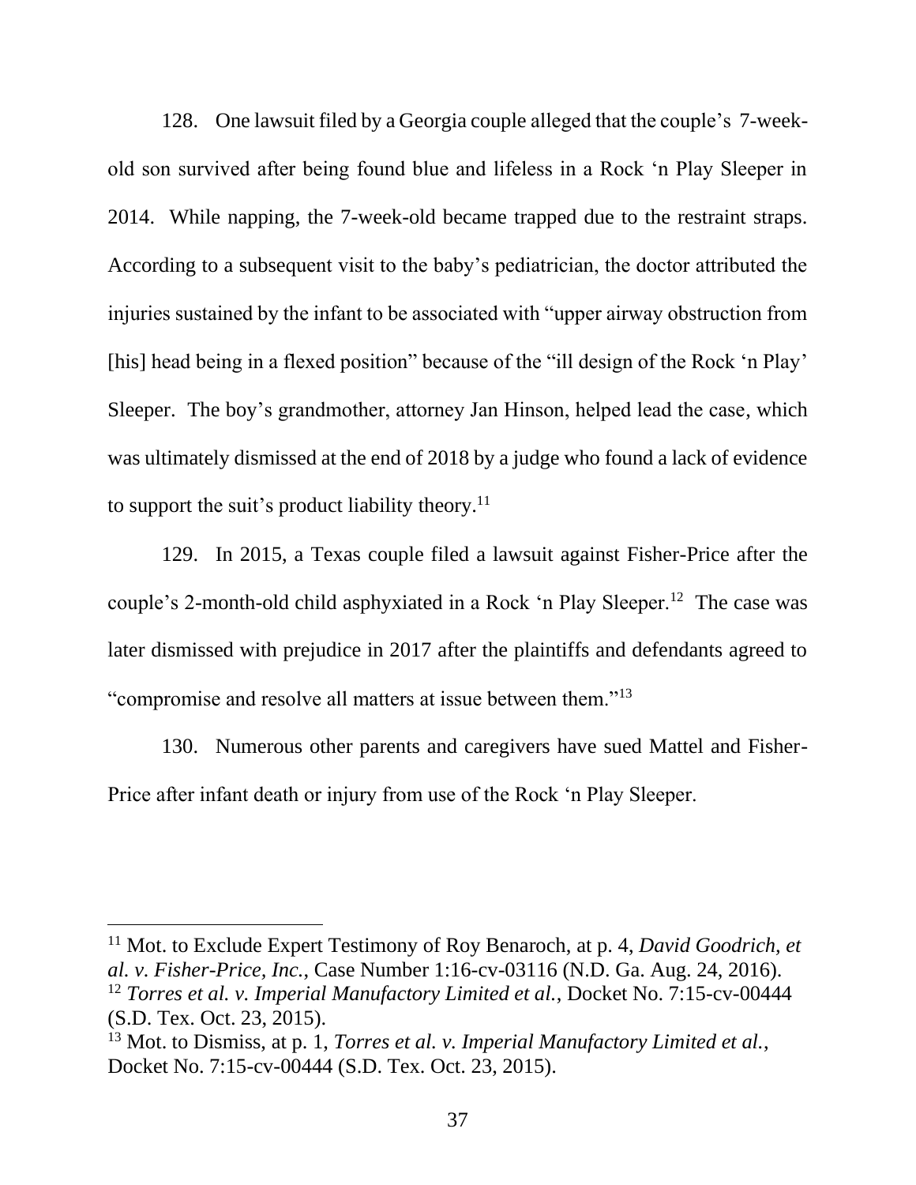128. One lawsuit filed by a Georgia couple alleged that the couple's 7-week-old son survived after being found blue and lifeless in a Rock 'n Play Sleeper in 2014. While napping, the 7-week-old became trapped due to the restraint straps. According to a subsequent visit to the baby's pediatrician, the doctor attributed the injuries sustained by the infant to be associated with "upper airway obstruction from [his] head being in a flexed position" because of the "ill design of the Rock 'n Play' Sleeper. The boy's grandmother, attorney Jan Hinson, helped lead the case, which was ultimately dismissed at the end of 2018 by a judge who found a lack of evidence to support the suit's product liability theory.[11]

129. In 2015, a Texas couple filed a lawsuit against Fisher-Price after the couple's 2-month-old child asphyxiated in a Rock 'n Play Sleeper.[12] The case was later dismissed with prejudice in 2017 after the plaintiffs and defendants agreed to "compromise and resolve all matters at issue between them."[13]

130. Numerous other parents and caregivers have sued Mattel and Fisher-Price after infant death or injury from use of the Rock 'n Play Sleeper.

---

[11] Mot. to Exclude Expert Testimony of Roy Benaroch, at p. 4, *David Goodrich, et al. v. Fisher-Price, Inc.*, Case Number 1:16-cv-03116 (N.D. Ga. Aug. 24, 2016).

[12] *Torres et al. v. Imperial Manufactory Limited et al.*, Docket No. 7:15-cv-00444 (S.D. Tex. Oct. 23, 2015).

[13] Mot. to Dismiss, at p. 1, *Torres et al. v. Imperial Manufactory Limited et al.*, Docket No. 7:15-cv-00444 (S.D. Tex. Oct. 23, 2015).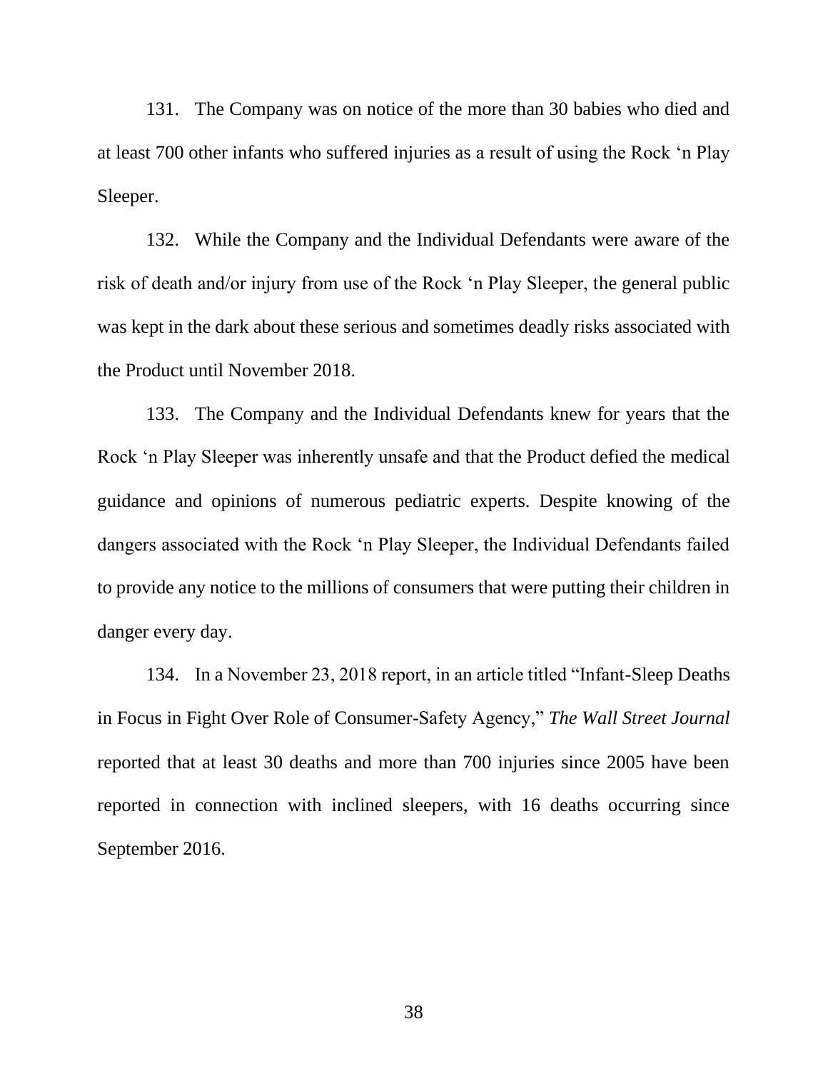131. The Company was on notice of the more than 30 babies who died and at least 700 other infants who suffered injuries as a result of using the Rock 'n Play Sleeper.

132. While the Company and the Individual Defendants were aware of the risk of death and/or injury from use of the Rock 'n Play Sleeper, the general public was kept in the dark about these serious and sometimes deadly risks associated with the Product until November 2018.

133. The Company and the Individual Defendants knew for years that the Rock 'n Play Sleeper was inherently unsafe and that the Product defied the medical guidance and opinions of numerous pediatric experts. Despite knowing of the dangers associated with the Rock 'n Play Sleeper, the Individual Defendants failed to provide any notice to the millions of consumers that were putting their children in danger every day.

134. In a November 23, 2018 report, in an article titled "Infant-Sleep Deaths in Focus in Fight Over Role of Consumer-Safety Agency," *The Wall Street Journal* reported that at least 30 deaths and more than 700 injuries since 2005 have been reported in connection with inclined sleepers, with 16 deaths occurring since September 2016.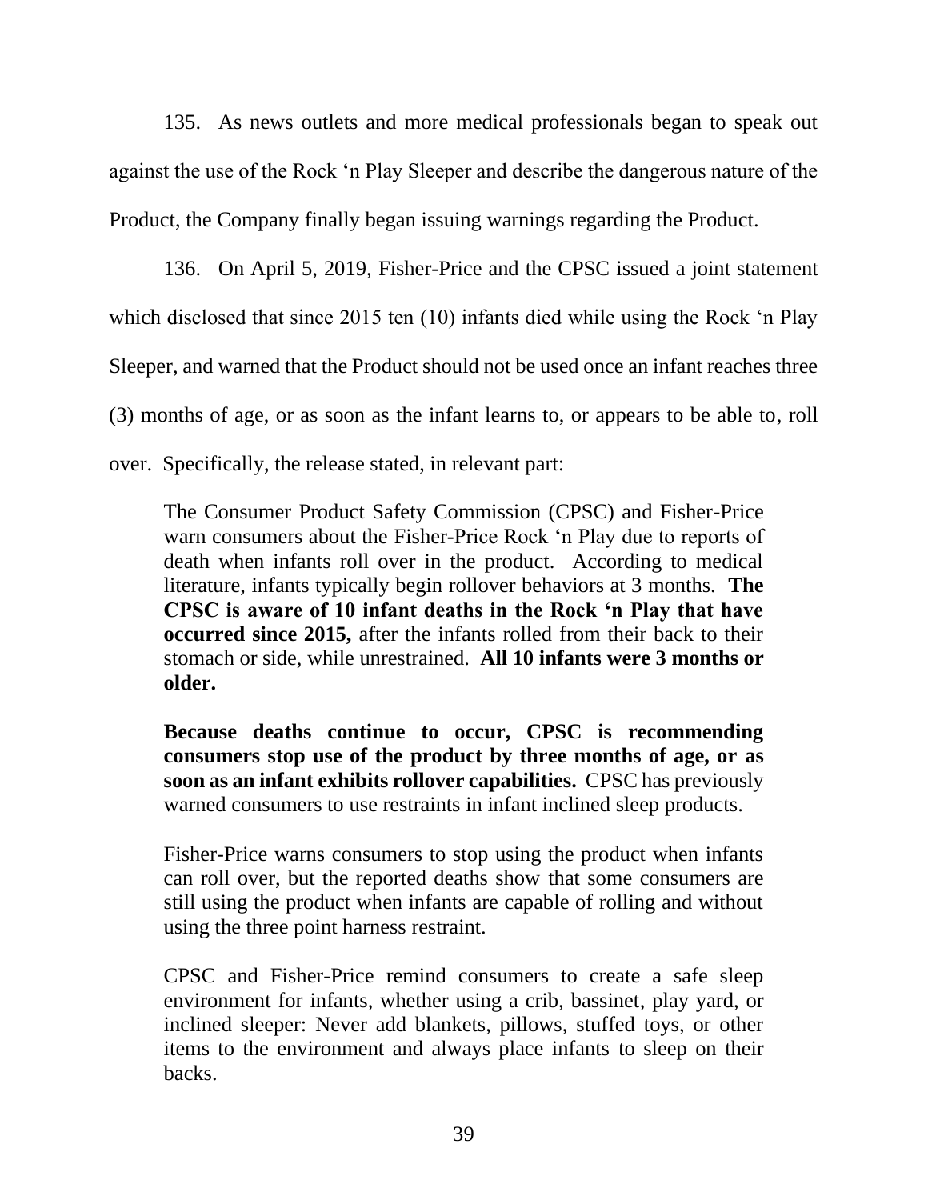135. As news outlets and more medical professionals began to speak out against the use of the Rock 'n Play Sleeper and describe the dangerous nature of the Product, the Company finally began issuing warnings regarding the Product.

136. On April 5, 2019, Fisher-Price and the CPSC issued a joint statement which disclosed that since 2015 ten (10) infants died while using the Rock 'n Play Sleeper, and warned that the Product should not be used once an infant reaches three (3) months of age, or as soon as the infant learns to, or appears to be able to, roll over. Specifically, the release stated, in relevant part:

> The Consumer Product Safety Commission (CPSC) and Fisher-Price warn consumers about the Fisher-Price Rock 'n Play due to reports of death when infants roll over in the product. According to medical literature, infants typically begin rollover behaviors at 3 months. **The CPSC is aware of 10 infant deaths in the Rock 'n Play that have occurred since 2015,** after the infants rolled from their back to their stomach or side, while unrestrained. **All 10 infants were 3 months or older.**
>
> **Because deaths continue to occur, CPSC is recommending consumers stop use of the product by three months of age, or as soon as an infant exhibits rollover capabilities.** CPSC has previously warned consumers to use restraints in infant inclined sleep products.
>
> Fisher-Price warns consumers to stop using the product when infants can roll over, but the reported deaths show that some consumers are still using the product when infants are capable of rolling and without using the three point harness restraint.
>
> CPSC and Fisher-Price remind consumers to create a safe sleep environment for infants, whether using a crib, bassinet, play yard, or inclined sleeper: Never add blankets, pillows, stuffed toys, or other items to the environment and always place infants to sleep on their backs.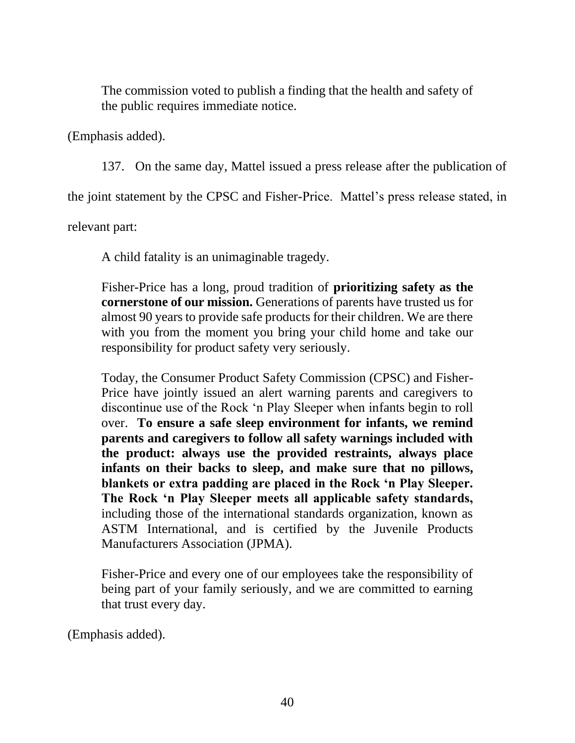> The commission voted to publish a finding that the health and safety of the public requires immediate notice.

(Emphasis added).

137. On the same day, Mattel issued a press release after the publication of the joint statement by the CPSC and Fisher-Price. Mattel's press release stated, in relevant part:

> A child fatality is an unimaginable tragedy.
>
> Fisher-Price has a long, proud tradition of **prioritizing safety as the cornerstone of our mission.** Generations of parents have trusted us for almost 90 years to provide safe products for their children. We are there with you from the moment you bring your child home and take our responsibility for product safety very seriously.
>
> Today, the Consumer Product Safety Commission (CPSC) and Fisher-Price have jointly issued an alert warning parents and caregivers to discontinue use of the Rock 'n Play Sleeper when infants begin to roll over. **To ensure a safe sleep environment for infants, we remind parents and caregivers to follow all safety warnings included with the product: always use the provided restraints, always place infants on their backs to sleep, and make sure that no pillows, blankets or extra padding are placed in the Rock 'n Play Sleeper. The Rock 'n Play Sleeper meets all applicable safety standards,** including those of the international standards organization, known as ASTM International, and is certified by the Juvenile Products Manufacturers Association (JPMA).
>
> Fisher-Price and every one of our employees take the responsibility of being part of your family seriously, and we are committed to earning that trust every day.

(Emphasis added).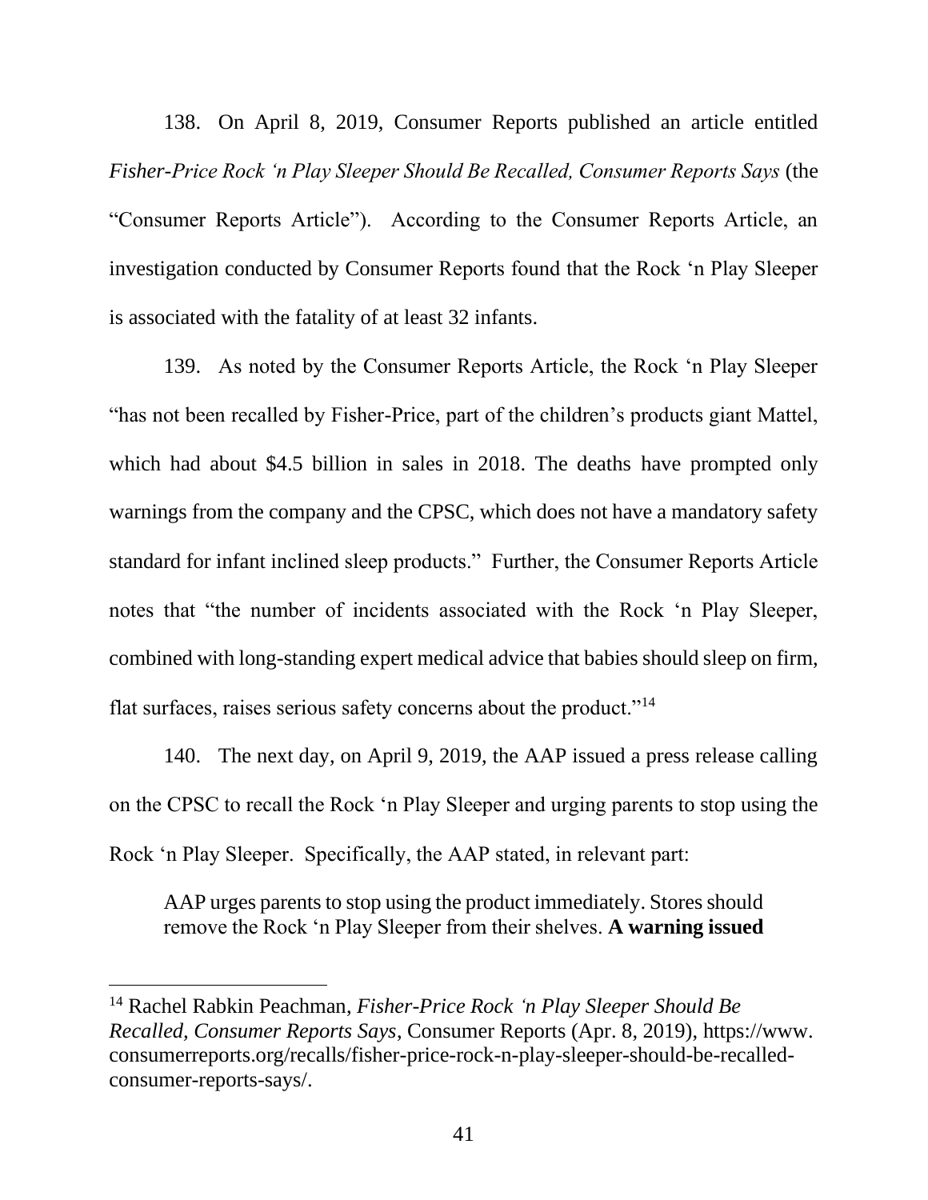138. On April 8, 2019, Consumer Reports published an article entitled *Fisher-Price Rock 'n Play Sleeper Should Be Recalled, Consumer Reports Says* (the "Consumer Reports Article"). According to the Consumer Reports Article, an investigation conducted by Consumer Reports found that the Rock 'n Play Sleeper is associated with the fatality of at least 32 infants.

139. As noted by the Consumer Reports Article, the Rock 'n Play Sleeper "has not been recalled by Fisher-Price, part of the children's products giant Mattel, which had about $4.5 billion in sales in 2018. The deaths have prompted only warnings from the company and the CPSC, which does not have a mandatory safety standard for infant inclined sleep products." Further, the Consumer Reports Article notes that "the number of incidents associated with the Rock 'n Play Sleeper, combined with long-standing expert medical advice that babies should sleep on firm, flat surfaces, raises serious safety concerns about the product."[14]

140. The next day, on April 9, 2019, the AAP issued a press release calling on the CPSC to recall the Rock 'n Play Sleeper and urging parents to stop using the Rock 'n Play Sleeper. Specifically, the AAP stated, in relevant part:

> AAP urges parents to stop using the product immediately. Stores should remove the Rock 'n Play Sleeper from their shelves. **A warning issued**

---

[14] Rachel Rabkin Peachman, *Fisher-Price Rock 'n Play Sleeper Should Be Recalled, Consumer Reports Says*, Consumer Reports (Apr. 8, 2019), https://www.consumerreports.org/recalls/fisher-price-rock-n-play-sleeper-should-be-recalled-consumer-reports-says/.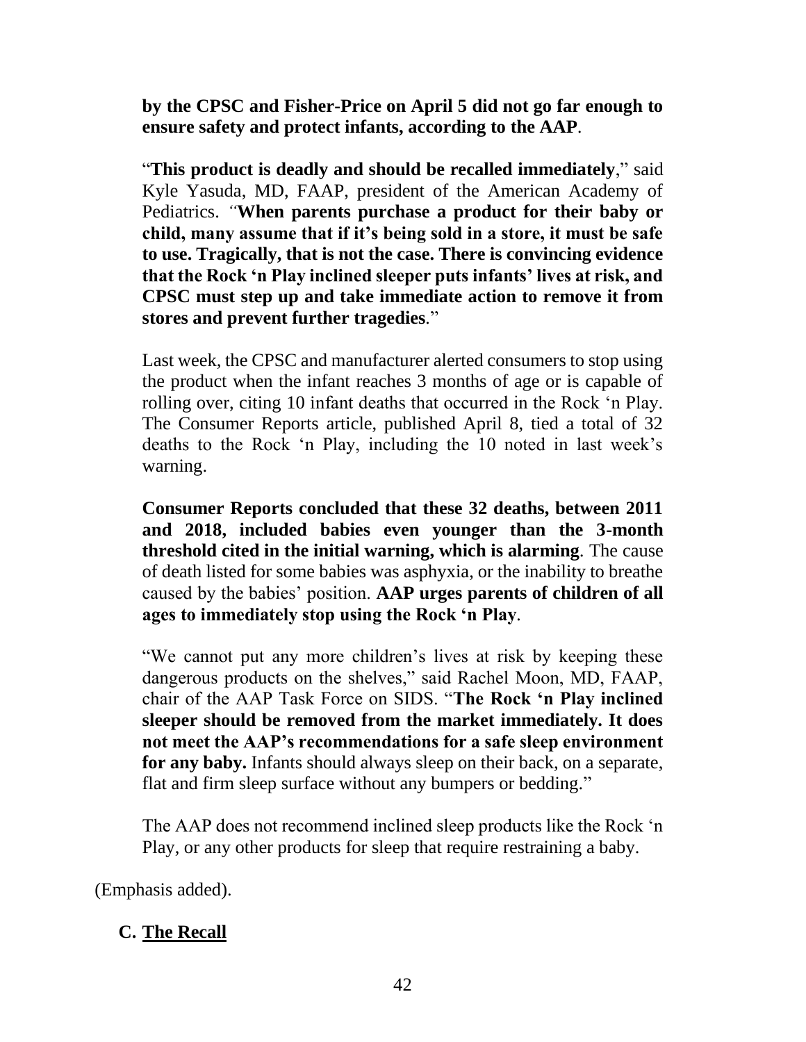**by the CPSC and Fisher-Price on April 5 did not go far enough to ensure safety and protect infants, according to the AAP**.

"**This product is deadly and should be recalled immediately**," said Kyle Yasuda, MD, FAAP, president of the American Academy of Pediatrics. "**When parents purchase a product for their baby or child, many assume that if it's being sold in a store, it must be safe to use. Tragically, that is not the case. There is convincing evidence that the Rock 'n Play inclined sleeper puts infants' lives at risk, and CPSC must step up and take immediate action to remove it from stores and prevent further tragedies**."

Last week, the CPSC and manufacturer alerted consumers to stop using the product when the infant reaches 3 months of age or is capable of rolling over, citing 10 infant deaths that occurred in the Rock 'n Play. The Consumer Reports article, published April 8, tied a total of 32 deaths to the Rock 'n Play, including the 10 noted in last week's warning.

**Consumer Reports concluded that these 32 deaths, between 2011 and 2018, included babies even younger than the 3-month threshold cited in the initial warning, which is alarming**. The cause of death listed for some babies was asphyxia, or the inability to breathe caused by the babies' position. **AAP urges parents of children of all ages to immediately stop using the Rock 'n Play**.

"We cannot put any more children's lives at risk by keeping these dangerous products on the shelves," said Rachel Moon, MD, FAAP, chair of the AAP Task Force on SIDS. "**The Rock 'n Play inclined sleeper should be removed from the market immediately. It does not meet the AAP's recommendations for a safe sleep environment for any baby.** Infants should always sleep on their back, on a separate, flat and firm sleep surface without any bumpers or bedding."

The AAP does not recommend inclined sleep products like the Rock 'n Play, or any other products for sleep that require restraining a baby.

(Emphasis added).

## C. The Recall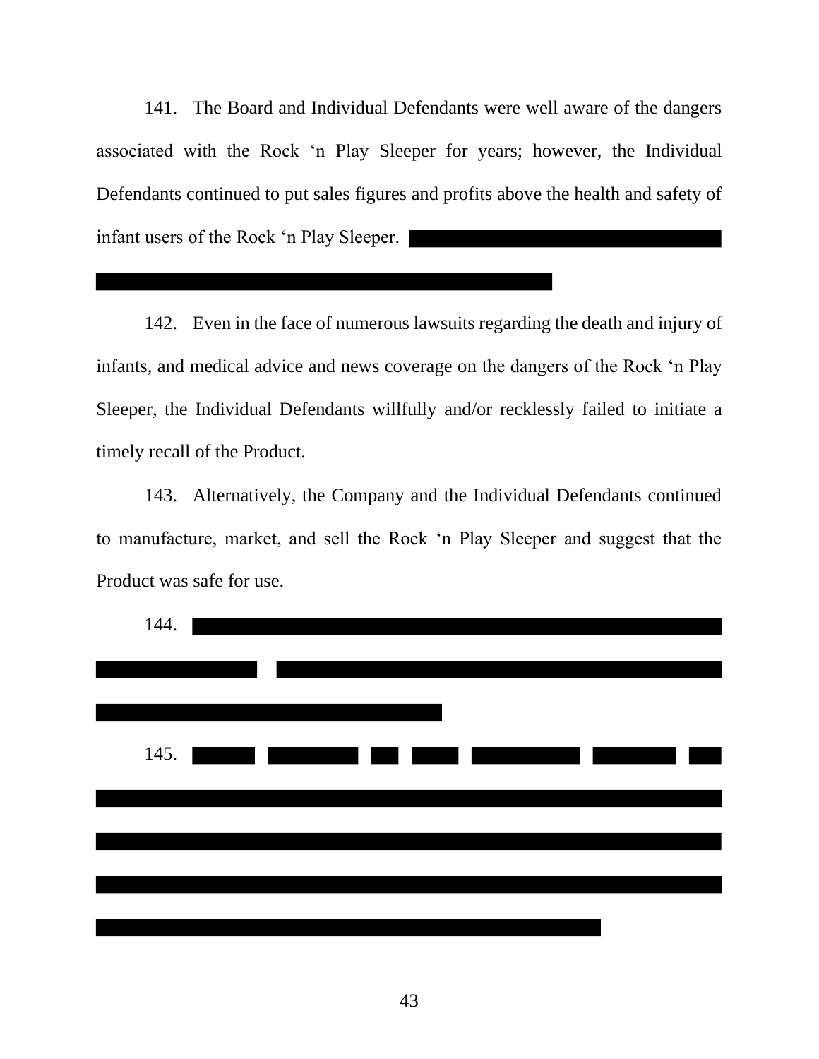141. The Board and Individual Defendants were well aware of the dangers associated with the Rock 'n Play Sleeper for years; however, the Individual Defendants continued to put sales figures and profits above the health and safety of infant users of the Rock 'n Play Sleeper.

142. Even in the face of numerous lawsuits regarding the death and injury of infants, and medical advice and news coverage on the dangers of the Rock 'n Play Sleeper, the Individual Defendants willfully and/or recklessly failed to initiate a timely recall of the Product.

143. Alternatively, the Company and the Individual Defendants continued to manufacture, market, and sell the Rock 'n Play Sleeper and suggest that the Product was safe for use.

144.

145.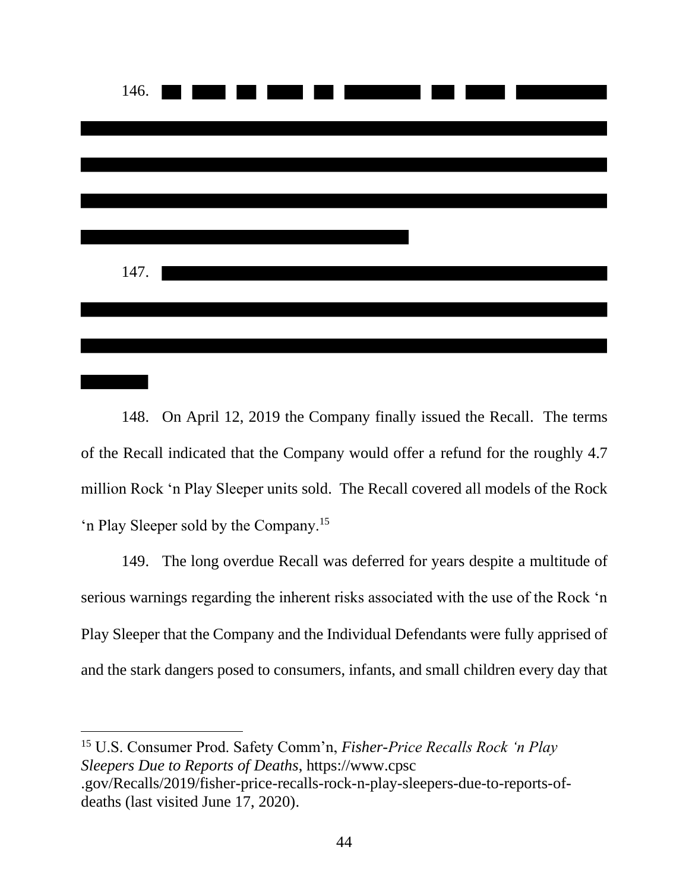146. ██ ███ ██ ███ ██ ██████ ██ ███ ██████

████████████████████████████████████████████████████████

████████████████████████████████████████████████████████

████████████████████████████████████████████████████████

███████████████████████████████████

147. ██████████████████████████████████████████████

████████████████████████████████████████████████████████

████████████████████████████████████████████████████████

███████

148. On April 12, 2019 the Company finally issued the Recall. The terms of the Recall indicated that the Company would offer a refund for the roughly 4.7 million Rock 'n Play Sleeper units sold. The Recall covered all models of the Rock 'n Play Sleeper sold by the Company.[15]

149. The long overdue Recall was deferred for years despite a multitude of serious warnings regarding the inherent risks associated with the use of the Rock 'n Play Sleeper that the Company and the Individual Defendants were fully apprised of and the stark dangers posed to consumers, infants, and small children every day that

---

[15] U.S. Consumer Prod. Safety Comm'n, *Fisher-Price Recalls Rock 'n Play Sleepers Due to Reports of Deaths*, https://www.cpsc.gov/Recalls/2019/fisher-price-recalls-rock-n-play-sleepers-due-to-reports-of-deaths (last visited June 17, 2020).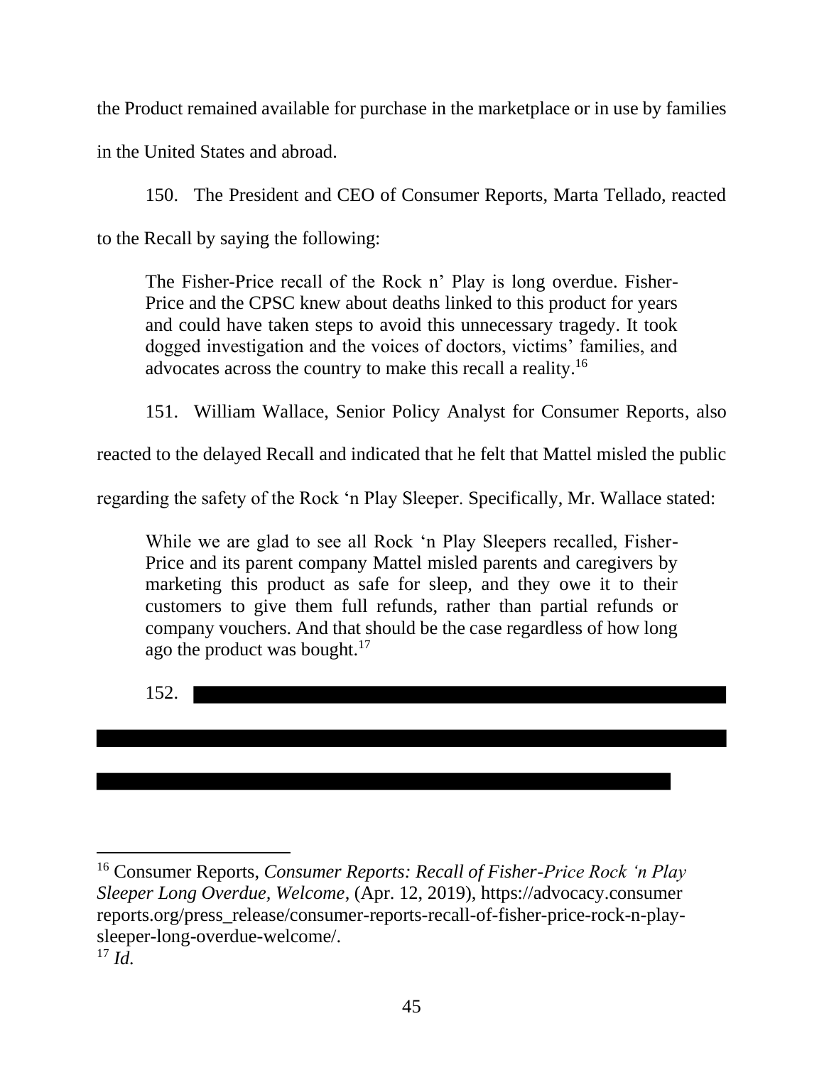the Product remained available for purchase in the marketplace or in use by families in the United States and abroad.

150. The President and CEO of Consumer Reports, Marta Tellado, reacted to the Recall by saying the following:

> The Fisher-Price recall of the Rock n' Play is long overdue. Fisher-Price and the CPSC knew about deaths linked to this product for years and could have taken steps to avoid this unnecessary tragedy. It took dogged investigation and the voices of doctors, victims' families, and advocates across the country to make this recall a reality.[16]

151. William Wallace, Senior Policy Analyst for Consumer Reports, also reacted to the delayed Recall and indicated that he felt that Mattel misled the public regarding the safety of the Rock 'n Play Sleeper. Specifically, Mr. Wallace stated:

> While we are glad to see all Rock 'n Play Sleepers recalled, Fisher-Price and its parent company Mattel misled parents and caregivers by marketing this product as safe for sleep, and they owe it to their customers to give them full refunds, rather than partial refunds or company vouchers. And that should be the case regardless of how long ago the product was bought.[17]

152. [REDACTED]

---

[16] Consumer Reports, *Consumer Reports: Recall of Fisher-Price Rock 'n Play Sleeper Long Overdue, Welcome*, (Apr. 12, 2019), https://advocacy.consumerreports.org/press_release/consumer-reports-recall-of-fisher-price-rock-n-play-sleeper-long-overdue-welcome/.

[17] *Id.*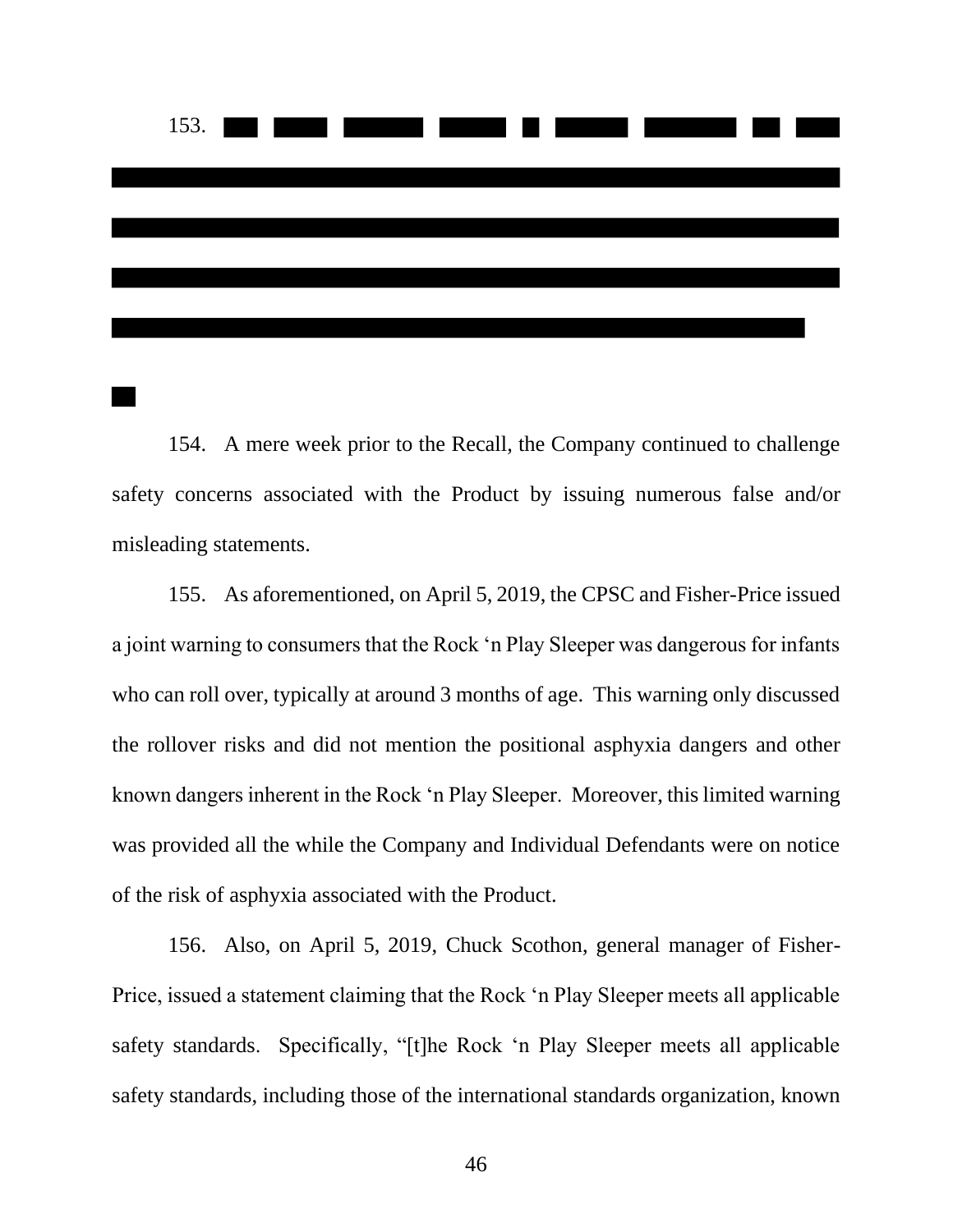153. ██ ████ ██████ █████ █ ██████ ███████ ██ ████ ████████████████████████████████████████████████████████████ ████████████████████████████████████████████████████████████ ████████████████████████████████████████████████████████████ █████████████████████████████████████████████████████████

██

154. A mere week prior to the Recall, the Company continued to challenge safety concerns associated with the Product by issuing numerous false and/or misleading statements.

155. As aforementioned, on April 5, 2019, the CPSC and Fisher-Price issued a joint warning to consumers that the Rock 'n Play Sleeper was dangerous for infants who can roll over, typically at around 3 months of age. This warning only discussed the rollover risks and did not mention the positional asphyxia dangers and other known dangers inherent in the Rock 'n Play Sleeper. Moreover, this limited warning was provided all the while the Company and Individual Defendants were on notice of the risk of asphyxia associated with the Product.

156. Also, on April 5, 2019, Chuck Scothon, general manager of Fisher-Price, issued a statement claiming that the Rock 'n Play Sleeper meets all applicable safety standards. Specifically, "[t]he Rock 'n Play Sleeper meets all applicable safety standards, including those of the international standards organization, known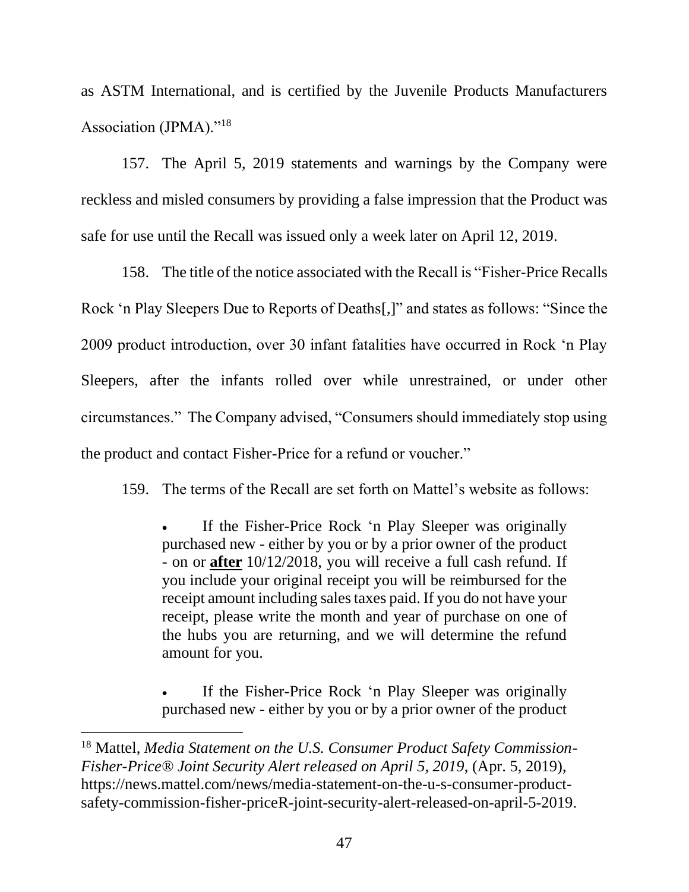as ASTM International, and is certified by the Juvenile Products Manufacturers Association (JPMA)."[18]

157. The April 5, 2019 statements and warnings by the Company were reckless and misled consumers by providing a false impression that the Product was safe for use until the Recall was issued only a week later on April 12, 2019.

158. The title of the notice associated with the Recall is "Fisher-Price Recalls Rock 'n Play Sleepers Due to Reports of Deaths[,]" and states as follows: "Since the 2009 product introduction, over 30 infant fatalities have occurred in Rock 'n Play Sleepers, after the infants rolled over while unrestrained, or under other circumstances." The Company advised, "Consumers should immediately stop using the product and contact Fisher-Price for a refund or voucher."

159. The terms of the Recall are set forth on Mattel's website as follows:

> - If the Fisher-Price Rock 'n Play Sleeper was originally purchased new - either by you or by a prior owner of the product - on or **after** 10/12/2018, you will receive a full cash refund. If you include your original receipt you will be reimbursed for the receipt amount including sales taxes paid. If you do not have your receipt, please write the month and year of purchase on one of the hubs you are returning, and we will determine the refund amount for you.
>
> - If the Fisher-Price Rock 'n Play Sleeper was originally purchased new - either by you or by a prior owner of the product

[18] Mattel, *Media Statement on the U.S. Consumer Product Safety Commission-Fisher-Price® Joint Security Alert released on April 5, 2019*, (Apr. 5, 2019), https://news.mattel.com/news/media-statement-on-the-u-s-consumer-product-safety-commission-fisher-priceR-joint-security-alert-released-on-april-5-2019.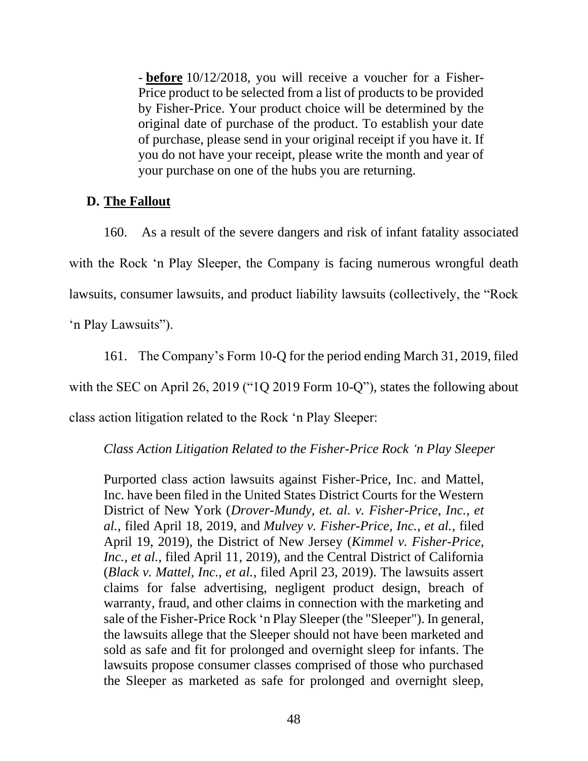> - **before** 10/12/2018, you will receive a voucher for a Fisher-Price product to be selected from a list of products to be provided by Fisher-Price. Your product choice will be determined by the original date of purchase of the product. To establish your date of purchase, please send in your original receipt if you have it. If you do not have your receipt, please write the month and year of your purchase on one of the hubs you are returning.

### D. The Fallout

160. As a result of the severe dangers and risk of infant fatality associated with the Rock 'n Play Sleeper, the Company is facing numerous wrongful death lawsuits, consumer lawsuits, and product liability lawsuits (collectively, the "Rock 'n Play Lawsuits").

161. The Company's Form 10-Q for the period ending March 31, 2019, filed with the SEC on April 26, 2019 ("1Q 2019 Form 10-Q"), states the following about class action litigation related to the Rock 'n Play Sleeper:

> *Class Action Litigation Related to the Fisher-Price Rock 'n Play Sleeper*
>
> Purported class action lawsuits against Fisher-Price, Inc. and Mattel, Inc. have been filed in the United States District Courts for the Western District of New York (*Drover-Mundy, et. al. v. Fisher-Price, Inc., et al.*, filed April 18, 2019, and *Mulvey v. Fisher-Price, Inc., et al.*, filed April 19, 2019), the District of New Jersey (*Kimmel v. Fisher-Price, Inc., et al.*, filed April 11, 2019), and the Central District of California (*Black v. Mattel, Inc., et al.*, filed April 23, 2019). The lawsuits assert claims for false advertising, negligent product design, breach of warranty, fraud, and other claims in connection with the marketing and sale of the Fisher-Price Rock 'n Play Sleeper (the "Sleeper"). In general, the lawsuits allege that the Sleeper should not have been marketed and sold as safe and fit for prolonged and overnight sleep for infants. The lawsuits propose consumer classes comprised of those who purchased the Sleeper as marketed as safe for prolonged and overnight sleep,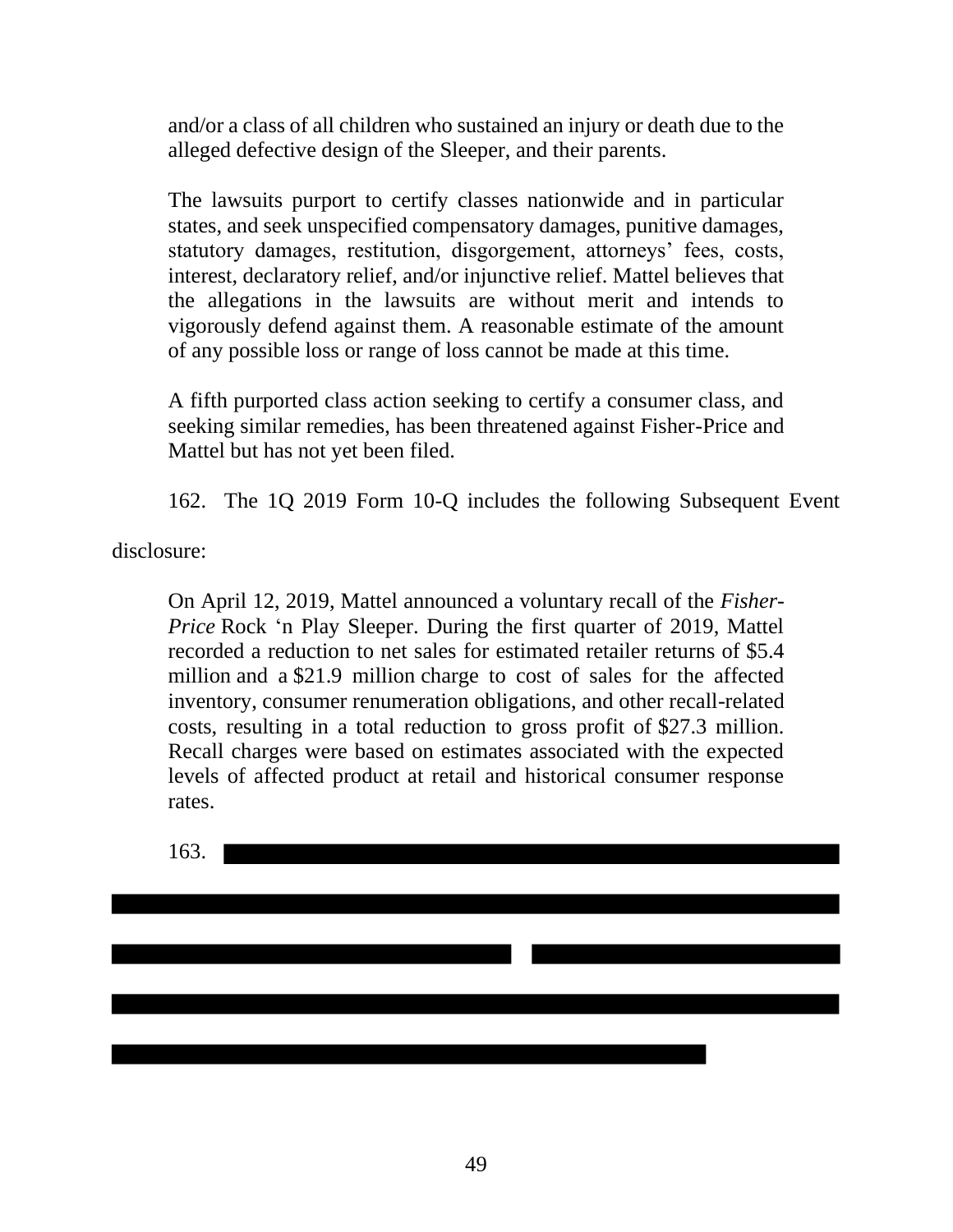> and/or a class of all children who sustained an injury or death due to the alleged defective design of the Sleeper.
>
> The lawsuits purport to certify classes nationwide and in particular states, and seek unspecified compensatory damages, punitive damages, statutory damages, restitution, disgorgement, attorneys' fees, costs, interest, declaratory relief, and/or injunctive relief. Mattel believes that the allegations in the lawsuits are without merit and intends to vigorously defend against them. A reasonable estimate of the amount of any possible loss or range of loss cannot be made at this time.
>
> A fifth purported class action seeking to certify a consumer class, and seeking similar remedies, has been threatened against Fisher-Price and Mattel but has not yet been filed.

162. The 1Q 2019 Form 10-Q includes the following Subsequent Event disclosure:

> On April 12, 2019, Mattel announced a voluntary recall of the *Fisher-Price* Rock 'n Play Sleeper. During the first quarter of 2019, Mattel recorded a reduction to net sales for estimated retailer returns of \$5.4 million and a \$21.9 million charge to cost of sales for the affected inventory, consumer renumeration obligations, and other recall-related costs, resulting in a total reduction to gross profit of \$27.3 million. Recall charges were based on estimates associated with the expected levels of affected product at retail and historical consumer response rates.

163. [REDACTED]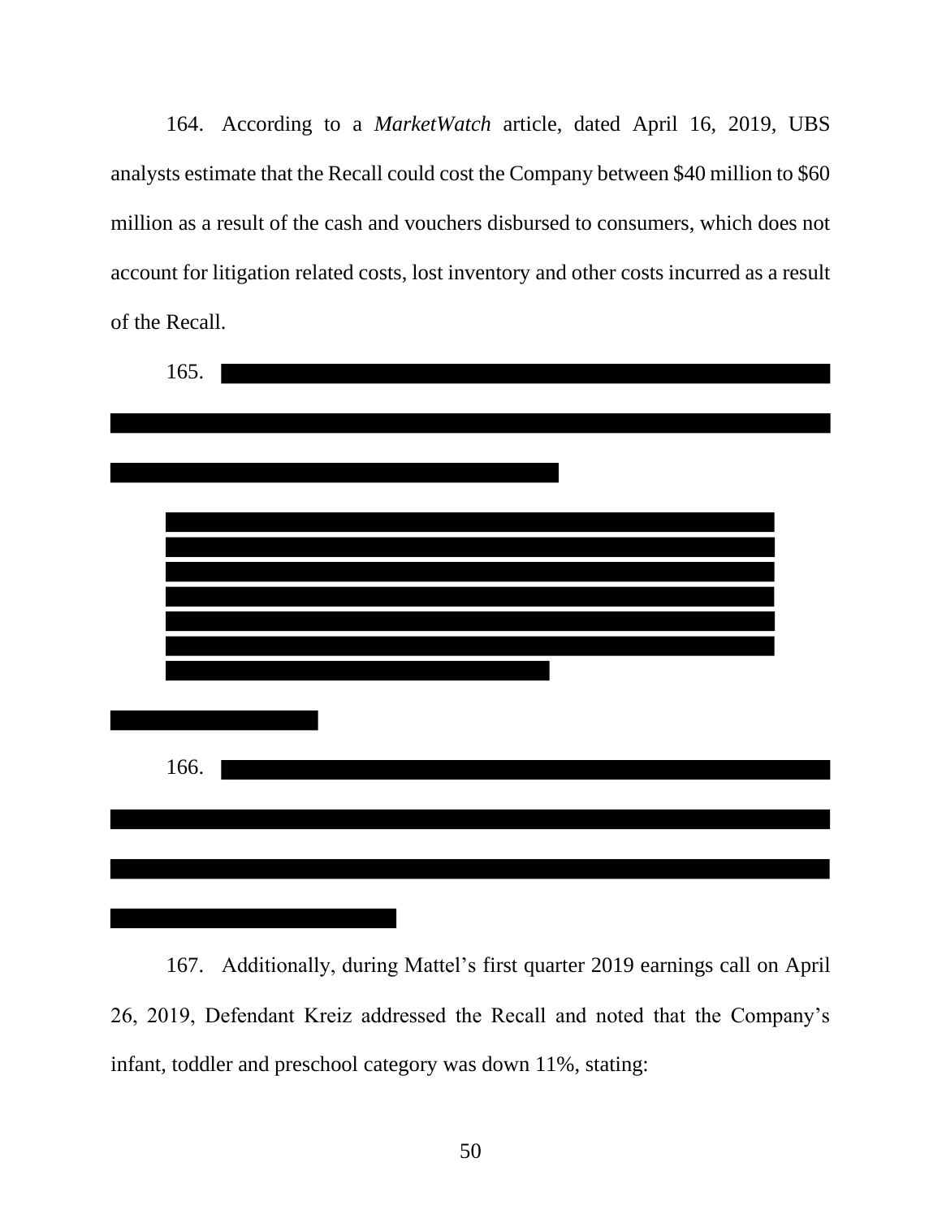164. According to a *MarketWatch* article, dated April 16, 2019, UBS analysts estimate that the Recall could cost the Company between $40 million to $60 million as a result of the cash and vouchers disbursed to consumers, which does not account for litigation related costs, lost inventory and other costs incurred as a result of the Recall.

165. [REDACTED]

> [REDACTED]

[REDACTED]

166. [REDACTED]

167. Additionally, during Mattel's first quarter 2019 earnings call on April 26, 2019, Defendant Kreiz addressed the Recall and noted that the Company's infant, toddler and preschool category was down 11%, stating: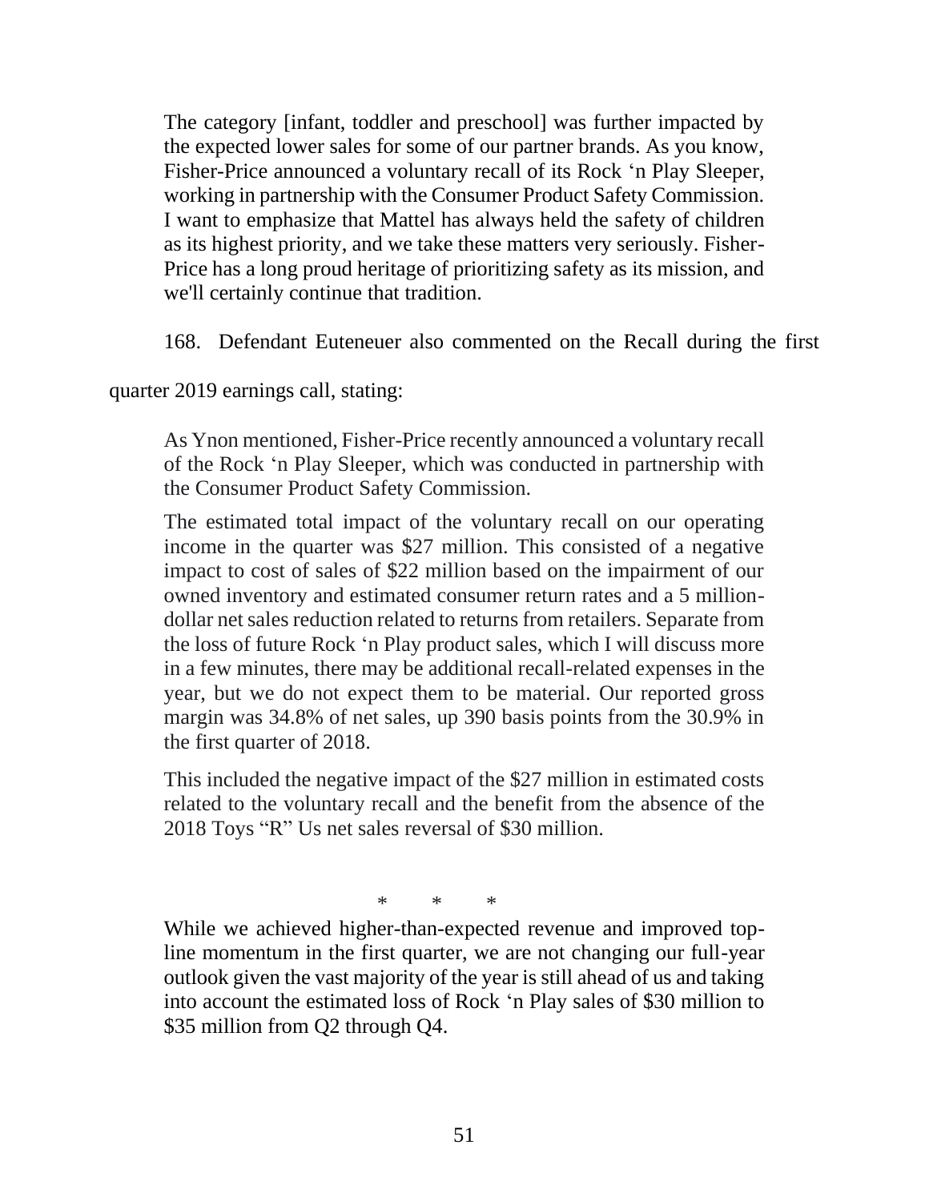> The category [infant, toddler and preschool] was further impacted by the expected lower sales for some of our partner brands. As you know, Fisher-Price announced a voluntary recall of its Rock 'n Play Sleeper, working in partnership with the Consumer Product Safety Commission. I want to emphasize that Mattel has always held the safety of children as its highest priority, and we take these matters very seriously. Fisher-Price has a long proud heritage of prioritizing safety as its mission, and we'll certainly continue that tradition.

168. Defendant Euteneuer also commented on the Recall during the first quarter 2019 earnings call, stating:

> As Ynon mentioned, Fisher-Price recently announced a voluntary recall of the Rock 'n Play Sleeper, which was conducted in partnership with the Consumer Product Safety Commission.
>
> The estimated total impact of the voluntary recall on our operating income in the quarter was $27 million. This consisted of a negative impact to cost of sales of $22 million based on the impairment of our owned inventory and estimated consumer return rates and a 5 million-dollar net sales reduction related to returns from retailers. Separate from the loss of future Rock 'n Play product sales, which I will discuss more in a few minutes, there may be additional recall-related expenses in the year, but we do not expect them to be material. Our reported gross margin was 34.8% of net sales, up 390 basis points from the 30.9% in the first quarter of 2018.
>
> This included the negative impact of the $27 million in estimated costs related to the voluntary recall and the benefit from the absence of the 2018 Toys "R" Us net sales reversal of $30 million.
>
> \* \* \*
>
> While we achieved higher-than-expected revenue and improved top-line momentum in the first quarter, we are not changing our full-year outlook given the vast majority of the year is still ahead of us and taking into account the estimated loss of Rock 'n Play sales of $30 million to $35 million from Q2 through Q4.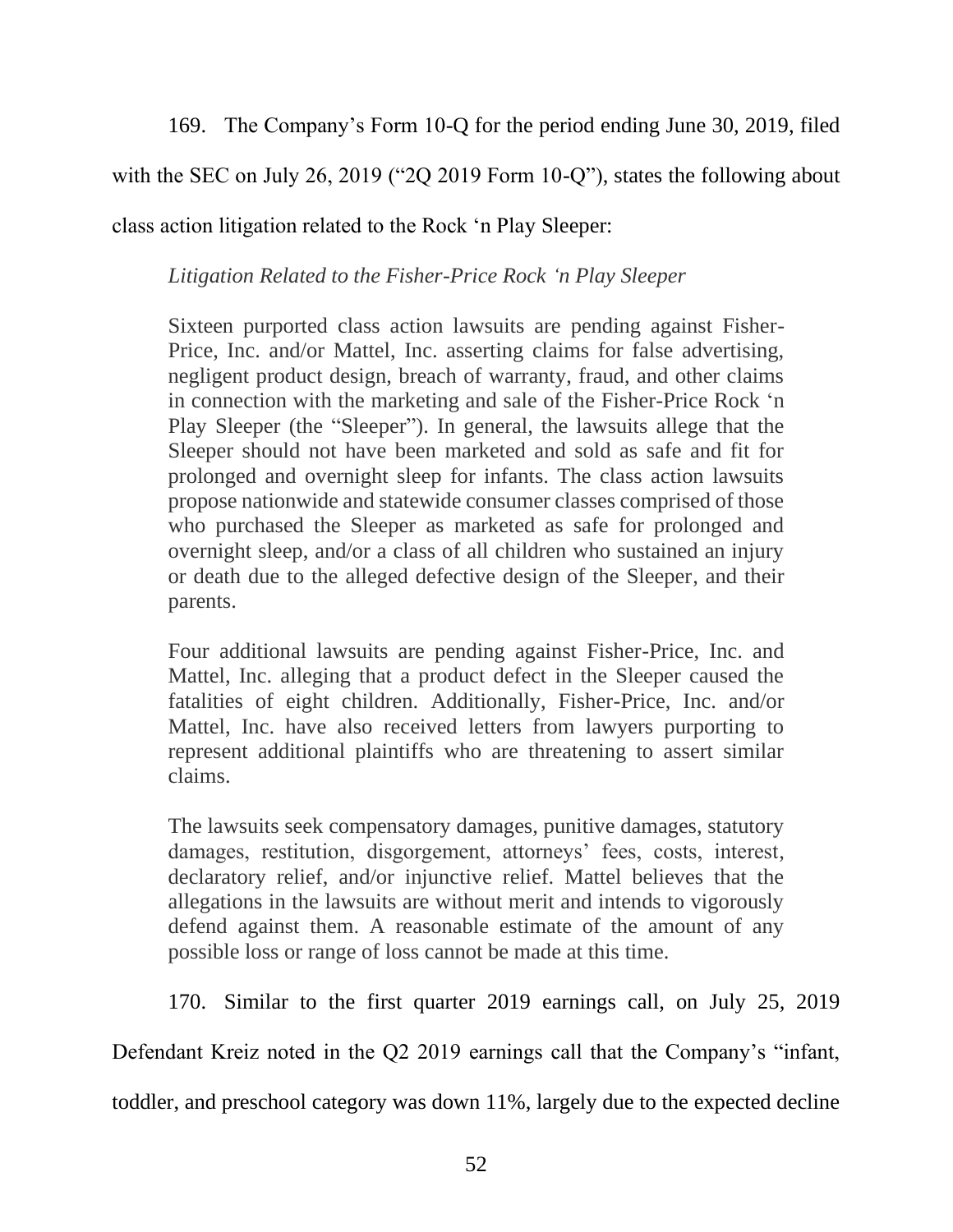169. The Company's Form 10-Q for the period ending June 30, 2019, filed with the SEC on July 26, 2019 ("2Q 2019 Form 10-Q"), states the following about class action litigation related to the Rock 'n Play Sleeper:

> *Litigation Related to the Fisher-Price Rock 'n Play Sleeper*
>
> Sixteen purported class action lawsuits are pending against Fisher-Price, Inc. and/or Mattel, Inc. asserting claims for false advertising, negligent product design, breach of warranty, fraud, and other claims in connection with the marketing and sale of the Fisher-Price Rock 'n Play Sleeper (the "Sleeper"). In general, the lawsuits allege that the Sleeper should not have been marketed and sold as safe and fit for prolonged and overnight sleep for infants. The class action lawsuits propose nationwide and statewide consumer classes comprised of those who purchased the Sleeper as marketed as safe for prolonged and overnight sleep, and/or a class of all children who sustained an injury or death due to the alleged defective design of the Sleeper, and their parents.
>
> Four additional lawsuits are pending against Fisher-Price, Inc. and Mattel, Inc. alleging that a product defect in the Sleeper caused the fatalities of eight children. Additionally, Fisher-Price, Inc. and/or Mattel, Inc. have also received letters from lawyers purporting to represent additional plaintiffs who are threatening to assert similar claims.
>
> The lawsuits seek compensatory damages, punitive damages, statutory damages, restitution, disgorgement, attorneys' fees, costs, interest, declaratory relief, and/or injunctive relief. Mattel believes that the allegations in the lawsuits are without merit and intends to vigorously defend against them. A reasonable estimate of the amount of any possible loss or range of loss cannot be made at this time.

170. Similar to the first quarter 2019 earnings call, on July 25, 2019 Defendant Kreiz noted in the Q2 2019 earnings call that the Company's "infant, toddler, and preschool category was down 11%, largely due to the expected decline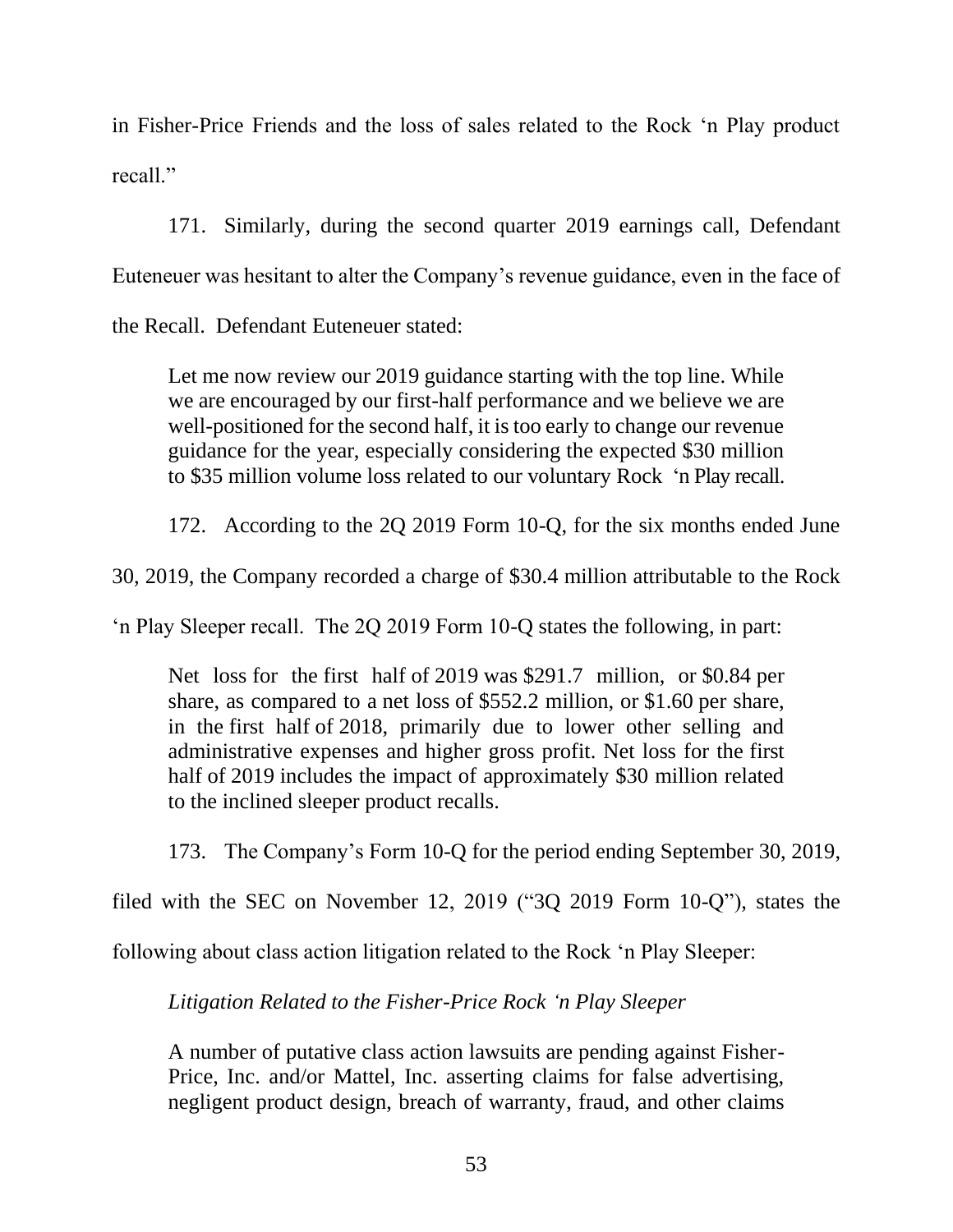in Fisher-Price Friends and the loss of sales related to the Rock 'n Play product recall."

171. Similarly, during the second quarter 2019 earnings call, Defendant Euteneuer was hesitant to alter the Company's revenue guidance, even in the face of the Recall. Defendant Euteneuer stated:

> Let me now review our 2019 guidance starting with the top line. While we are encouraged by our first-half performance and we believe we are well-positioned for the second half, it is too early to change our revenue guidance for the year, especially considering the expected $30 million to $35 million volume loss related to our voluntary Rock 'n Play recall.

172. According to the 2Q 2019 Form 10-Q, for the six months ended June 30, 2019, the Company recorded a charge of $30.4 million attributable to the Rock 'n Play Sleeper recall. The 2Q 2019 Form 10-Q states the following, in part:

> Net loss for the first half of 2019 was $291.7 million, or $0.84 per share, as compared to a net loss of $552.2 million, or $1.60 per share, in the first half of 2018, primarily due to lower other selling and administrative expenses and higher gross profit. Net loss for the first half of 2019 includes the impact of approximately $30 million related to the inclined sleeper product recalls.

173. The Company's Form 10-Q for the period ending September 30, 2019, filed with the SEC on November 12, 2019 ("3Q 2019 Form 10-Q"), states the following about class action litigation related to the Rock 'n Play Sleeper:

> *Litigation Related to the Fisher-Price Rock 'n Play Sleeper*
>
> A number of putative class action lawsuits are pending against Fisher-Price, Inc. and/or Mattel, Inc. asserting claims for false advertising, negligent product design, breach of warranty, fraud, and other claims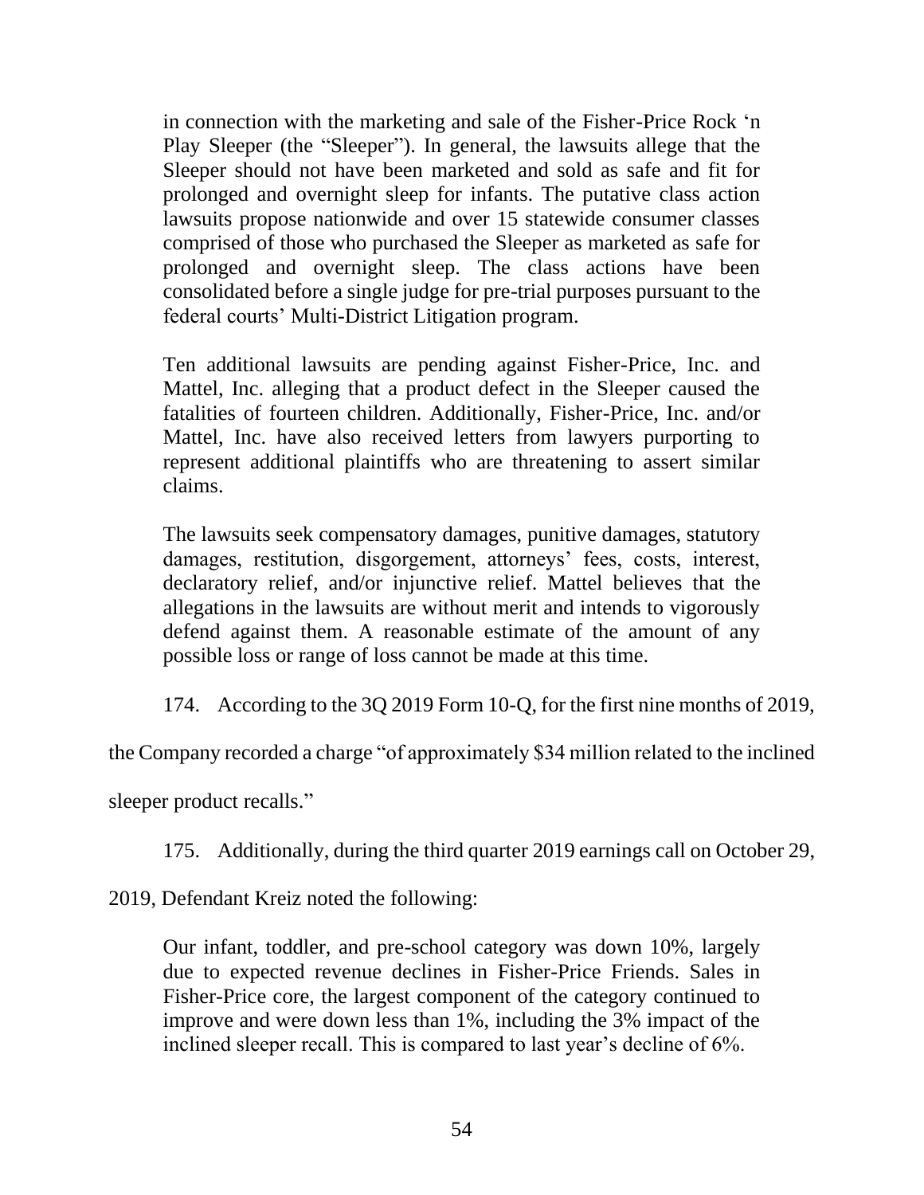> in connection with the marketing and sale of the Fisher-Price Rock 'n Play Sleeper (the "Sleeper"). In general, the lawsuits allege that the Sleeper should not have been marketed and sold as safe and fit for prolonged and overnight sleep for infants. The putative class action lawsuits propose nationwide and over 15 statewide consumer classes comprised of those who purchased the Sleeper as marketed as safe for prolonged and overnight sleep. The class actions have been consolidated before a single judge for pre-trial purposes pursuant to the federal courts' Multi-District Litigation program.
>
> Ten additional lawsuits are pending against Fisher-Price, Inc. and Mattel, Inc. alleging that a product defect in the Sleeper caused the fatalities of fourteen children. Additionally, Fisher-Price, Inc. and/or Mattel, Inc. have also received letters from lawyers purporting to represent additional plaintiffs who are threatening to assert similar claims.
>
> The lawsuits seek compensatory damages, punitive damages, statutory damages, restitution, disgorgement, attorneys' fees, costs, interest, declaratory relief, and/or injunctive relief. Mattel believes that the allegations in the lawsuits are without merit and intends to vigorously defend against them. A reasonable estimate of the amount of any possible loss or range of loss cannot be made at this time.

174. According to the 3Q 2019 Form 10-Q, for the first nine months of 2019, the Company recorded a charge "of approximately $34 million related to the inclined sleeper product recalls."

175. Additionally, during the third quarter 2019 earnings call on October 29, 2019, Defendant Kreiz noted the following:

> Our infant, toddler, and pre-school category was down 10%, largely due to expected revenue declines in Fisher-Price Friends. Sales in Fisher-Price core, the largest component of the category continued to improve and were down less than 1%, including the 3% impact of the inclined sleeper recall. This is compared to last year's decline of 6%.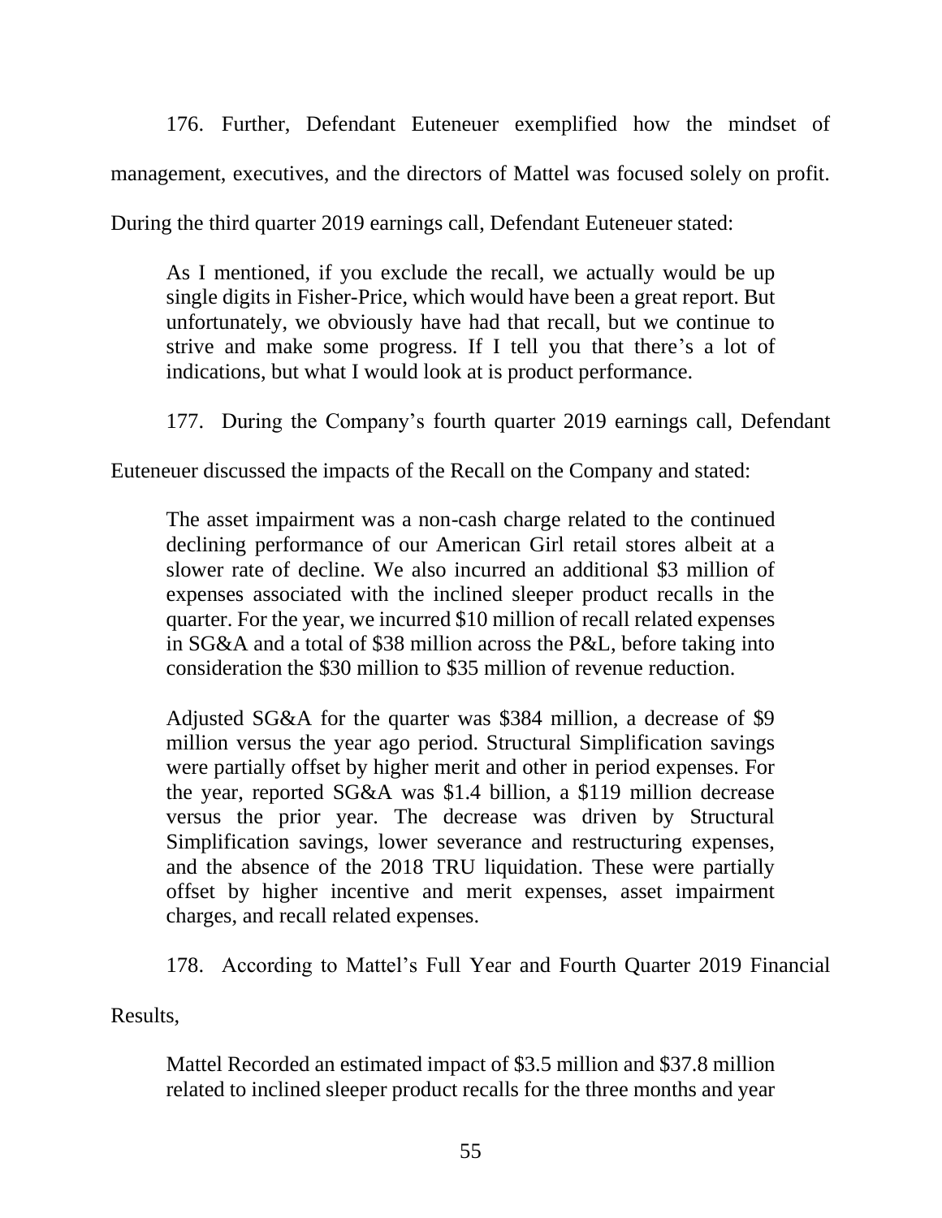176. Further, Defendant Euteneuer exemplified how the mindset of management, executives, and the directors of Mattel was focused solely on profit. During the third quarter 2019 earnings call, Defendant Euteneuer stated:

> As I mentioned, if you exclude the recall, we actually would be up single digits in Fisher-Price, which would have been a great report. But unfortunately, we obviously have had that recall, but we continue to strive and make some progress. If I tell you that there's a lot of indications, but what I would look at is product performance.

177. During the Company's fourth quarter 2019 earnings call, Defendant Euteneuer discussed the impacts of the Recall on the Company and stated:

> The asset impairment was a non-cash charge related to the continued declining performance of our American Girl retail stores albeit at a slower rate of decline. We also incurred an additional $3 million of expenses associated with the inclined sleeper product recalls in the quarter. For the year, we incurred $10 million of recall related expenses in SG&A and a total of $38 million across the P&L, before taking into consideration the $30 million to $35 million of revenue reduction.
>
> Adjusted SG&A for the quarter was $384 million, a decrease of $9 million versus the year ago period. Structural Simplification savings were partially offset by higher merit and other in period expenses. For the year, reported SG&A was $1.4 billion, a $119 million decrease versus the prior year. The decrease was driven by Structural Simplification savings, lower severance and restructuring expenses, and the absence of the 2018 TRU liquidation. These were partially offset by higher incentive and merit expenses, asset impairment charges, and recall related expenses.

178. According to Mattel's Full Year and Fourth Quarter 2019 Financial Results,

> Mattel Recorded an estimated impact of $3.5 million and $37.8 million related to inclined sleeper product recalls for the three months and year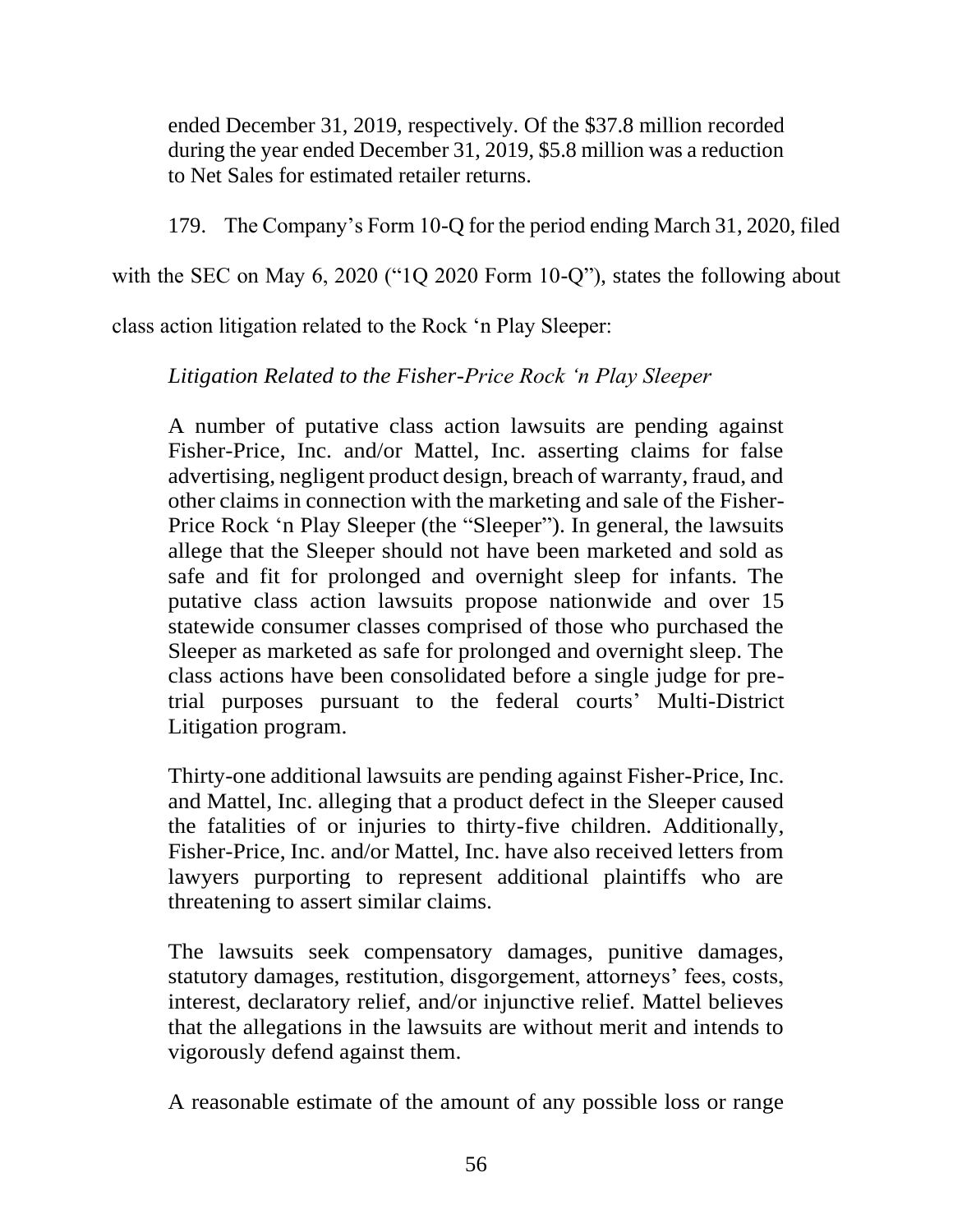ended December 31, 2019, respectively. Of the $37.8 million recorded during the year ended December 31, 2019, $5.8 million was a reduction to Net Sales for estimated retailer returns.

179. The Company's Form 10-Q for the period ending March 31, 2020, filed with the SEC on May 6, 2020 ("1Q 2020 Form 10-Q"), states the following about class action litigation related to the Rock 'n Play Sleeper:

> *Litigation Related to the Fisher-Price Rock 'n Play Sleeper*
>
> A number of putative class action lawsuits are pending against Fisher-Price, Inc. and/or Mattel, Inc. asserting claims for false advertising, negligent product design, breach of warranty, fraud, and other claims in connection with the marketing and sale of the Fisher-Price Rock 'n Play Sleeper (the "Sleeper"). In general, the lawsuits allege that the Sleeper should not have been marketed and sold as safe and fit for prolonged and overnight sleep for infants. The putative class action lawsuits propose nationwide and over 15 statewide consumer classes comprised of those who purchased the Sleeper as marketed as safe for prolonged and overnight sleep. The class actions have been consolidated before a single judge for pre-trial purposes pursuant to the federal courts' Multi-District Litigation program.
>
> Thirty-one additional lawsuits are pending against Fisher-Price, Inc. and Mattel, Inc. alleging that a product defect in the Sleeper caused the fatalities of or injuries to thirty-five children. Additionally, Fisher-Price, Inc. and/or Mattel, Inc. have also received letters from lawyers purporting to represent additional plaintiffs who are threatening to assert similar claims.
>
> The lawsuits seek compensatory damages, punitive damages, statutory damages, restitution, disgorgement, attorneys' fees, costs, interest, declaratory relief, and/or injunctive relief. Mattel believes that the allegations in the lawsuits are without merit and intends to vigorously defend against them.
>
> A reasonable estimate of the amount of any possible loss or range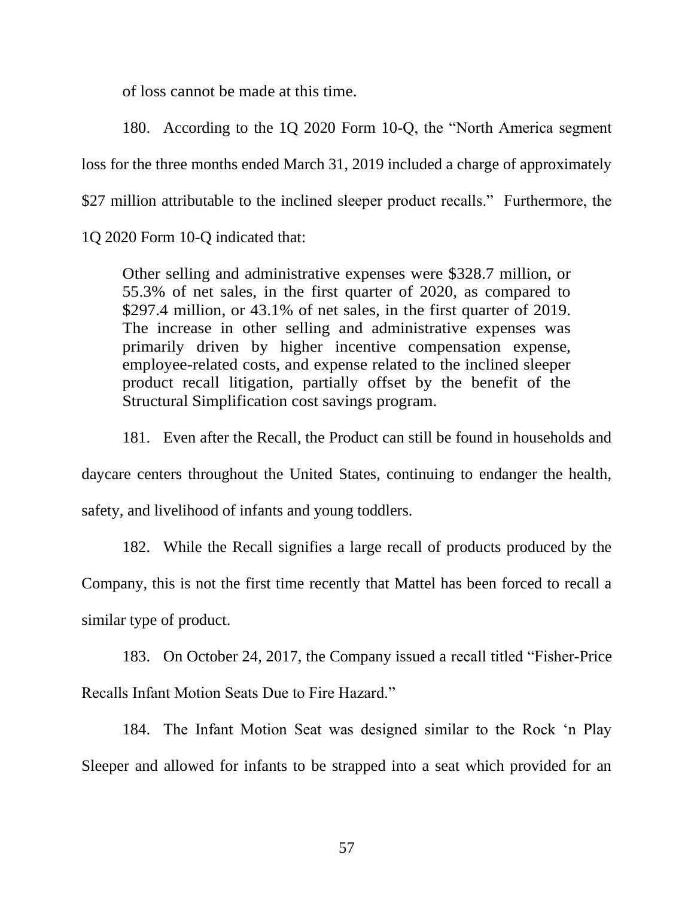of loss cannot be made at this time.

180. According to the 1Q 2020 Form 10-Q, the "North America segment loss for the three months ended March 31, 2019 included a charge of approximately $27 million attributable to the inclined sleeper product recalls." Furthermore, the 1Q 2020 Form 10-Q indicated that:

> Other selling and administrative expenses were $328.7 million, or 55.3% of net sales, in the first quarter of 2020, as compared to $297.4 million, or 43.1% of net sales, in the first quarter of 2019. The increase in other selling and administrative expenses was primarily driven by higher incentive compensation expense, employee-related costs, and expense related to the inclined sleeper product recall litigation, partially offset by the benefit of the Structural Simplification cost savings program.

181. Even after the Recall, the Product can still be found in households and daycare centers throughout the United States, continuing to endanger the health, safety, and livelihood of infants and young toddlers.

182. While the Recall signifies a large recall of products produced by the Company, this is not the first time recently that Mattel has been forced to recall a similar type of product.

183. On October 24, 2017, the Company issued a recall titled "Fisher-Price Recalls Infant Motion Seats Due to Fire Hazard."

184. The Infant Motion Seat was designed similar to the Rock 'n Play Sleeper and allowed for infants to be strapped into a seat which provided for an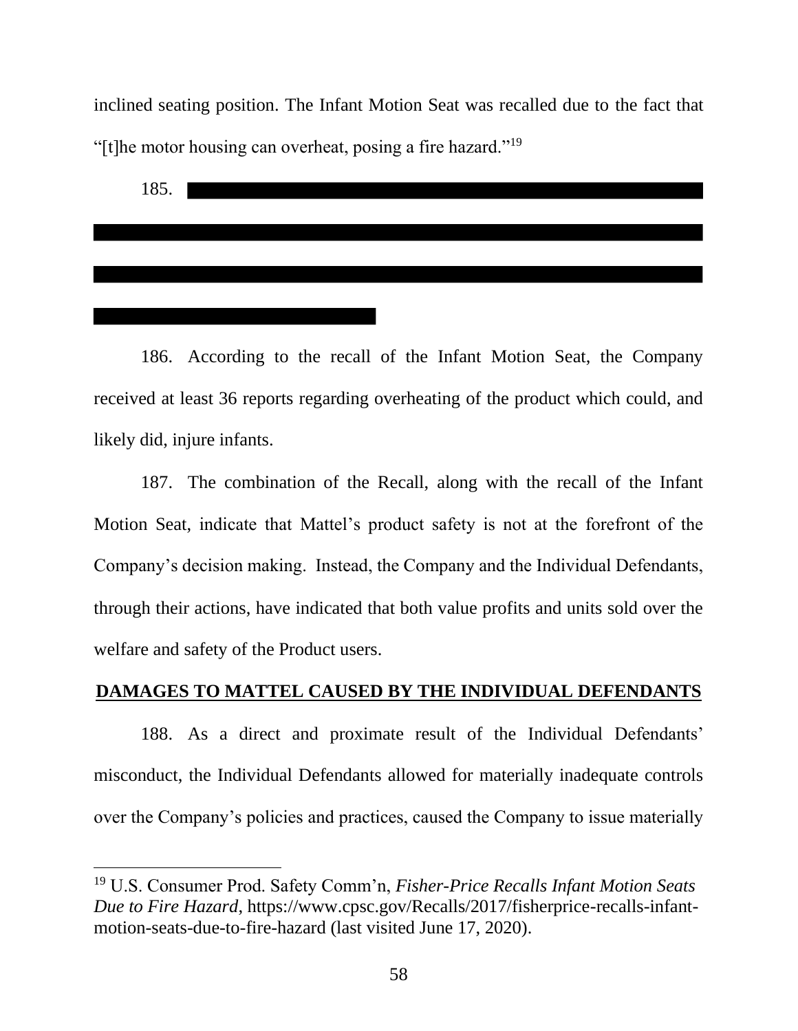inclined seating position. The Infant Motion Seat was recalled due to the fact that "[t]he motor housing can overheat, posing a fire hazard."[19]

185. ██████████████████████████████████████████████████████████████████████████████████████████████████████████████████████████████████████████████████

186. According to the recall of the Infant Motion Seat, the Company received at least 36 reports regarding overheating of the product which could, and likely did, injure infants.

187. The combination of the Recall, along with the recall of the Infant Motion Seat, indicate that Mattel's product safety is not at the forefront of the Company's decision making. Instead, the Company and the Individual Defendants, through their actions, have indicated that both value profits and units sold over the welfare and safety of the Product users.

**DAMAGES TO MATTEL CAUSED BY THE INDIVIDUAL DEFENDANTS**

188. As a direct and proximate result of the Individual Defendants' misconduct, the Individual Defendants allowed for materially inadequate controls over the Company's policies and practices, caused the Company to issue materially

[19] U.S. Consumer Prod. Safety Comm'n, *Fisher-Price Recalls Infant Motion Seats Due to Fire Hazard*, https://www.cpsc.gov/Recalls/2017/fisherprice-recalls-infant-motion-seats-due-to-fire-hazard (last visited June 17, 2020).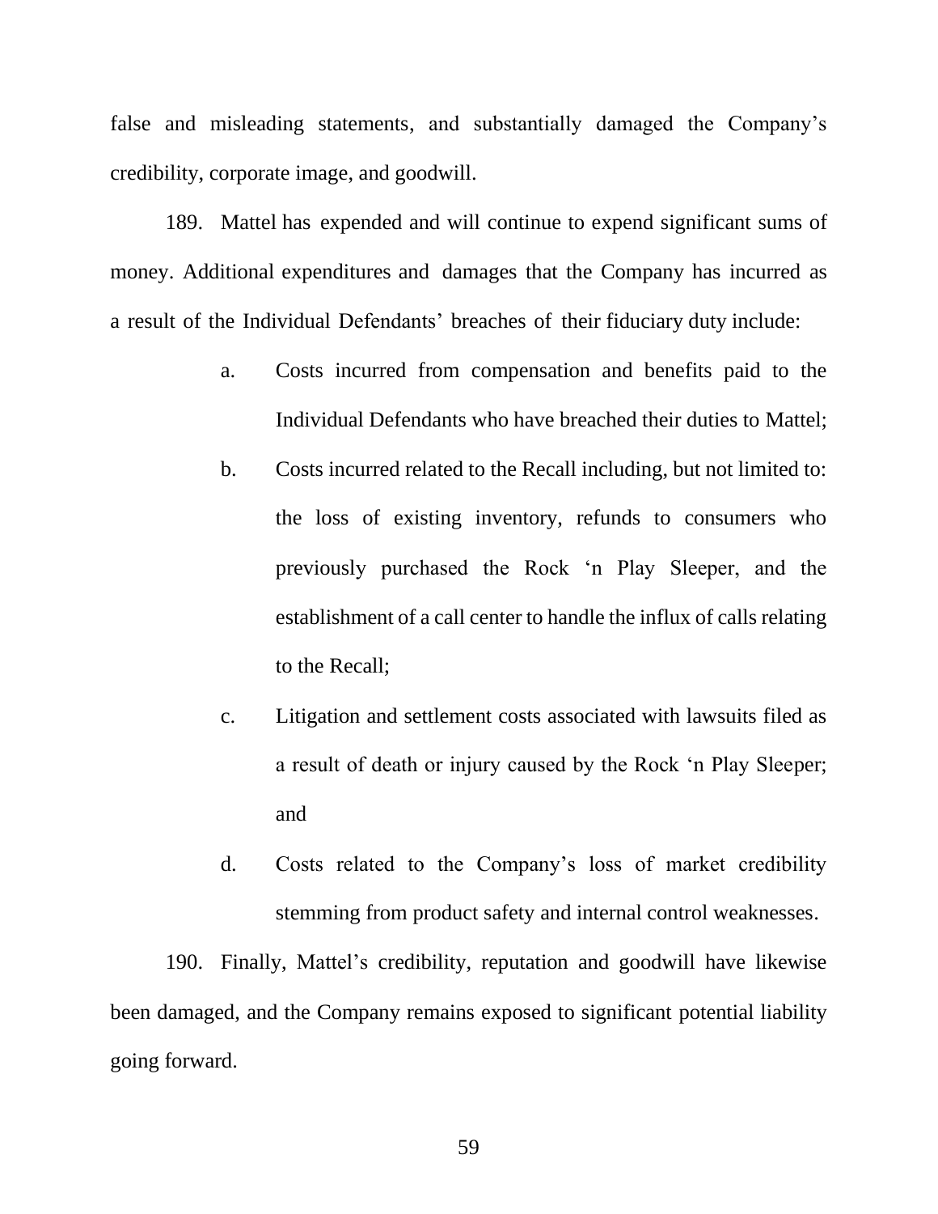false and misleading statements, and substantially damaged the Company's credibility, corporate image, and goodwill.

189. Mattel has expended and will continue to expend significant sums of money. Additional expenditures and damages that the Company has incurred as a result of the Individual Defendants' breaches of their fiduciary duty include:

a. Costs incurred from compensation and benefits paid to the Individual Defendants who have breached their duties to Mattel;

b. Costs incurred related to the Recall including, but not limited to: the loss of existing inventory, refunds to consumers who previously purchased the Rock 'n Play Sleeper, and the establishment of a call center to handle the influx of calls relating to the Recall;

c. Litigation and settlement costs associated with lawsuits filed as a result of death or injury caused by the Rock 'n Play Sleeper; and

d. Costs related to the Company's loss of market credibility stemming from product safety and internal control weaknesses.

190. Finally, Mattel's credibility, reputation and goodwill have likewise been damaged, and the Company remains exposed to significant potential liability going forward.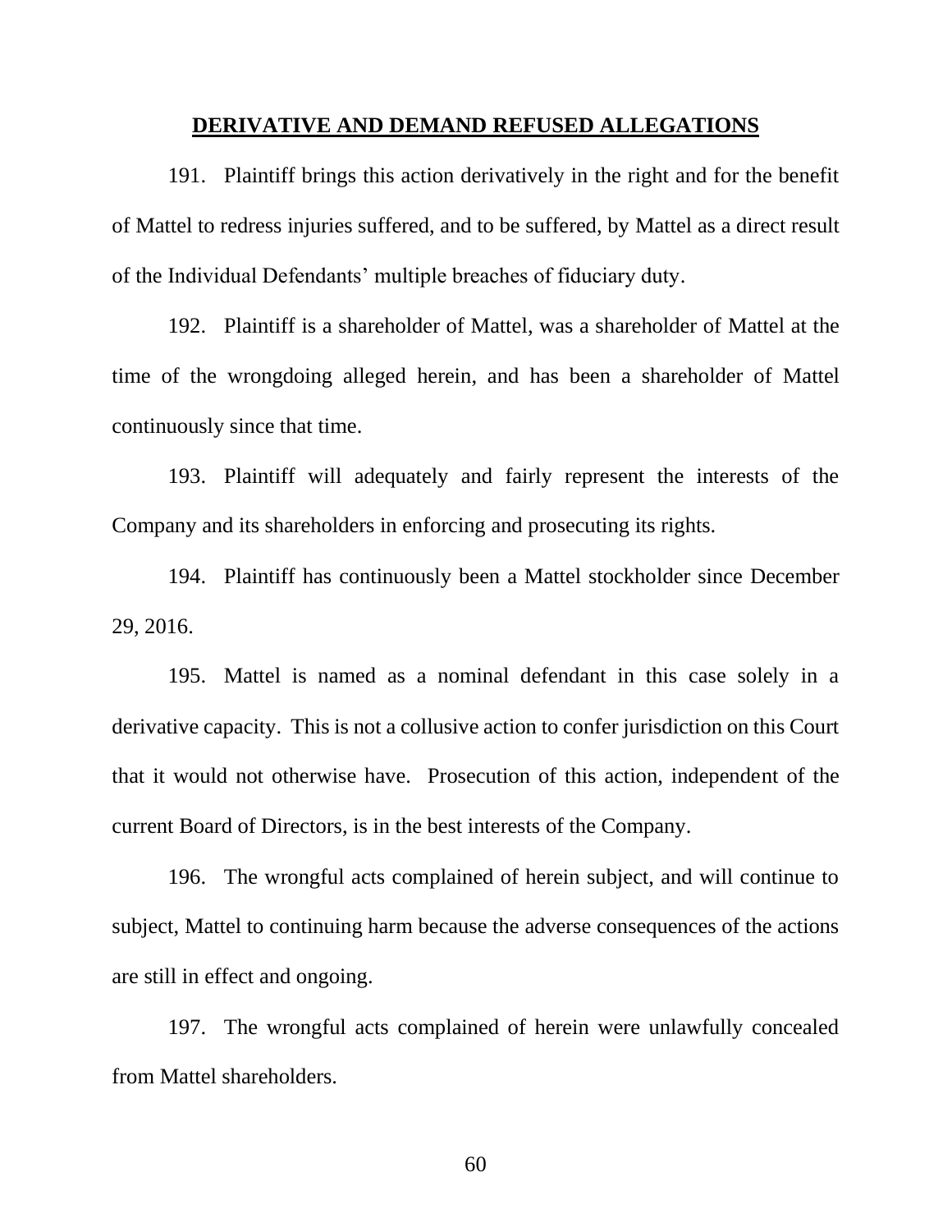## DERIVATIVE AND DEMAND REFUSED ALLEGATIONS

191. Plaintiff brings this action derivatively in the right and for the benefit of Mattel to redress injuries suffered, and to be suffered, by Mattel as a direct result of the Individual Defendants' multiple breaches of fiduciary duty.

192. Plaintiff is a shareholder of Mattel, was a shareholder of Mattel at the time of the wrongdoing alleged herein, and has been a shareholder of Mattel continuously since that time.

193. Plaintiff will adequately and fairly represent the interests of the Company and its shareholders in enforcing and prosecuting its rights.

194. Plaintiff has continuously been a Mattel stockholder since December 29, 2016.

195. Mattel is named as a nominal defendant in this case solely in a derivative capacity. This is not a collusive action to confer jurisdiction on this Court that it would not otherwise have. Prosecution of this action, independent of the current Board of Directors, is in the best interests of the Company.

196. The wrongful acts complained of herein subject, and will continue to subject, Mattel to continuing harm because the adverse consequences of the actions are still in effect and ongoing.

197. The wrongful acts complained of herein were unlawfully concealed from Mattel shareholders.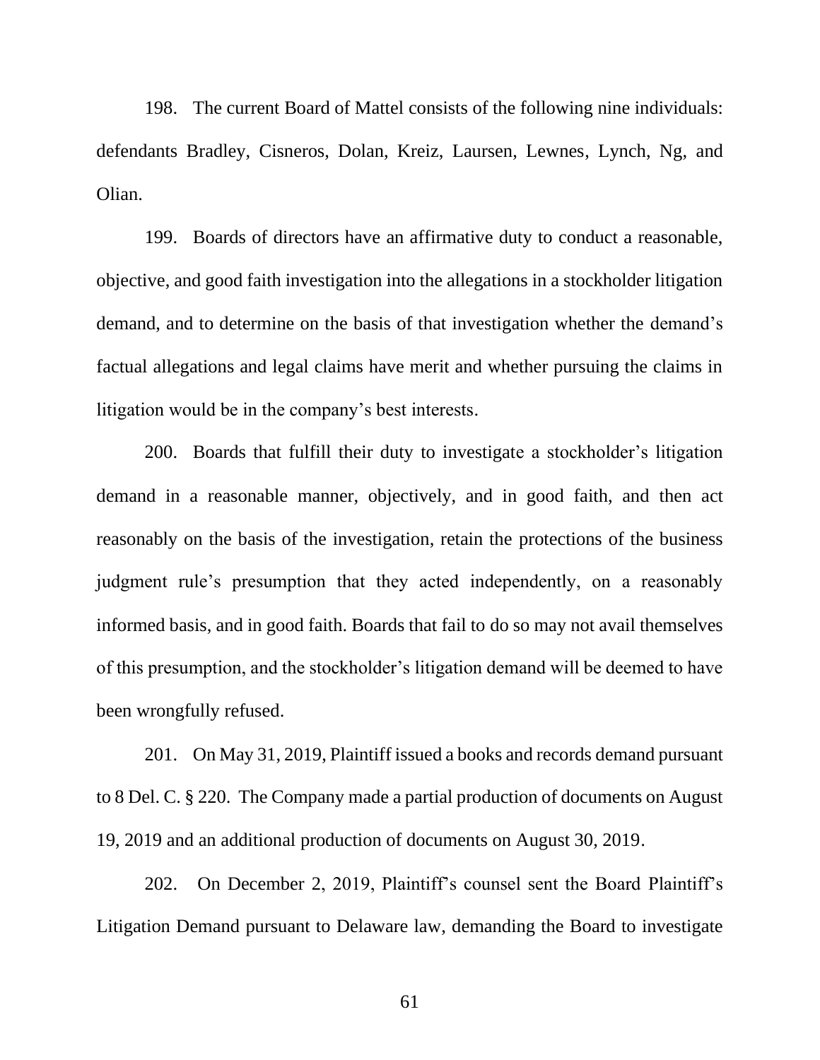198. The current Board of Mattel consists of the following nine individuals: defendants Bradley, Cisneros, Dolan, Kreiz, Laursen, Lewnes, Lynch, Ng, and Olian.

199. Boards of directors have an affirmative duty to conduct a reasonable, objective, and good faith investigation into the allegations in a stockholder litigation demand, and to determine on the basis of that investigation whether the demand's factual allegations and legal claims have merit and whether pursuing the claims in litigation would be in the company's best interests.

200. Boards that fulfill their duty to investigate a stockholder's litigation demand in a reasonable manner, objectively, and in good faith, and then act reasonably on the basis of the investigation, retain the protections of the business judgment rule's presumption that they acted independently, on a reasonably informed basis, and in good faith. Boards that fail to do so may not avail themselves of this presumption, and the stockholder's litigation demand will be deemed to have been wrongfully refused.

201. On May 31, 2019, Plaintiff issued a books and records demand pursuant to 8 Del. C. § 220. The Company made a partial production of documents on August 19, 2019 and an additional production of documents on August 30, 2019.

202. On December 2, 2019, Plaintiff's counsel sent the Board Plaintiff's Litigation Demand pursuant to Delaware law, demanding the Board to investigate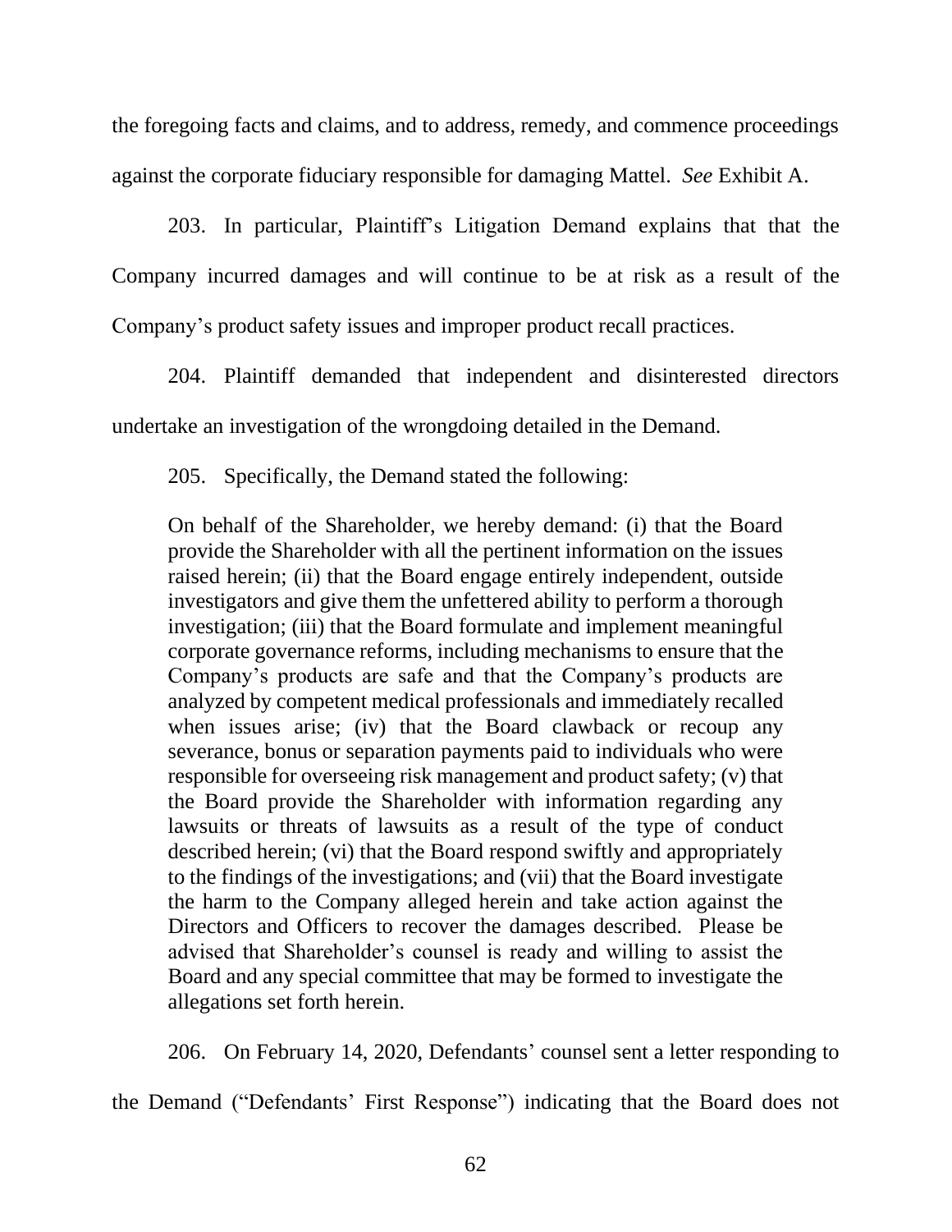the foregoing facts and claims, and to address, remedy, and commence proceedings against the corporate fiduciary responsible for damaging Mattel. *See* Exhibit A.

203. In particular, Plaintiff's Litigation Demand explains that that the Company incurred damages and will continue to be at risk as a result of the Company's product safety issues and improper product recall practices.

204. Plaintiff demanded that independent and disinterested directors undertake an investigation of the wrongdoing detailed in the Demand.

205. Specifically, the Demand stated the following:

> On behalf of the Shareholder, we hereby demand: (i) that the Board provide the Shareholder with all the pertinent information on the issues raised herein; (ii) that the Board engage entirely independent, outside investigators and give them the unfettered ability to perform a thorough investigation; (iii) that the Board formulate and implement meaningful corporate governance reforms, including mechanisms to ensure that the Company's products are safe and that the Company's products are analyzed by competent medical professionals and immediately recalled when issues arise; (iv) that the Board clawback or recoup any severance, bonus or separation payments paid to individuals who were responsible for overseeing risk management and product safety; (v) that the Board provide the Shareholder with information regarding any lawsuits or threats of lawsuits as a result of the type of conduct described herein; (vi) that the Board respond swiftly and appropriately to the findings of the investigations; and (vii) that the Board investigate the harm to the Company alleged herein and take action against the Directors and Officers to recover the damages described. Please be advised that Shareholder's counsel is ready and willing to assist the Board and any special committee that may be formed to investigate the allegations set forth herein.

206. On February 14, 2020, Defendants' counsel sent a letter responding to the Demand ("Defendants' First Response") indicating that the Board does not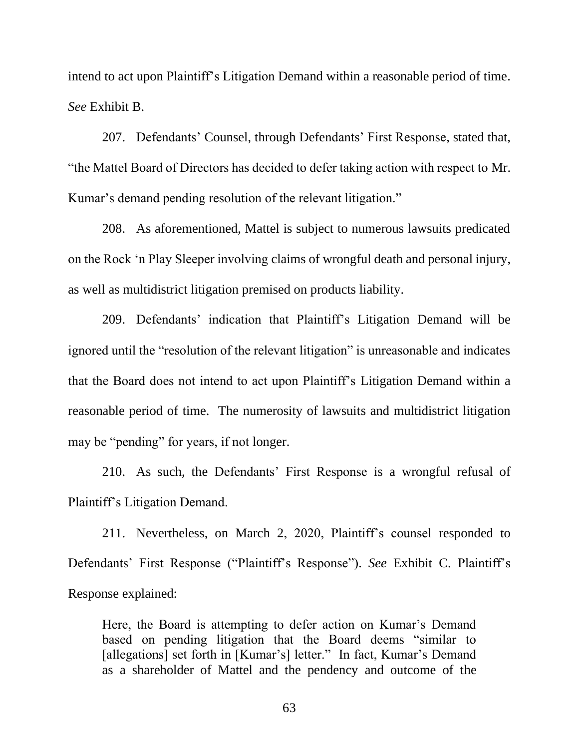intend to act upon Plaintiff's Litigation Demand within a reasonable period of time. *See* Exhibit B.

207. Defendants' Counsel, through Defendants' First Response, stated that, "the Mattel Board of Directors has decided to defer taking action with respect to Mr. Kumar's demand pending resolution of the relevant litigation."

208. As aforementioned, Mattel is subject to numerous lawsuits predicated on the Rock 'n Play Sleeper involving claims of wrongful death and personal injury, as well as multidistrict litigation premised on products liability.

209. Defendants' indication that Plaintiff's Litigation Demand will be ignored until the "resolution of the relevant litigation" is unreasonable and indicates that the Board does not intend to act upon Plaintiff's Litigation Demand within a reasonable period of time. The numerosity of lawsuits and multidistrict litigation may be "pending" for years, if not longer.

210. As such, the Defendants' First Response is a wrongful refusal of Plaintiff's Litigation Demand.

211. Nevertheless, on March 2, 2020, Plaintiff's counsel responded to Defendants' First Response ("Plaintiff's Response"). *See* Exhibit C. Plaintiff's Response explained:

> Here, the Board is attempting to defer action on Kumar's Demand based on pending litigation that the Board deems "similar to [allegations] set forth in [Kumar's] letter." In fact, Kumar's Demand as a shareholder of Mattel and the pendency and outcome of the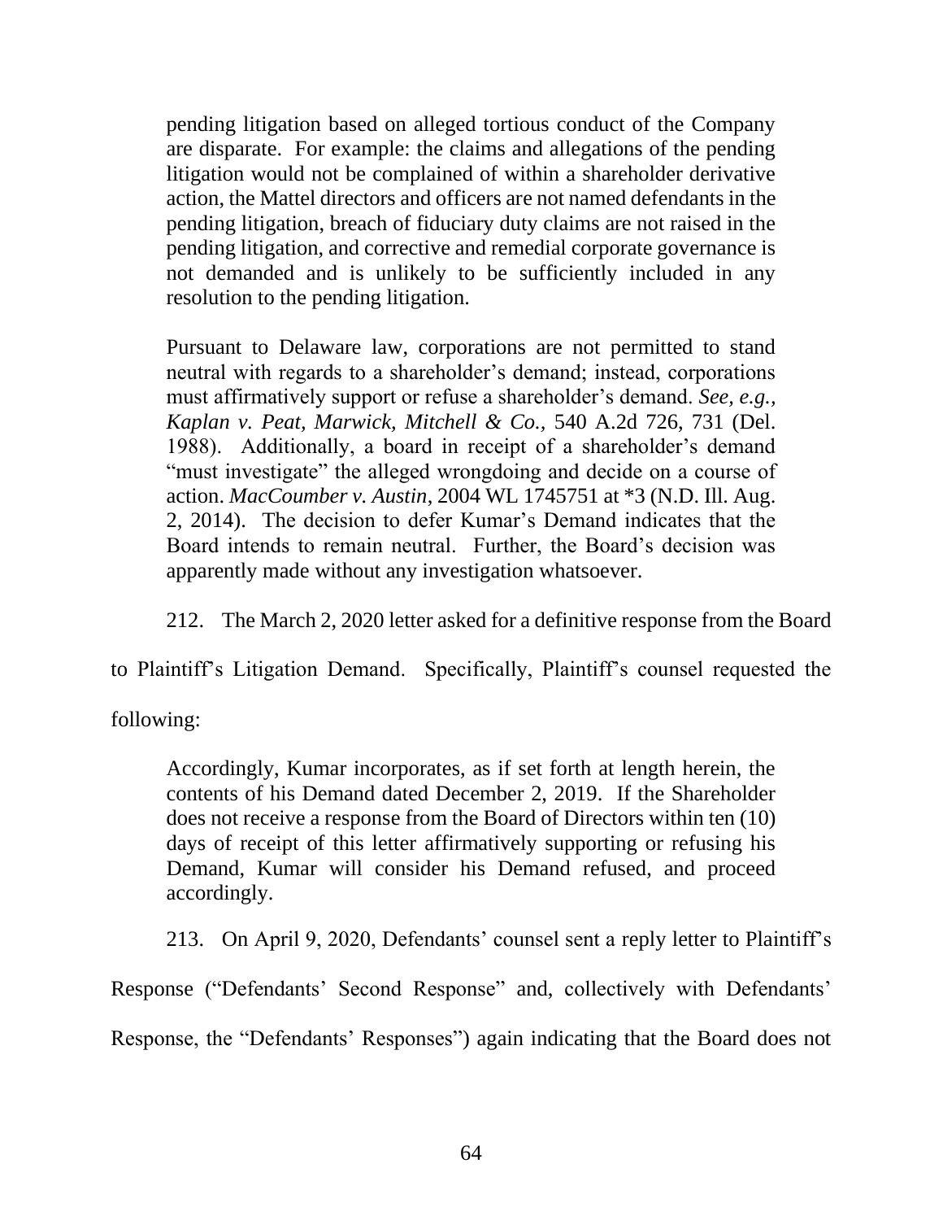> pending litigation based on alleged tortious conduct of the Company are disparate. For example: the claims and allegations of the pending litigation would not be complained of within a shareholder derivative action, the Mattel directors and officers are not named defendants in the pending litigation, breach of fiduciary duty claims are not raised in the pending litigation, and corrective and remedial corporate governance is not demanded and is unlikely to be sufficiently included in any resolution to the pending litigation.
>
> Pursuant to Delaware law, corporations are not permitted to stand neutral with regards to a shareholder's demand; instead, corporations must affirmatively support or refuse a shareholder's demand. *See, e.g., Kaplan v. Peat, Marwick, Mitchell & Co.,* 540 A.2d 726, 731 (Del. 1988). Additionally, a board in receipt of a shareholder's demand "must investigate" the alleged wrongdoing and decide on a course of action. *MacCoumber v. Austin*, 2004 WL 1745751 at *3 (N.D. Ill. Aug. 2, 2014). The decision to defer Kumar's Demand indicates that the Board intends to remain neutral. Further, the Board's decision was apparently made without any investigation whatsoever.

212. The March 2, 2020 letter asked for a definitive response from the Board to Plaintiff's Litigation Demand. Specifically, Plaintiff's counsel requested the following:

> Accordingly, Kumar incorporates, as if set forth at length herein, the contents of his Demand dated December 2, 2019. If the Shareholder does not receive a response from the Board of Directors within ten (10) days of receipt of this letter affirmatively supporting or refusing his Demand, Kumar will consider his Demand refused, and proceed accordingly.

213. On April 9, 2020, Defendants' counsel sent a reply letter to Plaintiff's Response ("Defendants' Second Response" and, collectively with Defendants' Response, the "Defendants' Responses") again indicating that the Board does not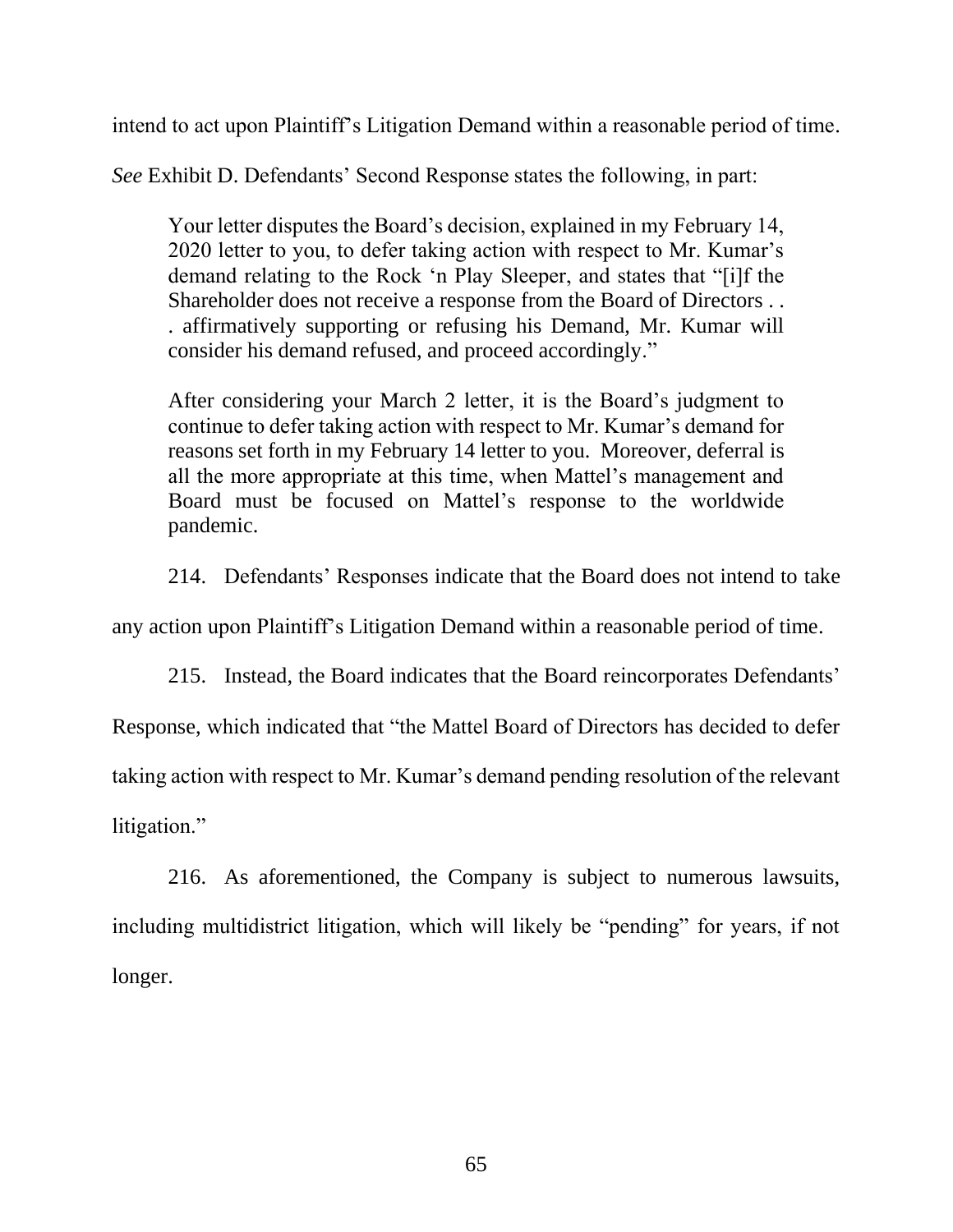intend to act upon Plaintiff's Litigation Demand within a reasonable period of time. *See* Exhibit D. Defendants' Second Response states the following, in part:

> Your letter disputes the Board's decision, explained in my February 14, 2020 letter to you, to defer taking action with respect to Mr. Kumar's demand relating to the Rock 'n Play Sleeper, and states that "[i]f the Shareholder does not receive a response from the Board of Directors . . . affirmatively supporting or refusing his Demand, Mr. Kumar will consider his demand refused, and proceed accordingly."
>
> After considering your March 2 letter, it is the Board's judgment to continue to defer taking action with respect to Mr. Kumar's demand for reasons set forth in my February 14 letter to you. Moreover, deferral is all the more appropriate at this time, when Mattel's management and Board must be focused on Mattel's response to the worldwide pandemic.

214. Defendants' Responses indicate that the Board does not intend to take any action upon Plaintiff's Litigation Demand within a reasonable period of time.

215. Instead, the Board indicates that the Board reincorporates Defendants' Response, which indicated that "the Mattel Board of Directors has decided to defer taking action with respect to Mr. Kumar's demand pending resolution of the relevant litigation."

216. As aforementioned, the Company is subject to numerous lawsuits, including multidistrict litigation, which will likely be "pending" for years, if not longer.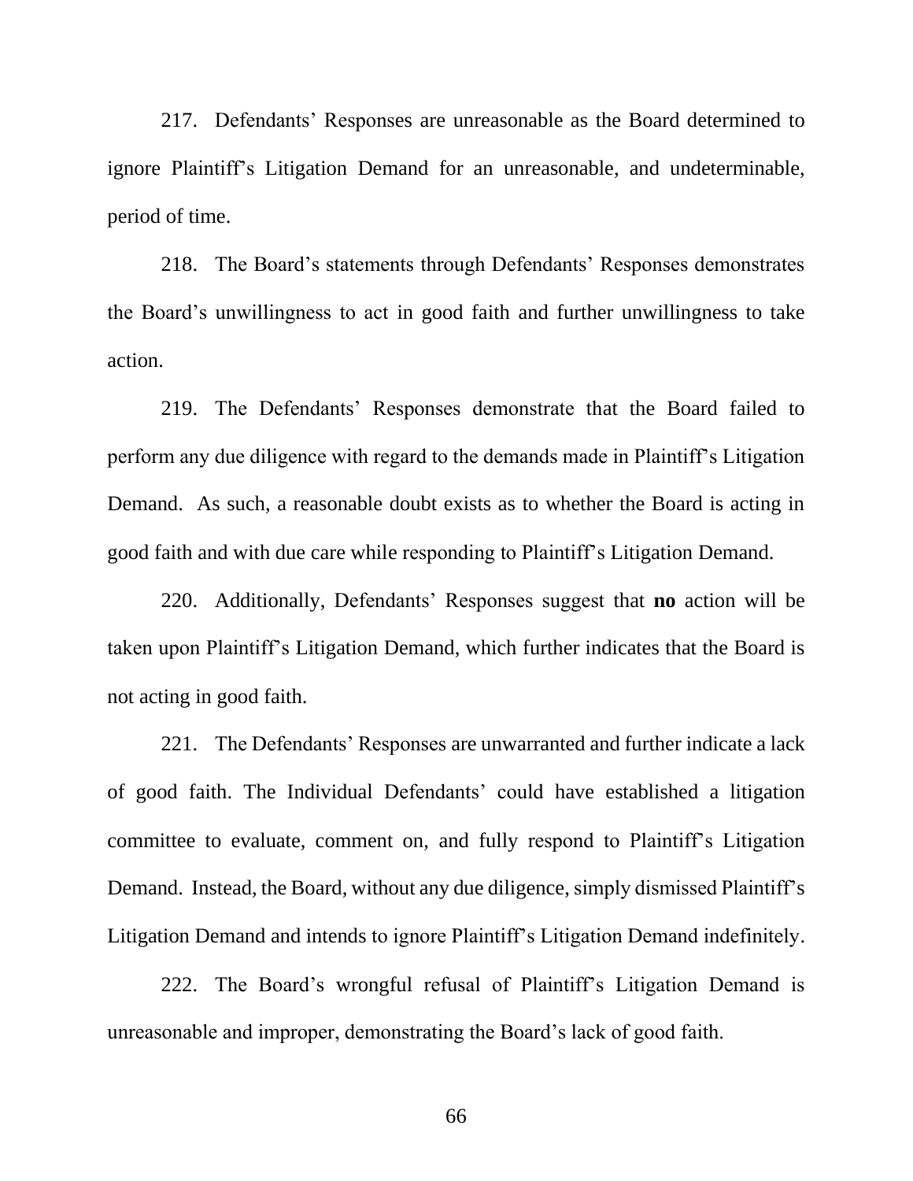217. Defendants' Responses are unreasonable as the Board determined to ignore Plaintiff's Litigation Demand for an unreasonable, and undeterminable, period of time.

218. The Board's statements through Defendants' Responses demonstrates the Board's unwillingness to act in good faith and further unwillingness to take action.

219. The Defendants' Responses demonstrate that the Board failed to perform any due diligence with regard to the demands made in Plaintiff's Litigation Demand. As such, a reasonable doubt exists as to whether the Board is acting in good faith and with due care while responding to Plaintiff's Litigation Demand.

220. Additionally, Defendants' Responses suggest that **no** action will be taken upon Plaintiff's Litigation Demand, which further indicates that the Board is not acting in good faith.

221. The Defendants' Responses are unwarranted and further indicate a lack of good faith. The Individual Defendants' could have established a litigation committee to evaluate, comment on, and fully respond to Plaintiff's Litigation Demand. Instead, the Board, without any due diligence, simply dismissed Plaintiff's Litigation Demand and intends to ignore Plaintiff's Litigation Demand indefinitely.

222. The Board's wrongful refusal of Plaintiff's Litigation Demand is unreasonable and improper, demonstrating the Board's lack of good faith.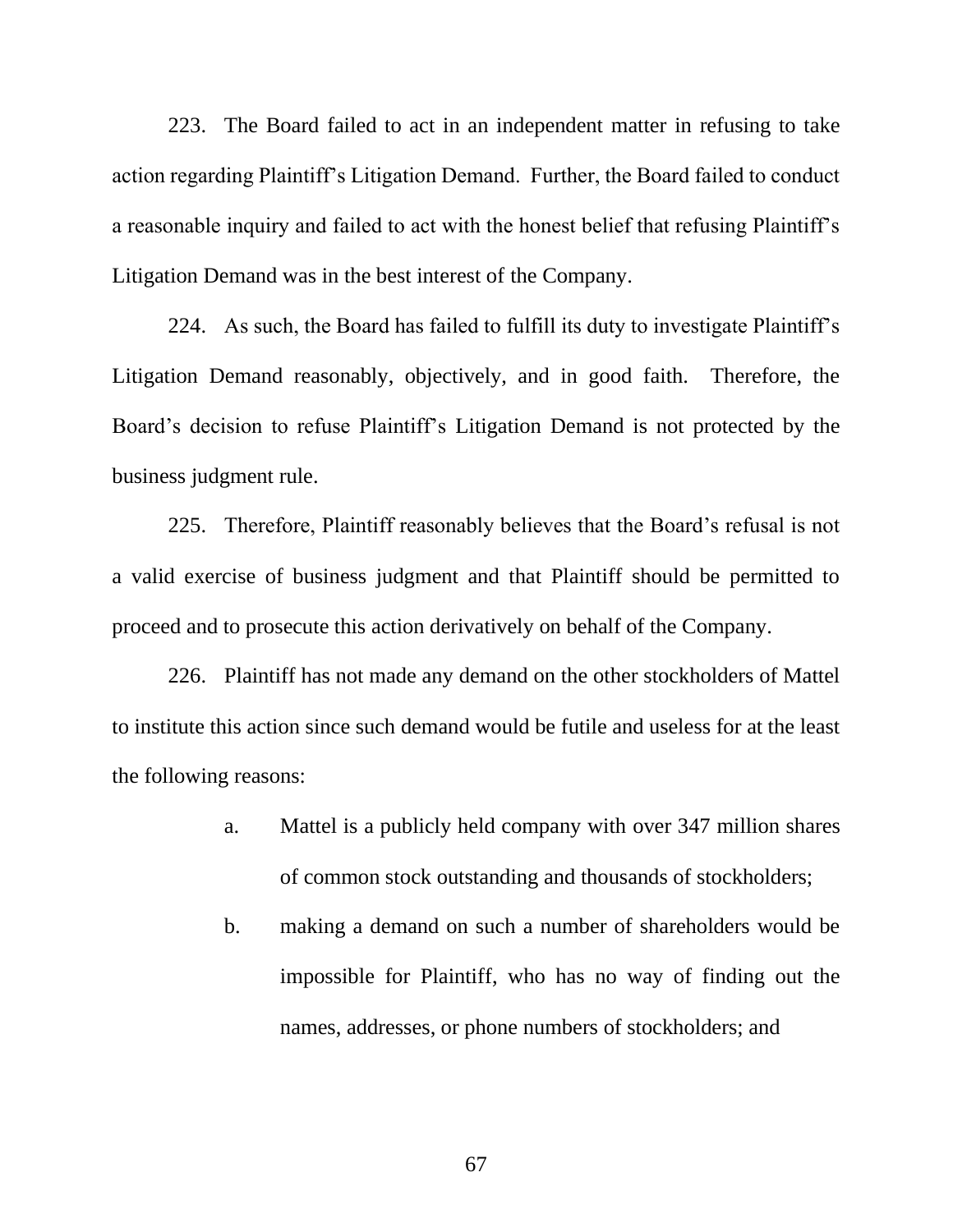223. The Board failed to act in an independent matter in refusing to take action regarding Plaintiff's Litigation Demand. Further, the Board failed to conduct a reasonable inquiry and failed to act with the honest belief that refusing Plaintiff's Litigation Demand was in the best interest of the Company.

224. As such, the Board has failed to fulfill its duty to investigate Plaintiff's Litigation Demand reasonably, objectively, and in good faith. Therefore, the Board's decision to refuse Plaintiff's Litigation Demand is not protected by the business judgment rule.

225. Therefore, Plaintiff reasonably believes that the Board's refusal is not a valid exercise of business judgment and that Plaintiff should be permitted to proceed and to prosecute this action derivatively on behalf of the Company.

226. Plaintiff has not made any demand on the other stockholders of Mattel to institute this action since such demand would be futile and useless for at the least the following reasons:

a. Mattel is a publicly held company with over 347 million shares of common stock outstanding and thousands of stockholders;

b. making a demand on such a number of shareholders would be impossible for Plaintiff, who has no way of finding out the names, addresses, or phone numbers of stockholders; and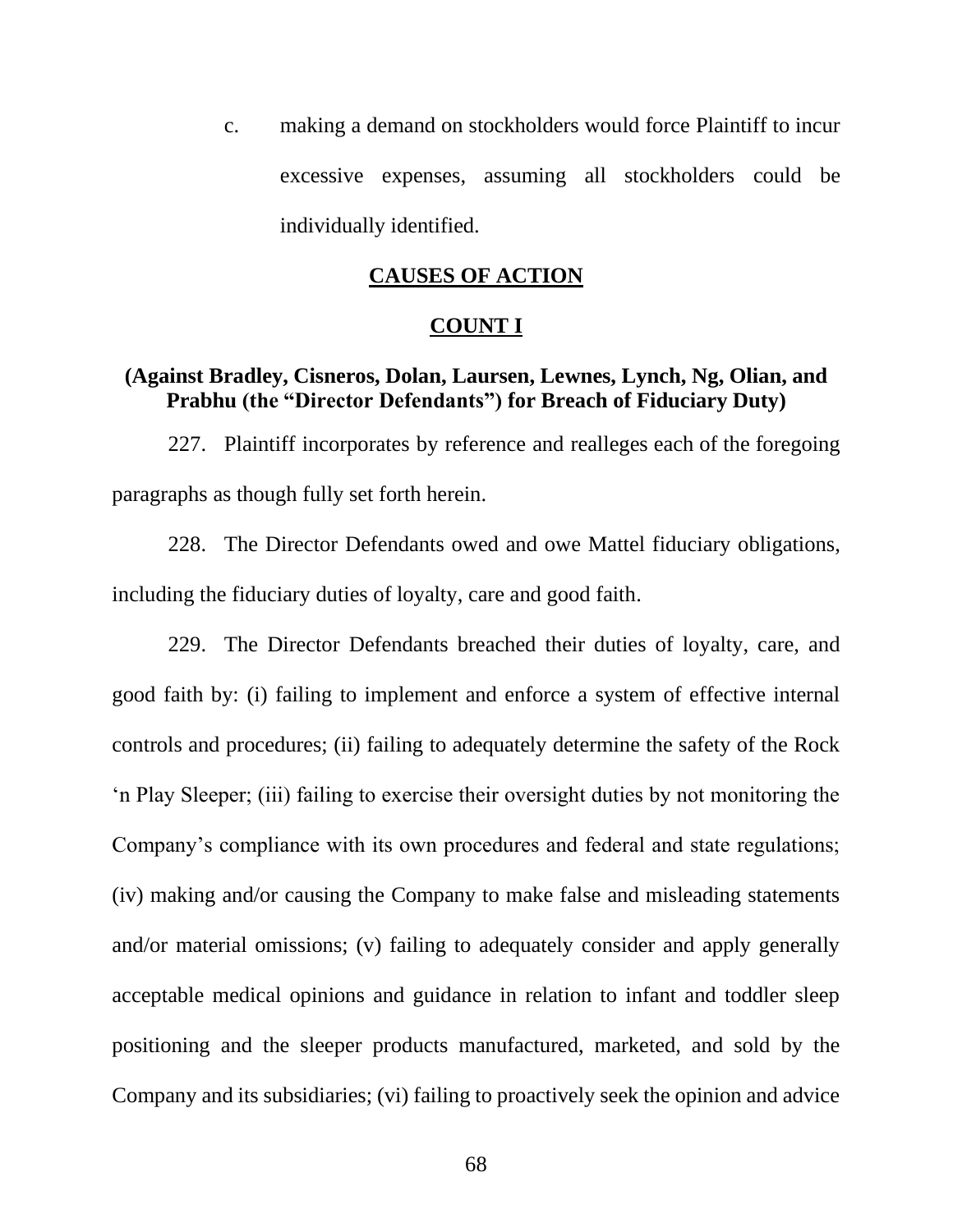c. making a demand on stockholders would force Plaintiff to incur excessive expenses, assuming all stockholders could be individually identified.

## CAUSES OF ACTION

### COUNT I

**(Against Bradley, Cisneros, Dolan, Laursen, Lewnes, Lynch, Ng, Olian, and Prabhu (the "Director Defendants") for Breach of Fiduciary Duty)**

227. Plaintiff incorporates by reference and realleges each of the foregoing paragraphs as though fully set forth herein.

228. The Director Defendants owed and owe Mattel fiduciary obligations, including the fiduciary duties of loyalty, care and good faith.

229. The Director Defendants breached their duties of loyalty, care, and good faith by: (i) failing to implement and enforce a system of effective internal controls and procedures; (ii) failing to adequately determine the safety of the Rock 'n Play Sleeper; (iii) failing to exercise their oversight duties by not monitoring the Company's compliance with its own procedures and federal and state regulations; (iv) making and/or causing the Company to make false and misleading statements and/or material omissions; (v) failing to adequately consider and apply generally acceptable medical opinions and guidance in relation to infant and toddler sleep positioning and the sleeper products manufactured, marketed, and sold by the Company and its subsidiaries; (vi) failing to proactively seek the opinion and advice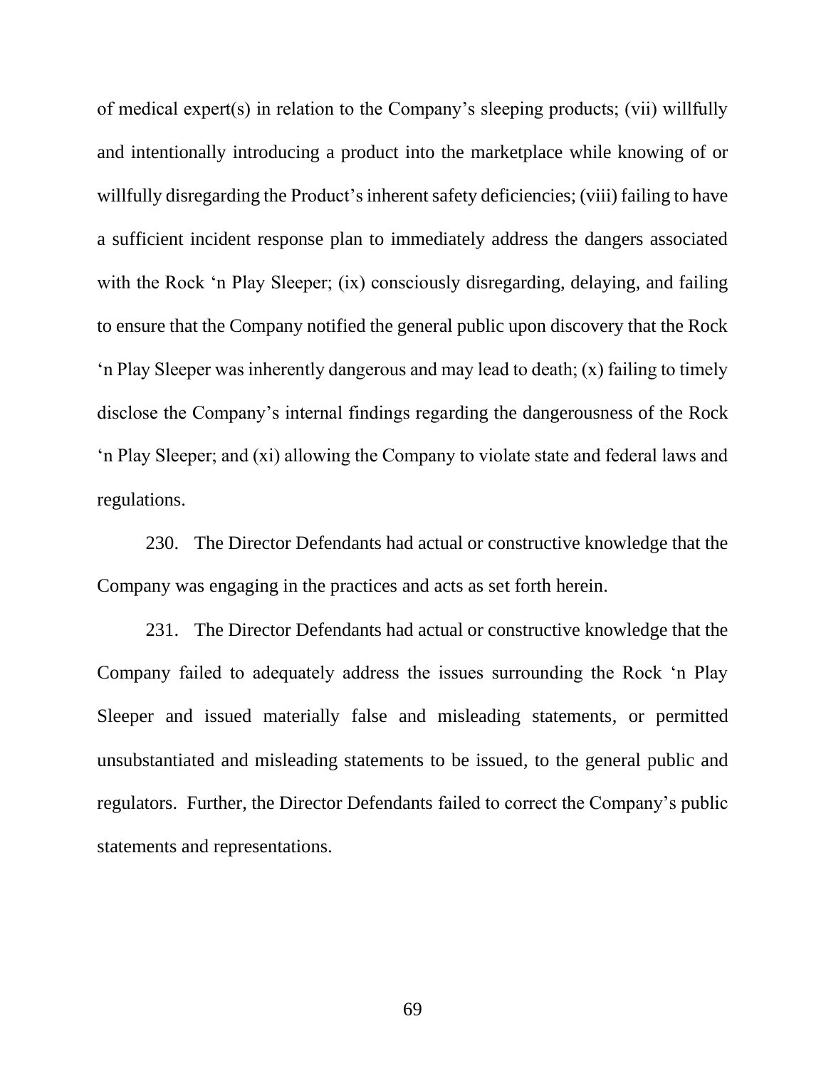of medical expert(s) in relation to the Company's sleeping products; (vii) willfully and intentionally introducing a product into the marketplace while knowing of or willfully disregarding the Product's inherent safety deficiencies; (viii) failing to have a sufficient incident response plan to immediately address the dangers associated with the Rock 'n Play Sleeper; (ix) consciously disregarding, delaying, and failing to ensure that the Company notified the general public upon discovery that the Rock 'n Play Sleeper was inherently dangerous and may lead to death; (x) failing to timely disclose the Company's internal findings regarding the dangerousness of the Rock 'n Play Sleeper; and (xi) allowing the Company to violate state and federal laws and regulations.

230. The Director Defendants had actual or constructive knowledge that the Company was engaging in the practices and acts as set forth herein.

231. The Director Defendants had actual or constructive knowledge that the Company failed to adequately address the issues surrounding the Rock 'n Play Sleeper and issued materially false and misleading statements, or permitted unsubstantiated and misleading statements to be issued, to the general public and regulators. Further, the Director Defendants failed to correct the Company's public statements and representations.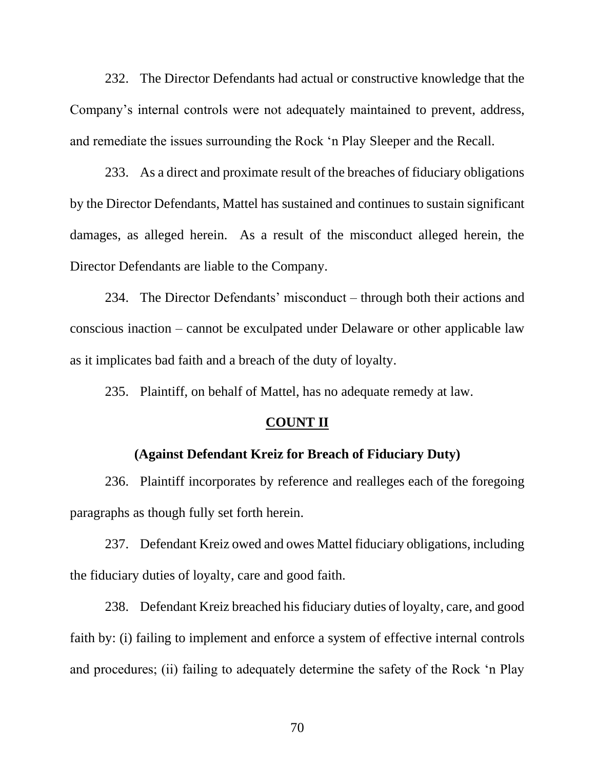232. The Director Defendants had actual or constructive knowledge that the Company's internal controls were not adequately maintained to prevent, address, and remediate the issues surrounding the Rock 'n Play Sleeper and the Recall.

233. As a direct and proximate result of the breaches of fiduciary obligations by the Director Defendants, Mattel has sustained and continues to sustain significant damages, as alleged herein. As a result of the misconduct alleged herein, the Director Defendants are liable to the Company.

234. The Director Defendants' misconduct – through both their actions and conscious inaction – cannot be exculpated under Delaware or other applicable law as it implicates bad faith and a breach of the duty of loyalty.

235. Plaintiff, on behalf of Mattel, has no adequate remedy at law.

## COUNT II

### (Against Defendant Kreiz for Breach of Fiduciary Duty)

236. Plaintiff incorporates by reference and realleges each of the foregoing paragraphs as though fully set forth herein.

237. Defendant Kreiz owed and owes Mattel fiduciary obligations, including the fiduciary duties of loyalty, care and good faith.

238. Defendant Kreiz breached his fiduciary duties of loyalty, care, and good faith by: (i) failing to implement and enforce a system of effective internal controls and procedures; (ii) failing to adequately determine the safety of the Rock 'n Play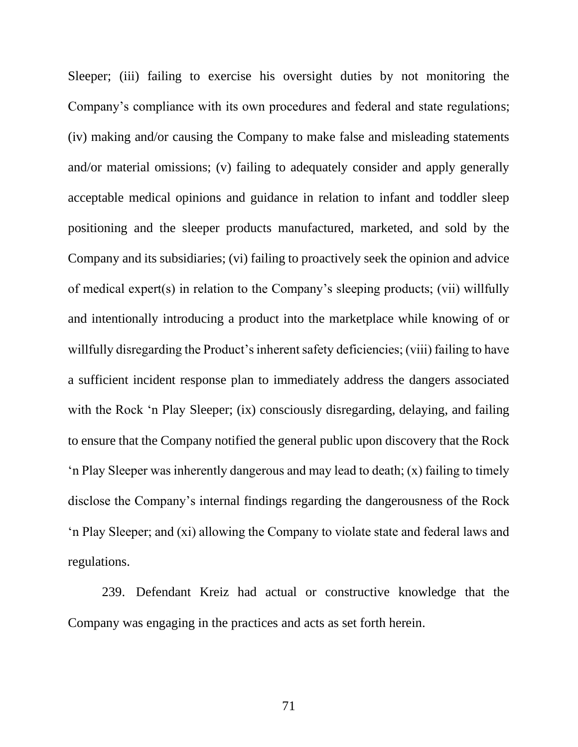Sleeper; (iii) failing to exercise his oversight duties by not monitoring the Company's compliance with its own procedures and federal and state regulations; (iv) making and/or causing the Company to make false and misleading statements and/or material omissions; (v) failing to adequately consider and apply generally acceptable medical opinions and guidance in relation to infant and toddler sleep positioning and the sleeper products manufactured, marketed, and sold by the Company and its subsidiaries; (vi) failing to proactively seek the opinion and advice of medical expert(s) in relation to the Company's sleeping products; (vii) willfully and intentionally introducing a product into the marketplace while knowing of or willfully disregarding the Product's inherent safety deficiencies; (viii) failing to have a sufficient incident response plan to immediately address the dangers associated with the Rock 'n Play Sleeper; (ix) consciously disregarding, delaying, and failing to ensure that the Company notified the general public upon discovery that the Rock 'n Play Sleeper was inherently dangerous and may lead to death; (x) failing to timely disclose the Company's internal findings regarding the dangerousness of the Rock 'n Play Sleeper; and (xi) allowing the Company to violate state and federal laws and regulations.

239. Defendant Kreiz had actual or constructive knowledge that the Company was engaging in the practices and acts as set forth herein.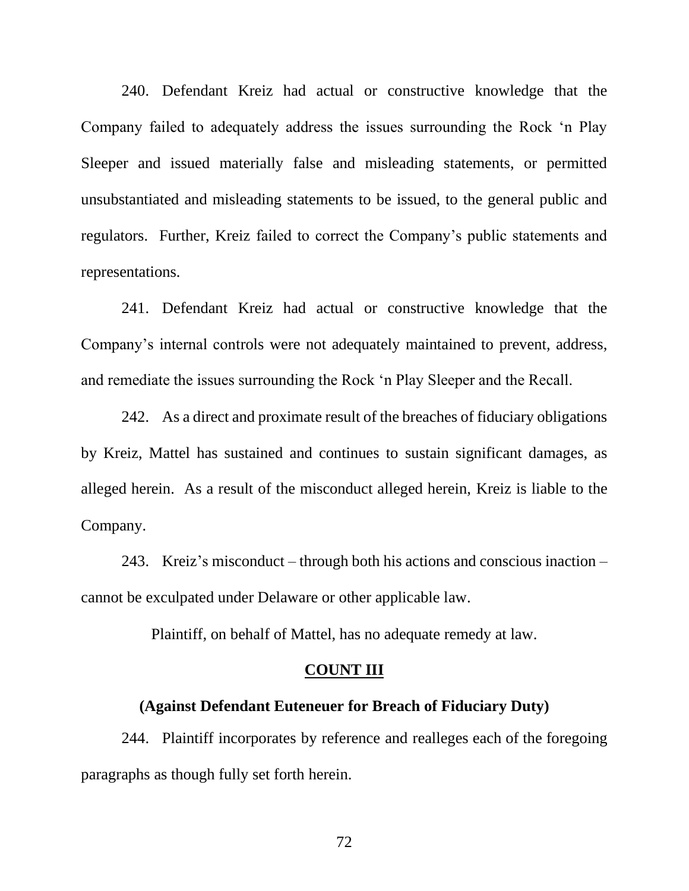240. Defendant Kreiz had actual or constructive knowledge that the Company failed to adequately address the issues surrounding the Rock 'n Play Sleeper and issued materially false and misleading statements, or permitted unsubstantiated and misleading statements to be issued, to the general public and regulators. Further, Kreiz failed to correct the Company's public statements and representations.

241. Defendant Kreiz had actual or constructive knowledge that the Company's internal controls were not adequately maintained to prevent, address, and remediate the issues surrounding the Rock 'n Play Sleeper and the Recall.

242. As a direct and proximate result of the breaches of fiduciary obligations by Kreiz, Mattel has sustained and continues to sustain significant damages, as alleged herein. As a result of the misconduct alleged herein, Kreiz is liable to the Company.

243. Kreiz's misconduct – through both his actions and conscious inaction – cannot be exculpated under Delaware or other applicable law.

Plaintiff, on behalf of Mattel, has no adequate remedy at law.

## COUNT III

### (Against Defendant Euteneuer for Breach of Fiduciary Duty)

244. Plaintiff incorporates by reference and realleges each of the foregoing paragraphs as though fully set forth herein.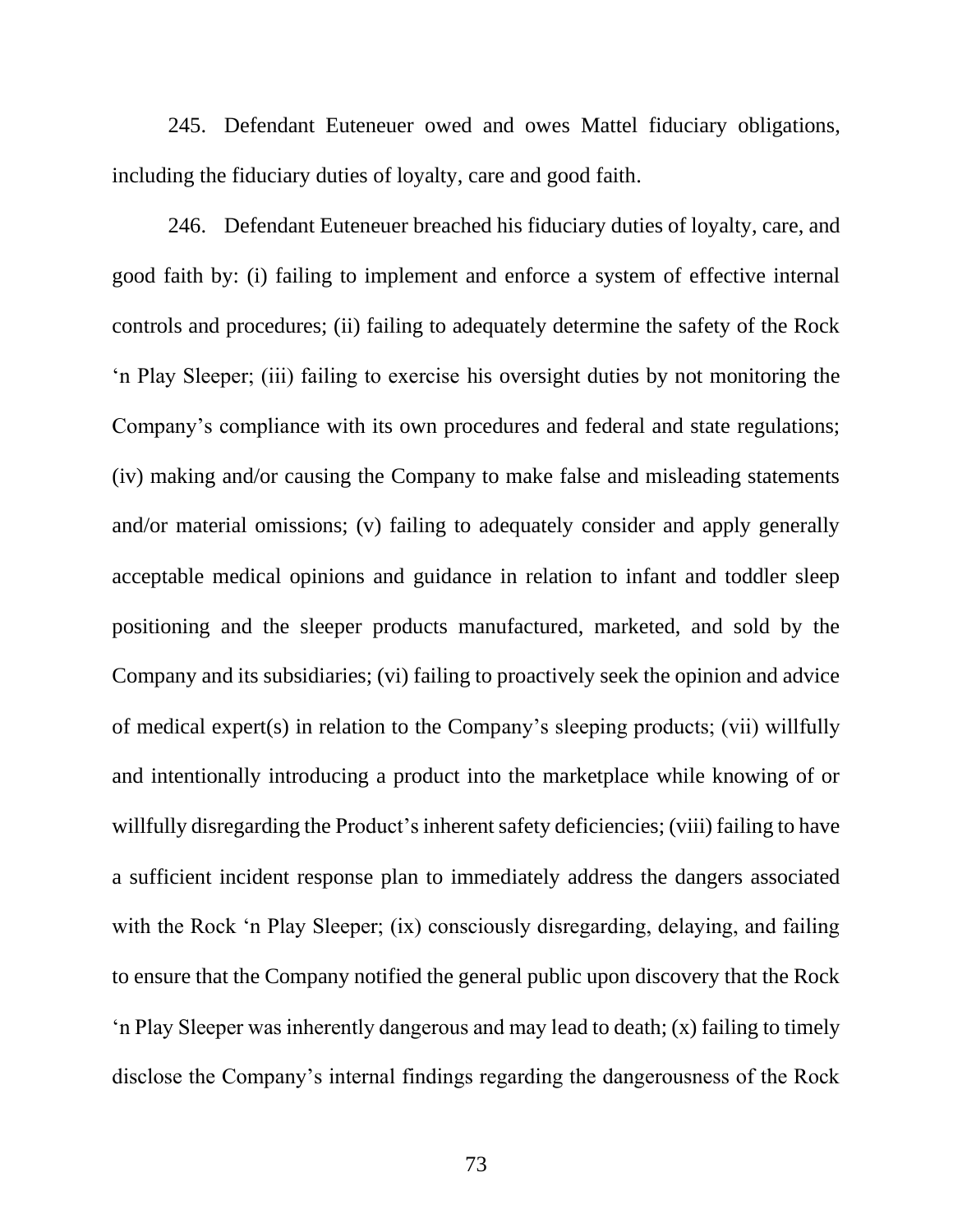245. Defendant Euteneuer owed and owes Mattel fiduciary obligations, including the fiduciary duties of loyalty, care and good faith.

246. Defendant Euteneuer breached his fiduciary duties of loyalty, care, and good faith by: (i) failing to implement and enforce a system of effective internal controls and procedures; (ii) failing to adequately determine the safety of the Rock 'n Play Sleeper; (iii) failing to exercise his oversight duties by not monitoring the Company's compliance with its own procedures and federal and state regulations; (iv) making and/or causing the Company to make false and misleading statements and/or material omissions; (v) failing to adequately consider and apply generally acceptable medical opinions and guidance in relation to infant and toddler sleep positioning and the sleeper products manufactured, marketed, and sold by the Company and its subsidiaries; (vi) failing to proactively seek the opinion and advice of medical expert(s) in relation to the Company's sleeping products; (vii) willfully and intentionally introducing a product into the marketplace while knowing of or willfully disregarding the Product's inherent safety deficiencies; (viii) failing to have a sufficient incident response plan to immediately address the dangers associated with the Rock 'n Play Sleeper; (ix) consciously disregarding, delaying, and failing to ensure that the Company notified the general public upon discovery that the Rock 'n Play Sleeper was inherently dangerous and may lead to death; (x) failing to timely disclose the Company's internal findings regarding the dangerousness of the Rock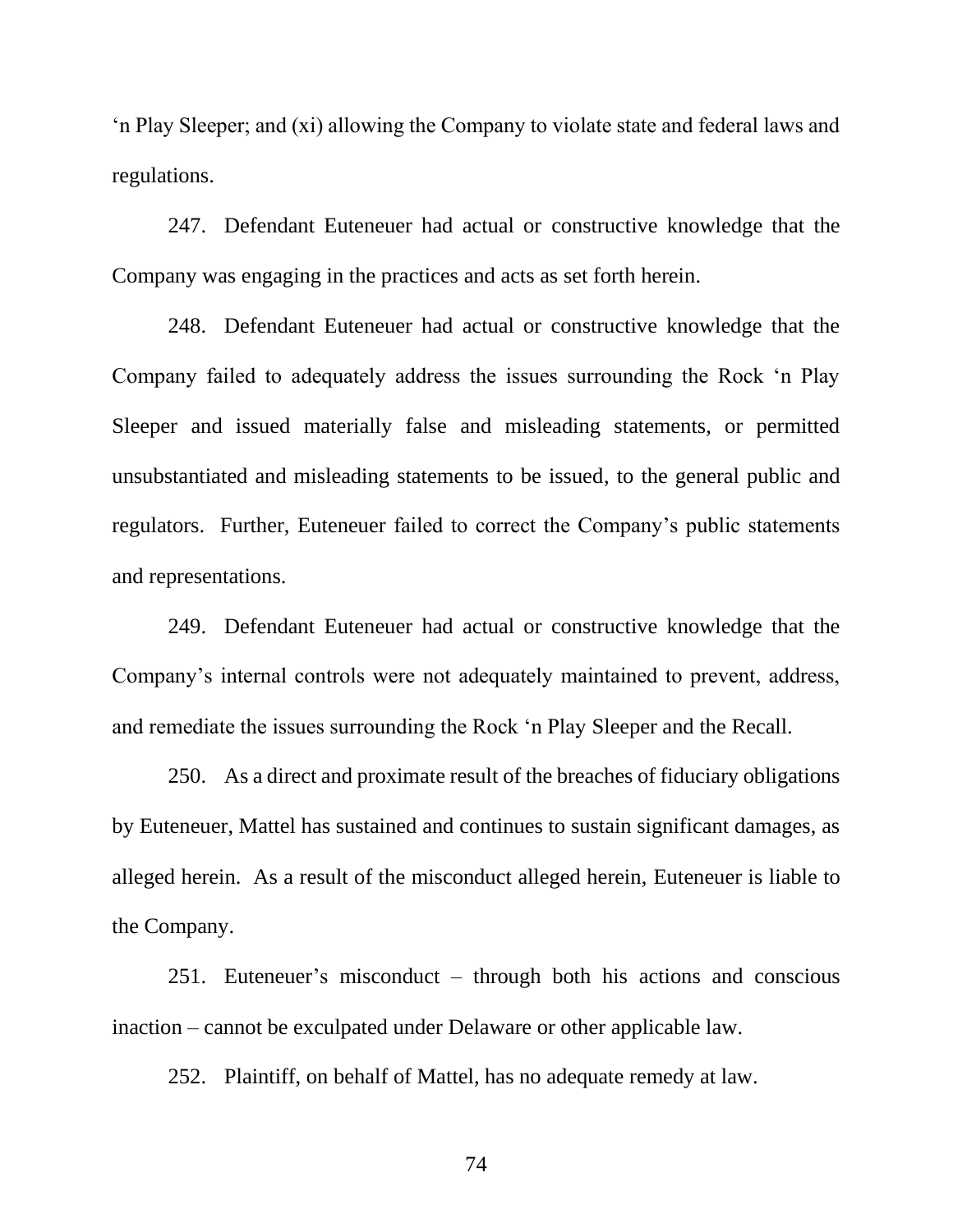'n Play Sleeper; and (xi) allowing the Company to violate state and federal laws and regulations.

247. Defendant Euteneuer had actual or constructive knowledge that the Company was engaging in the practices and acts as set forth herein.

248. Defendant Euteneuer had actual or constructive knowledge that the Company failed to adequately address the issues surrounding the Rock 'n Play Sleeper and issued materially false and misleading statements, or permitted unsubstantiated and misleading statements to be issued, to the general public and regulators. Further, Euteneuer failed to correct the Company's public statements and representations.

249. Defendant Euteneuer had actual or constructive knowledge that the Company's internal controls were not adequately maintained to prevent, address, and remediate the issues surrounding the Rock 'n Play Sleeper and the Recall.

250. As a direct and proximate result of the breaches of fiduciary obligations by Euteneuer, Mattel has sustained and continues to sustain significant damages, as alleged herein. As a result of the misconduct alleged herein, Euteneuer is liable to the Company.

251. Euteneuer's misconduct – through both his actions and conscious inaction – cannot be exculpated under Delaware or other applicable law.

252. Plaintiff, on behalf of Mattel, has no adequate remedy at law.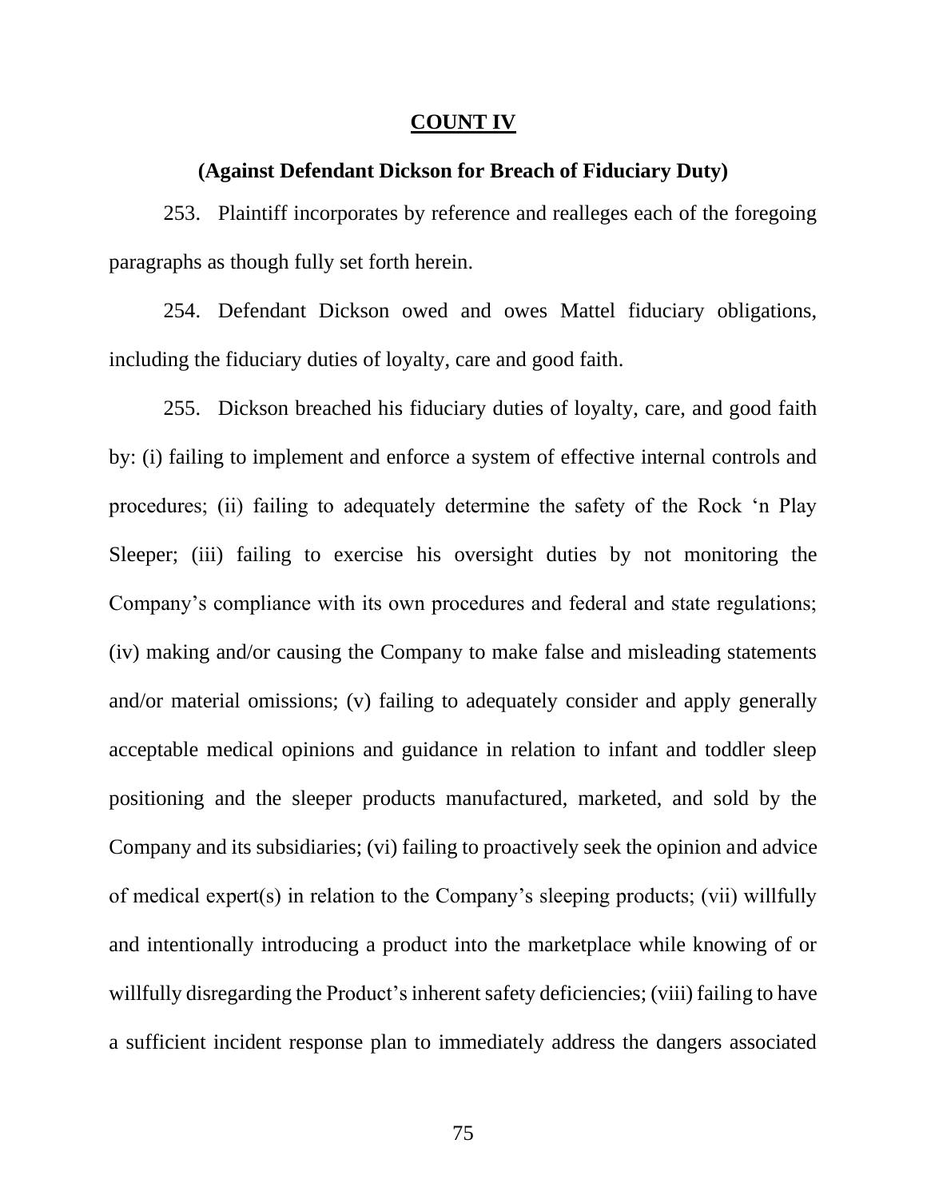## COUNT IV

### (Against Defendant Dickson for Breach of Fiduciary Duty)

253. Plaintiff incorporates by reference and realleges each of the foregoing paragraphs as though fully set forth herein.

254. Defendant Dickson owed and owes Mattel fiduciary obligations, including the fiduciary duties of loyalty, care and good faith.

255. Dickson breached his fiduciary duties of loyalty, care, and good faith by: (i) failing to implement and enforce a system of effective internal controls and procedures; (ii) failing to adequately determine the safety of the Rock 'n Play Sleeper; (iii) failing to exercise his oversight duties by not monitoring the Company's compliance with its own procedures and federal and state regulations; (iv) making and/or causing the Company to make false and misleading statements and/or material omissions; (v) failing to adequately consider and apply generally acceptable medical opinions and guidance in relation to infant and toddler sleep positioning and the sleeper products manufactured, marketed, and sold by the Company and its subsidiaries; (vi) failing to proactively seek the opinion and advice of medical expert(s) in relation to the Company's sleeping products; (vii) willfully and intentionally introducing a product into the marketplace while knowing of or willfully disregarding the Product's inherent safety deficiencies; (viii) failing to have a sufficient incident response plan to immediately address the dangers associated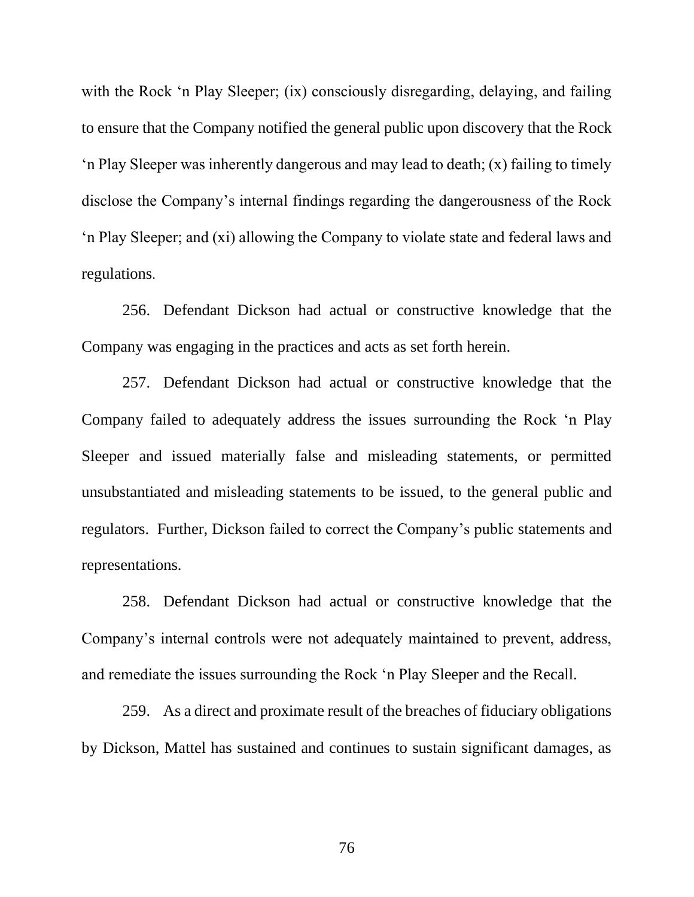with the Rock 'n Play Sleeper; (ix) consciously disregarding, delaying, and failing to ensure that the Company notified the general public upon discovery that the Rock 'n Play Sleeper was inherently dangerous and may lead to death; (x) failing to timely disclose the Company's internal findings regarding the dangerousness of the Rock 'n Play Sleeper; and (xi) allowing the Company to violate state and federal laws and regulations.

256. Defendant Dickson had actual or constructive knowledge that the Company was engaging in the practices and acts as set forth herein.

257. Defendant Dickson had actual or constructive knowledge that the Company failed to adequately address the issues surrounding the Rock 'n Play Sleeper and issued materially false and misleading statements, or permitted unsubstantiated and misleading statements to be issued, to the general public and regulators. Further, Dickson failed to correct the Company's public statements and representations.

258. Defendant Dickson had actual or constructive knowledge that the Company's internal controls were not adequately maintained to prevent, address, and remediate the issues surrounding the Rock 'n Play Sleeper and the Recall.

259. As a direct and proximate result of the breaches of fiduciary obligations by Dickson, Mattel has sustained and continues to sustain significant damages, as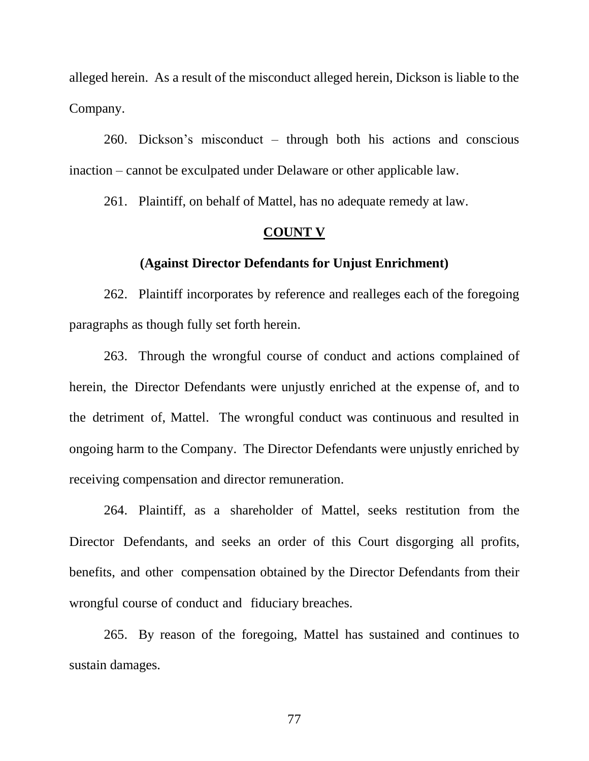alleged herein. As a result of the misconduct alleged herein, Dickson is liable to the Company.

260. Dickson's misconduct – through both his actions and conscious inaction – cannot be exculpated under Delaware or other applicable law.

261. Plaintiff, on behalf of Mattel, has no adequate remedy at law.

**COUNT V**

**(Against Director Defendants for Unjust Enrichment)**

262. Plaintiff incorporates by reference and realleges each of the foregoing paragraphs as though fully set forth herein.

263. Through the wrongful course of conduct and actions complained of herein, the Director Defendants were unjustly enriched at the expense of, and to the detriment of, Mattel. The wrongful conduct was continuous and resulted in ongoing harm to the Company. The Director Defendants were unjustly enriched by receiving compensation and director remuneration.

264. Plaintiff, as a shareholder of Mattel, seeks restitution from the Director Defendants, and seeks an order of this Court disgorging all profits, benefits, and other compensation obtained by the Director Defendants from their wrongful course of conduct and fiduciary breaches.

265. By reason of the foregoing, Mattel has sustained and continues to sustain damages.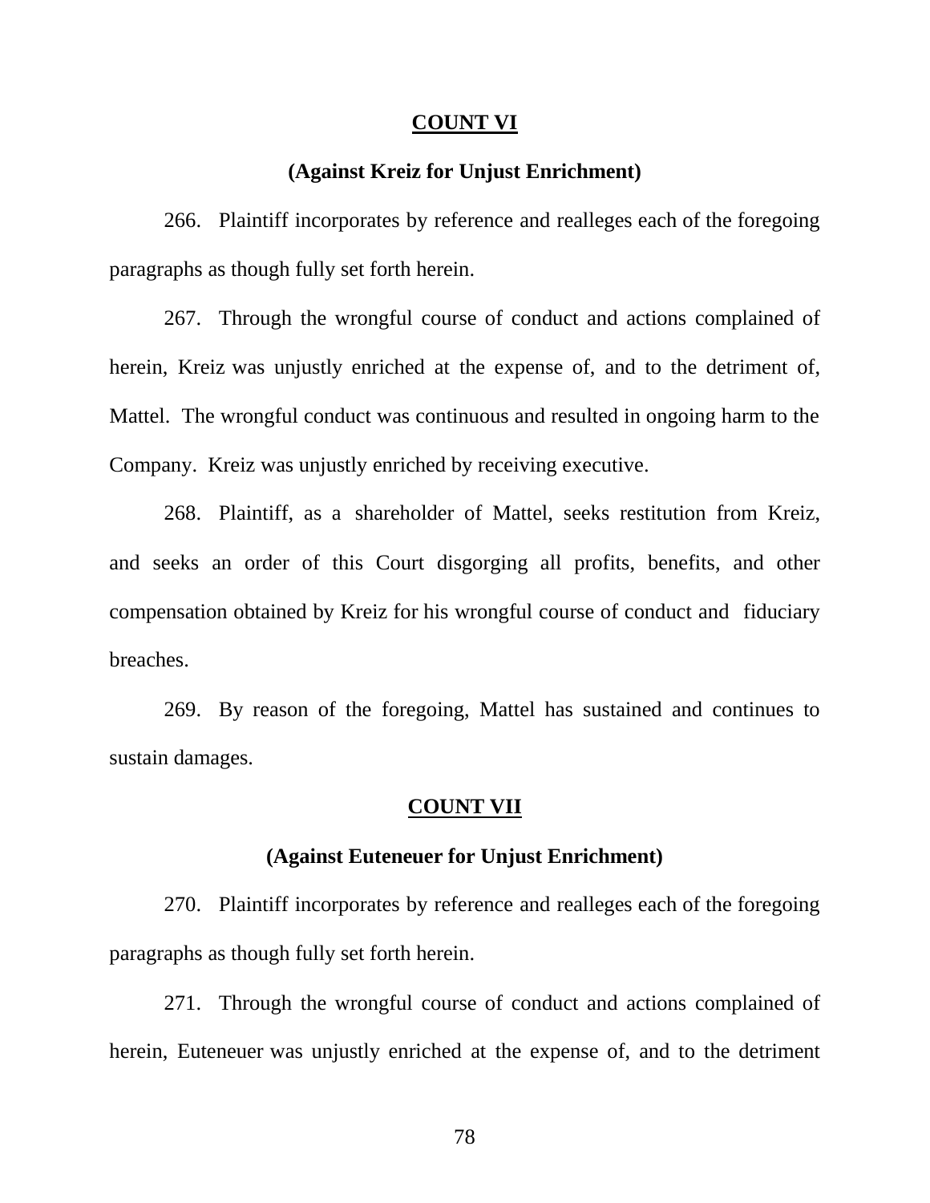**COUNT VI**

**(Against Kreiz for Unjust Enrichment)**

266. Plaintiff incorporates by reference and realleges each of the foregoing paragraphs as though fully set forth herein.

267. Through the wrongful course of conduct and actions complained of herein, Kreiz was unjustly enriched at the expense of, and to the detriment of, Mattel. The wrongful conduct was continuous and resulted in ongoing harm to the Company. Kreiz was unjustly enriched by receiving executive.

268. Plaintiff, as a shareholder of Mattel, seeks restitution from Kreiz, and seeks an order of this Court disgorging all profits, benefits, and other compensation obtained by Kreiz for his wrongful course of conduct and fiduciary breaches.

269. By reason of the foregoing, Mattel has sustained and continues to sustain damages.

**COUNT VII**

**(Against Euteneuer for Unjust Enrichment)**

270. Plaintiff incorporates by reference and realleges each of the foregoing paragraphs as though fully set forth herein.

271. Through the wrongful course of conduct and actions complained of herein, Euteneuer was unjustly enriched at the expense of, and to the detriment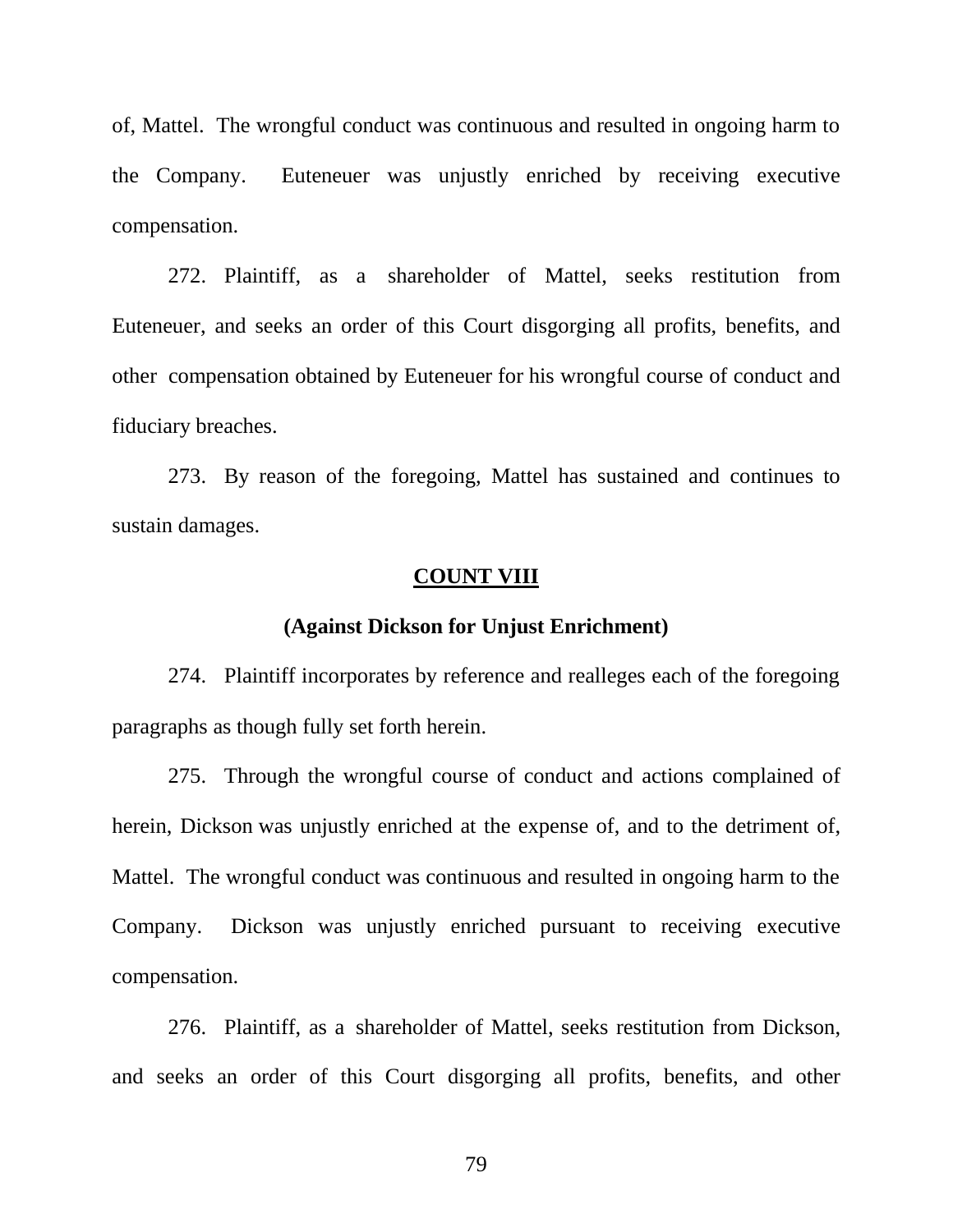of, Mattel. The wrongful conduct was continuous and resulted in ongoing harm to the Company. Euteneuer was unjustly enriched by receiving executive compensation.

272. Plaintiff, as a shareholder of Mattel, seeks restitution from Euteneuer, and seeks an order of this Court disgorging all profits, benefits, and other compensation obtained by Euteneuer for his wrongful course of conduct and fiduciary breaches.

273. By reason of the foregoing, Mattel has sustained and continues to sustain damages.

## COUNT VIII

### (Against Dickson for Unjust Enrichment)

274. Plaintiff incorporates by reference and realleges each of the foregoing paragraphs as though fully set forth herein.

275. Through the wrongful course of conduct and actions complained of herein, Dickson was unjustly enriched at the expense of, and to the detriment of, Mattel. The wrongful conduct was continuous and resulted in ongoing harm to the Company. Dickson was unjustly enriched pursuant to receiving executive compensation.

276. Plaintiff, as a shareholder of Mattel, seeks restitution from Dickson, and seeks an order of this Court disgorging all profits, benefits, and other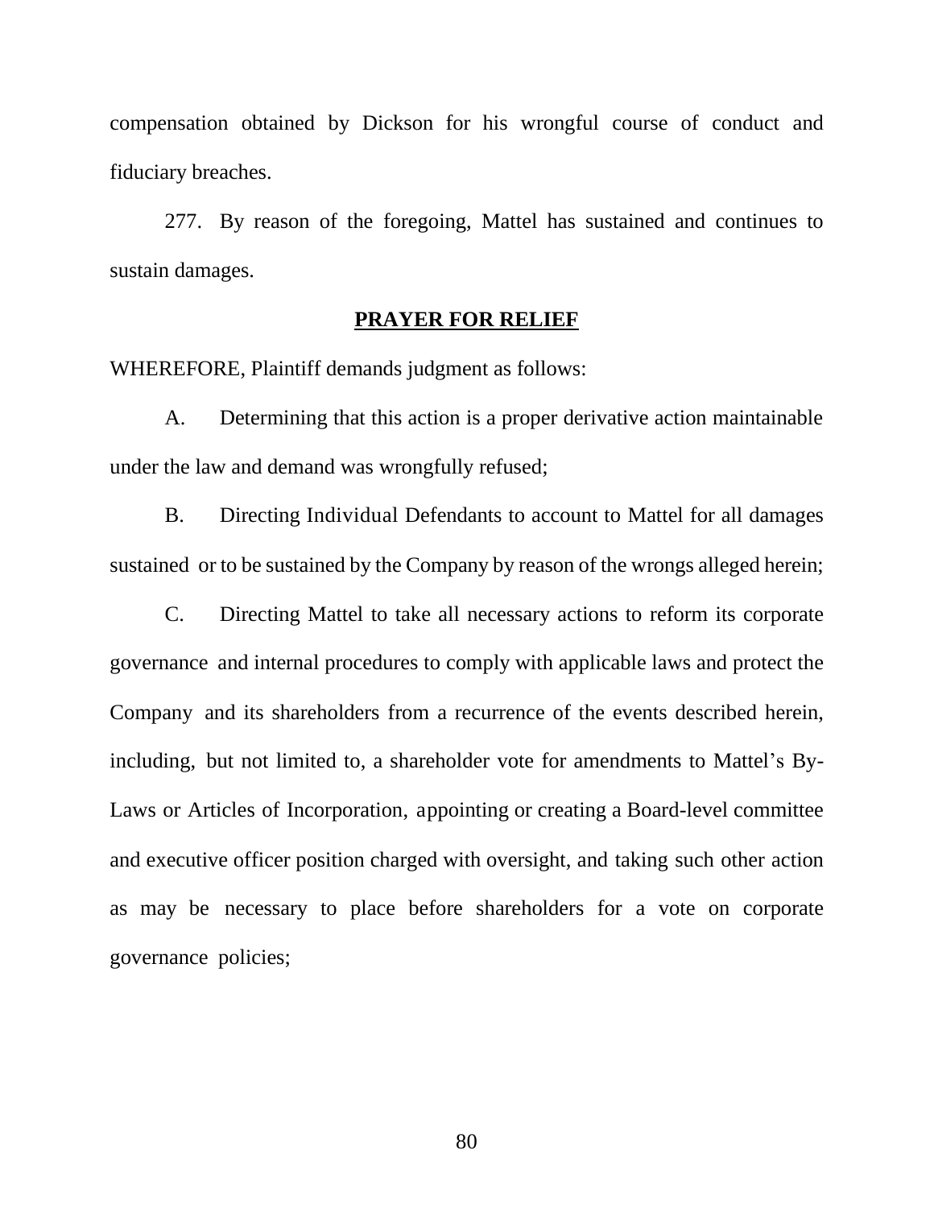compensation obtained by Dickson for his wrongful course of conduct and fiduciary breaches.

277. By reason of the foregoing, Mattel has sustained and continues to sustain damages.

## **PRAYER FOR RELIEF**

WHEREFORE, Plaintiff demands judgment as follows:

A. Determining that this action is a proper derivative action maintainable under the law and demand was wrongfully refused;

B. Directing Individual Defendants to account to Mattel for all damages sustained or to be sustained by the Company by reason of the wrongs alleged herein;

C. Directing Mattel to take all necessary actions to reform its corporate governance and internal procedures to comply with applicable laws and protect the Company and its shareholders from a recurrence of the events described herein, including, but not limited to, a shareholder vote for amendments to Mattel's By-Laws or Articles of Incorporation, appointing or creating a Board-level committee and executive officer position charged with oversight, and taking such other action as may be necessary to place before shareholders for a vote on corporate governance policies;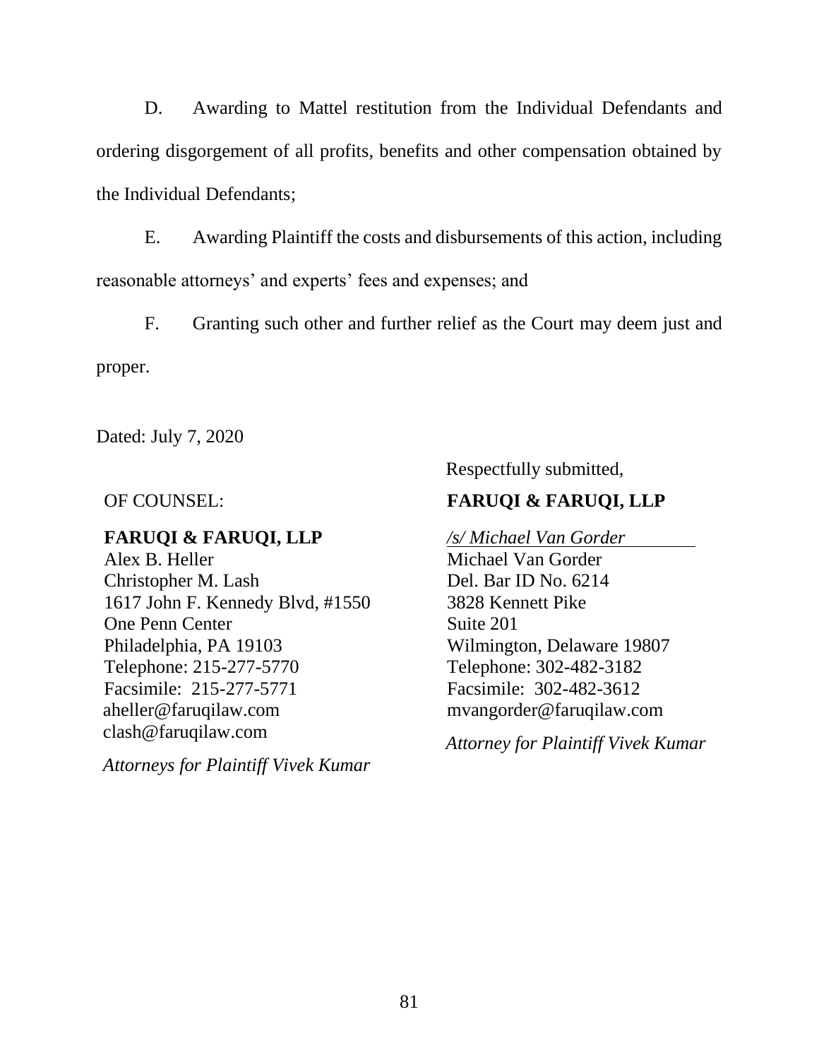D. Awarding to Mattel restitution from the Individual Defendants and ordering disgorgement of all profits, benefits and other compensation obtained by the Individual Defendants;

E. Awarding Plaintiff the costs and disbursements of this action, including reasonable attorneys' and experts' fees and expenses; and

F. Granting such other and further relief as the Court may deem just and proper.

Dated: July 7, 2020

Respectfully submitted,

**FARUQI & FARUQI, LLP**

*/s/ Michael Van Gorder*
Michael Van Gorder
Del. Bar ID No. 6214
3828 Kennett Pike
Suite 201
Wilmington, Delaware 19807
Telephone: 302-482-3182
Facsimile: 302-482-3612
mvangorder@faruqilaw.com

*Attorney for Plaintiff Vivek Kumar*

OF COUNSEL:

**FARUQI & FARUQI, LLP**
Alex B. Heller
Christopher M. Lash
1617 John F. Kennedy Blvd, #1550
One Penn Center
Philadelphia, PA 19103
Telephone: 215-277-5770
Facsimile: 215-277-5771
aheller@faruqilaw.com
clash@faruqilaw.com

*Attorneys for Plaintiff Vivek Kumar*